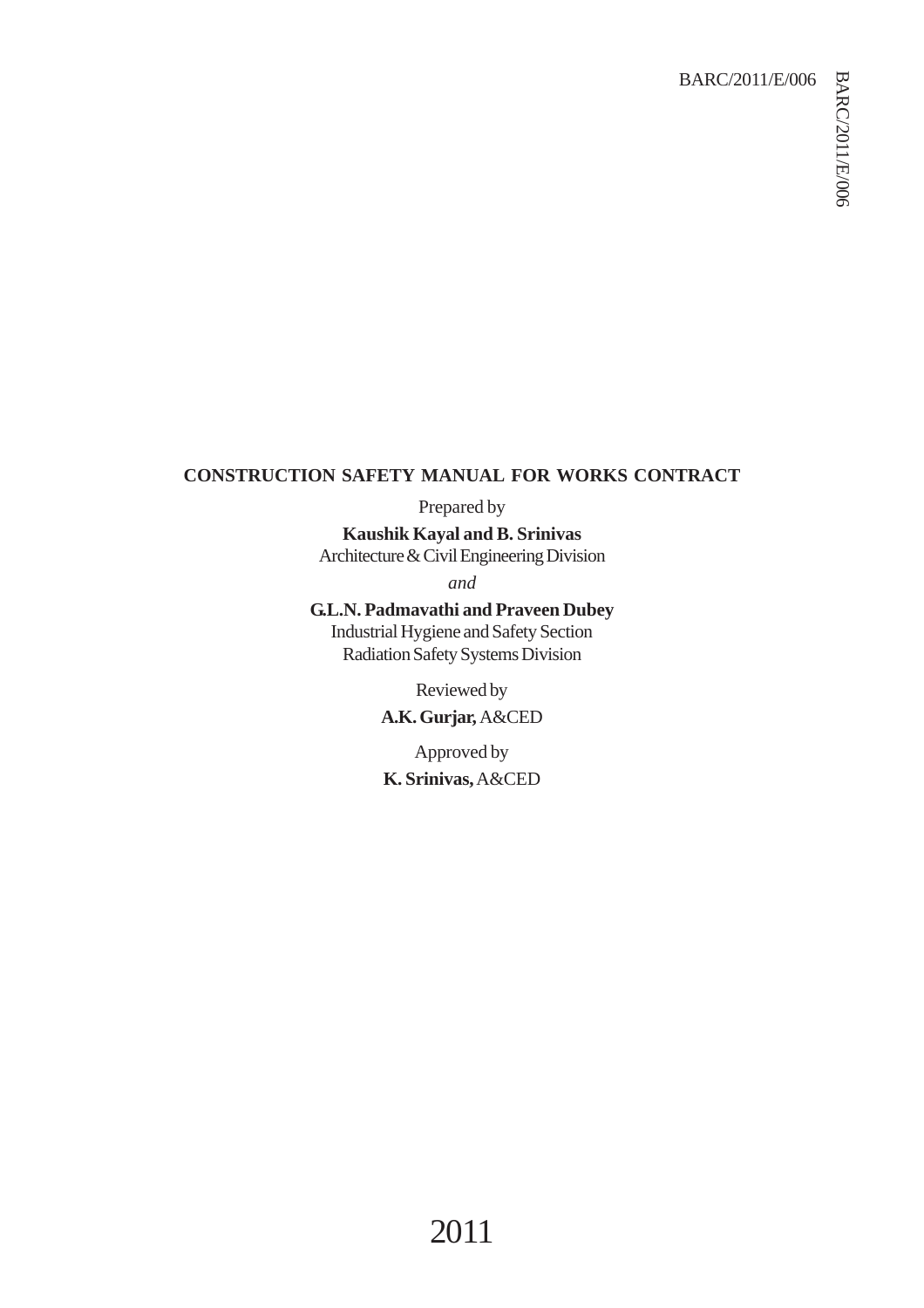BARC/2011/E/006

# CONSTRUCTION SAFETY MANUAL FOR WORKS CONTRACT

Prepared by

**Kaushik Kayal and B. Srinivas**
Architecture & Civil Engineering Division

*and*

**G.L.N. Padmavathi and Praveen Dubey**
Industrial Hygiene and Safety Section
Radiation Safety Systems Division

Reviewed by

**A.K. Gurjar,** A&CED

Approved by

**K. Srinivas,** A&CED

2011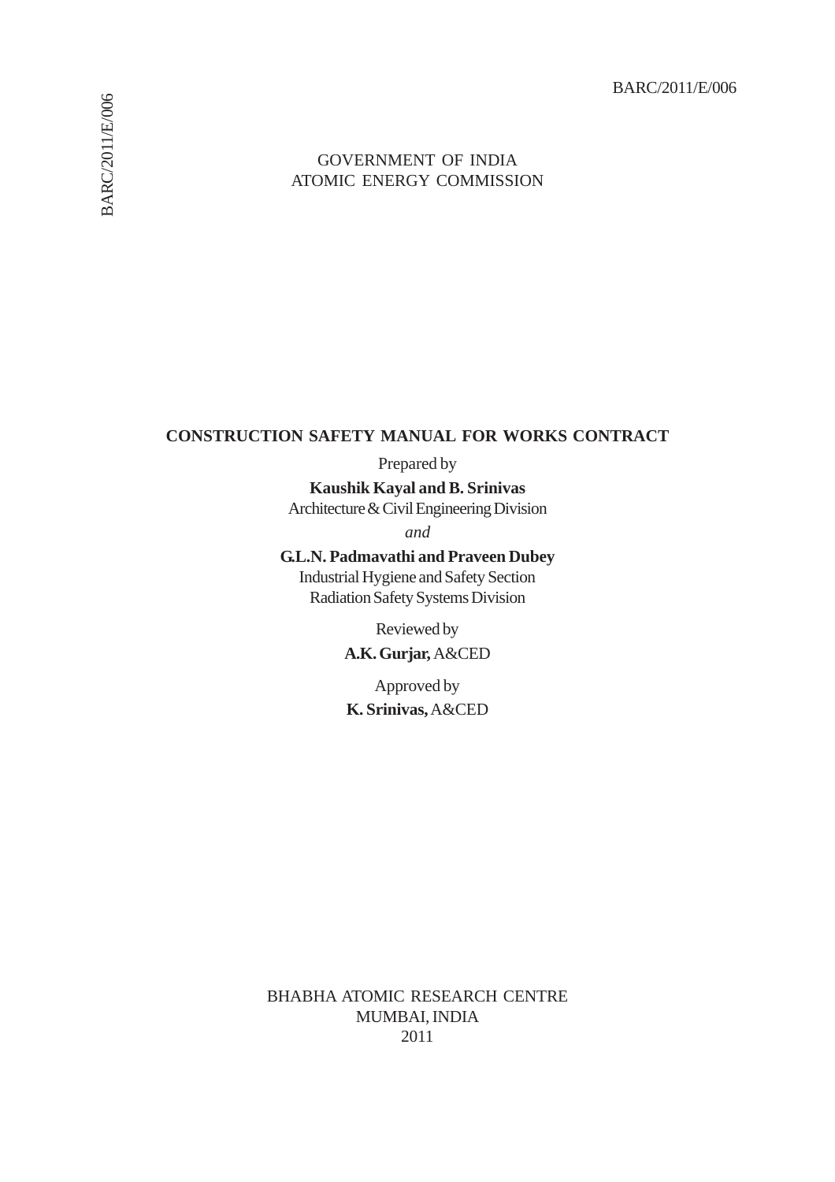BARC/2011/E/006

GOVERNMENT OF INDIA
ATOMIC ENERGY COMMISSION

# CONSTRUCTION SAFETY MANUAL FOR WORKS CONTRACT

Prepared by

**Kaushik Kayal and B. Srinivas**
Architecture & Civil Engineering Division

*and*

**G.L.N. Padmavathi and Praveen Dubey**
Industrial Hygiene and Safety Section
Radiation Safety Systems Division

Reviewed by

**A.K. Gurjar,** A&CED

Approved by

**K. Srinivas,** A&CED

BHABHA ATOMIC RESEARCH CENTRE
MUMBAI, INDIA
2011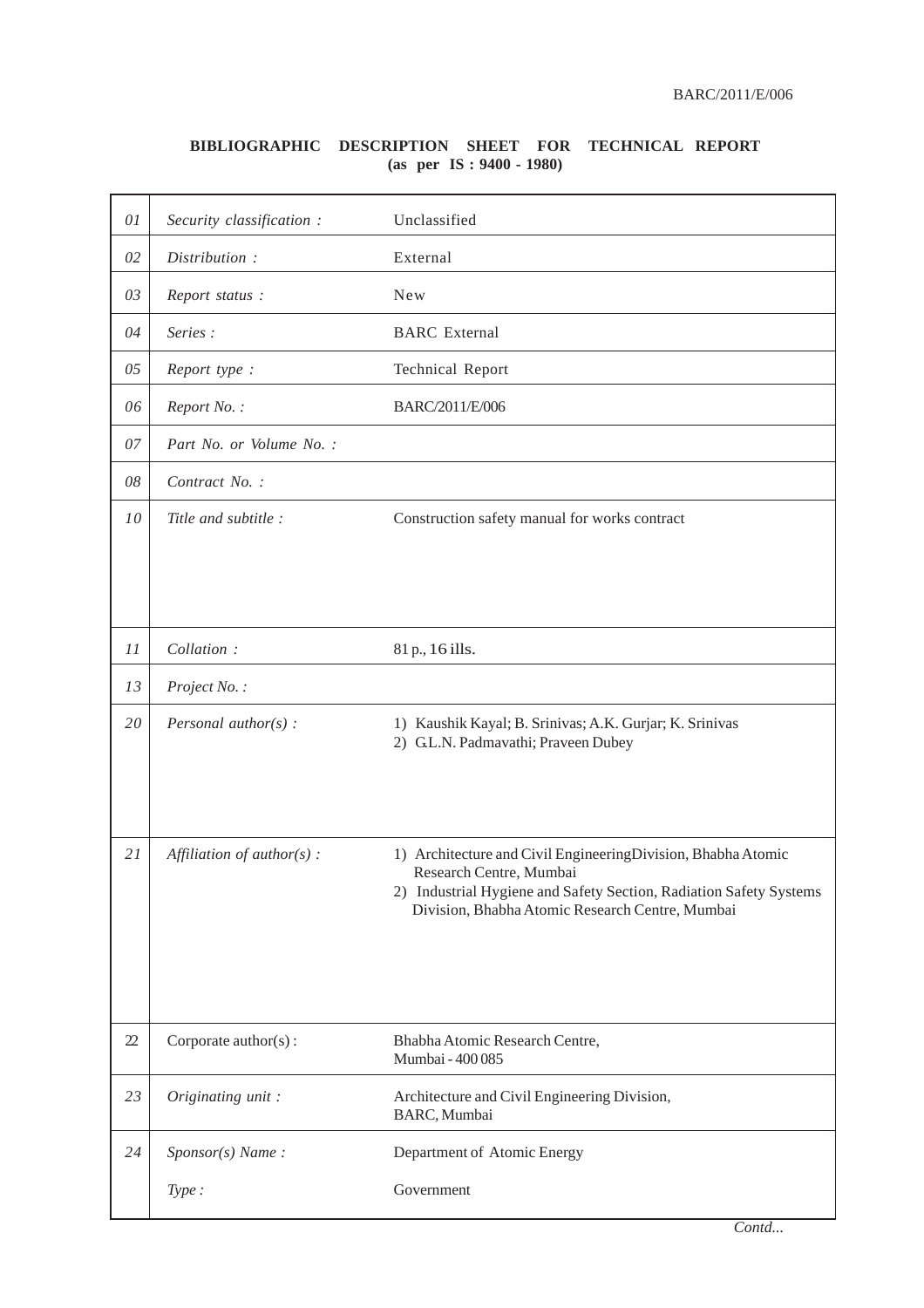**BIBLIOGRAPHIC DESCRIPTION SHEET FOR TECHNICAL REPORT**
**(as per IS : 9400 - 1980)**

| | | |
|---|---|---|
| *01* | *Security classification :* | Unclassified |
| *02* | *Distribution :* | External |
| *03* | *Report status :* | New |
| *04* | *Series :* | BARC External |
| *05* | *Report type :* | Technical Report |
| *06* | *Report No. :* | BARC/2011/E/006 |
| *07* | *Part No. or Volume No. :* | |
| *08* | *Contract No. :* | |
| *10* | *Title and subtitle :* | Construction safety manual for works contract |
| *11* | *Collation :* | 81 p., 16 ills. |
| *13* | *Project No. :* | |
| *20* | *Personal author(s) :* | 1) Kaushik Kayal; B. Srinivas; A.K. Gurjar; K. Srinivas<br>2) G.L.N. Padmavathi; Praveen Dubey |
| *21* | *Affiliation of author(s) :* | 1) Architecture and Civil EngineeringDivision, Bhabha Atomic Research Centre, Mumbai<br>2) Industrial Hygiene and Safety Section, Radiation Safety Systems Division, Bhabha Atomic Research Centre, Mumbai |
| 22 | Corporate author(s) : | Bhabha Atomic Research Centre, Mumbai - 400 085 |
| *23* | *Originating unit :* | Architecture and Civil Engineering Division, BARC, Mumbai |
| *24* | *Sponsor(s) Name :* | Department of Atomic Energy |
| | *Type :* | Government |

*Contd...*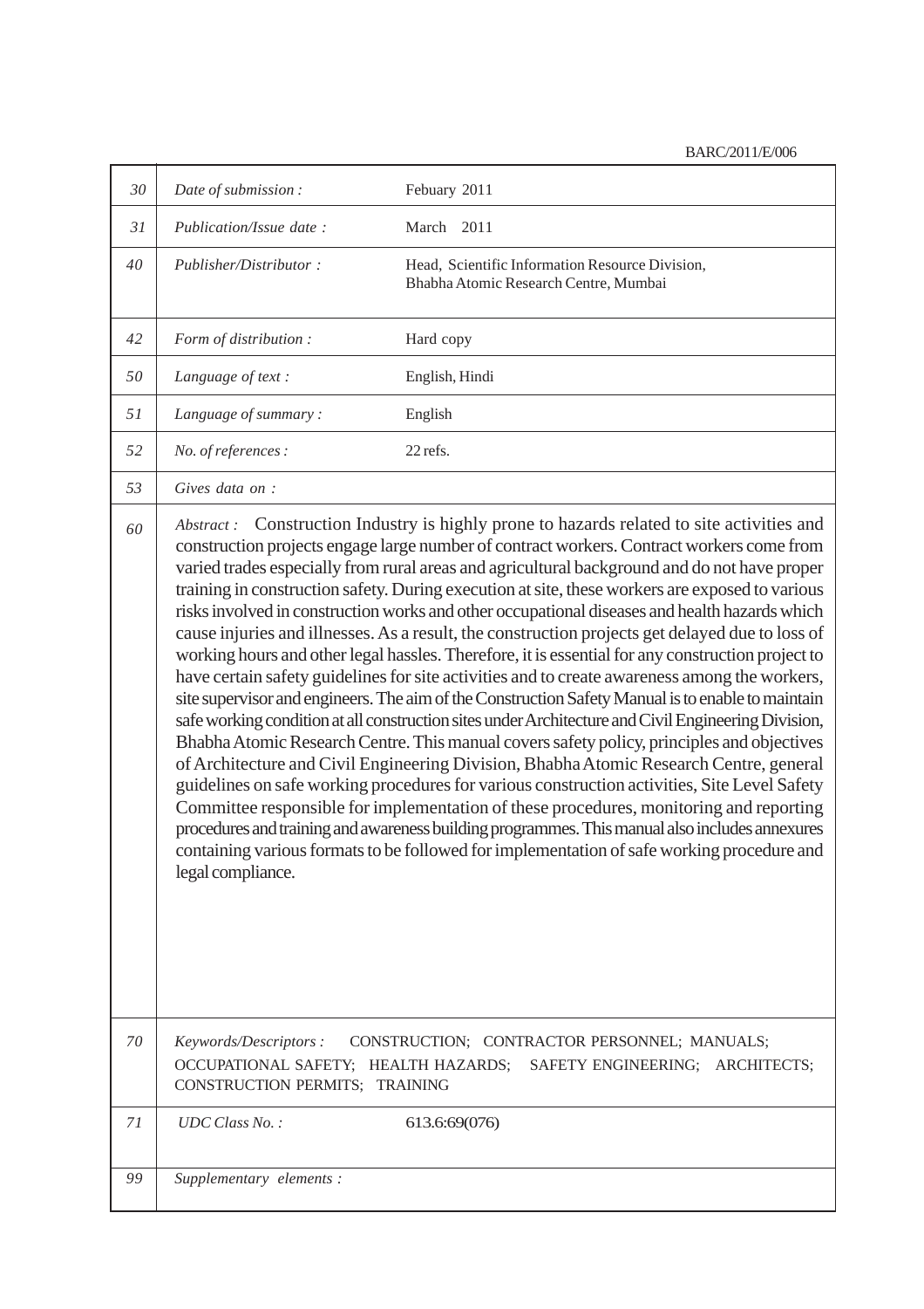BARC/2011/E/006

| | | |
|---|---|---|
| 30 | *Date of submission :* | Febuary 2011 |
| 31 | *Publication/Issue date :* | March 2011 |
| 40 | *Publisher/Distributor :* | Head, Scientific Information Resource Division, Bhabha Atomic Research Centre, Mumbai |
| 42 | *Form of distribution :* | Hard copy |
| 50 | *Language of text :* | English, Hindi |
| 51 | *Language of summary :* | English |
| 52 | *No. of references :* | 22 refs. |
| 53 | *Gives data on :* | |
| 60 | *Abstract :* Construction Industry is highly prone to hazards related to site activities and construction projects engage large number of contract workers. Contract workers come from varied trades especially from rural areas and agricultural background and do not have proper training in construction safety. During execution at site, these workers are exposed to various risks involved in construction works and other occupational diseases and health hazards which cause injuries and illnesses. As a result, the construction projects get delayed due to loss of working hours and other legal hassles. Therefore, it is essential for any construction project to have certain safety guidelines for site activities and to create awareness among the workers, site supervisor and engineers. The aim of the Construction Safety Manual is to enable to maintain safe working condition at all construction sites under Architecture and Civil Engineering Division, Bhabha Atomic Research Centre. This manual covers safety policy, principles and objectives of Architecture and Civil Engineering Division, Bhabha Atomic Research Centre, general guidelines on safe working procedures for various construction activities, Site Level Safety Committee responsible for implementation of these procedures, monitoring and reporting procedures and training and awareness building programmes. This manual also includes annexures containing various formats to be followed for implementation of safe working procedure and legal compliance. | | |
| 70 | *Keywords/Descriptors :* CONSTRUCTION; CONTRACTOR PERSONNEL; MANUALS; OCCUPATIONAL SAFETY; HEALTH HAZARDS; SAFETY ENGINEERING; ARCHITECTS; CONSTRUCTION PERMITS; TRAINING | | |
| 71 | *UDC Class No. :* | 613.6:69(076) |
| 99 | *Supplementary elements :* | |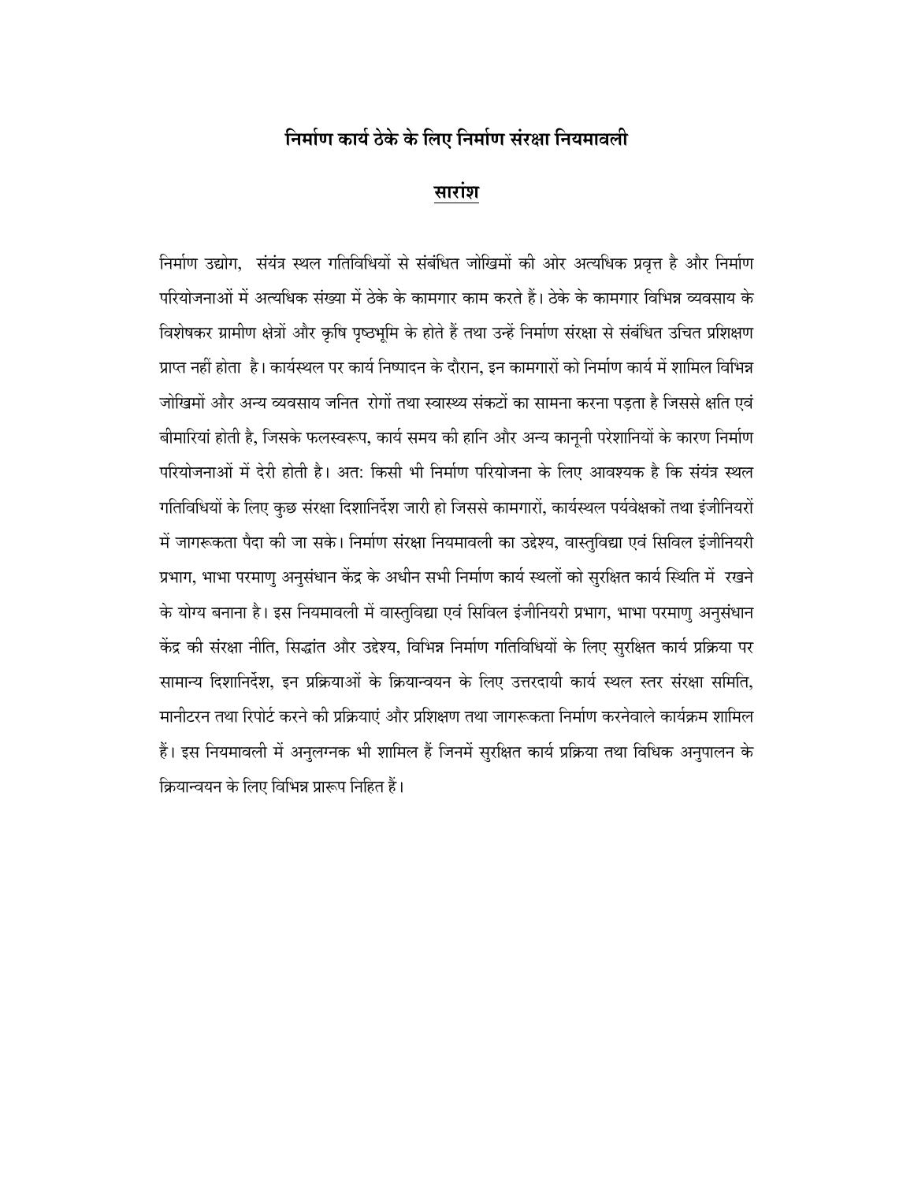# निर्माण कार्य ठेके के लिए निर्माण संरक्षा नियमावली

## सारांश

निर्माण उद्योग, संयंत्र स्थल गतिविधियों से संबंधित जोखिमों की ओर अत्यधिक प्रवृत्त है और निर्माण परियोजनाओं में अत्यधिक संख्या में ठेके के कामगार काम करते हैं। ठेके के कामगार विभिन्न व्यवसाय के विशेषकर ग्रामीण क्षेत्रों और कृषि पृष्ठभूमि के होते हैं तथा उन्हें निर्माण संरक्षा से संबंधित उचित प्रशिक्षण प्राप्त नहीं होता है। कार्यस्थल पर कार्य निष्पादन के दौरान, इन कामगारों को निर्माण कार्य में शामिल विभिन्न जोखिमों और अन्य व्यवसाय जनित रोगों तथा स्वास्थ्य संकटों का सामना करना पड़ता है जिससे क्षति एवं बीमारियां होती है, जिसके फलस्वरूप, कार्य समय की हानि और अन्य कानूनी परेशानियों के कारण निर्माण परियोजनाओं में देरी होती है। अत: किसी भी निर्माण परियोजना के लिए आवश्यक है कि संयंत्र स्थल गतिविधियों के लिए कुछ संरक्षा दिशानिर्देश जारी हो जिससे कामगारों, कार्यस्थल पर्यवेक्षकों तथा इंजीनियरों में जागरूकता पैदा की जा सके। निर्माण संरक्षा नियमावली का उद्देश्य, वास्तुविद्या एवं सिविल इंजीनियरी प्रभाग, भाभा परमाणु अनुसंधान केंद्र के अधीन सभी निर्माण कार्य स्थलों को सुरक्षित कार्य स्थिति में रखने के योग्य बनाना है। इस नियमावली में वास्तुविद्या एवं सिविल इंजीनियरी प्रभाग, भाभा परमाणु अनुसंधान केंद्र की संरक्षा नीति, सिद्धांत और उद्देश्य, विभिन्न निर्माण गतिविधियों के लिए सुरक्षित कार्य प्रक्रिया पर सामान्य दिशानिर्देश, इन प्रक्रियाओं के क्रियान्वयन के लिए उत्तरदायी कार्य स्थल स्तर संरक्षा समिति, मानीटरन तथा रिपोर्ट करने की प्रक्रियाएं और प्रशिक्षण तथा जागरूकता निर्माण करनेवाले कार्यक्रम शामिल हैं। इस नियमावली में अनुलग्नक भी शामिल हैं जिनमें सुरक्षित कार्य प्रक्रिया तथा विधिक अनुपालन के क्रियान्वयन के लिए विभिन्न प्रारूप निहित हैं।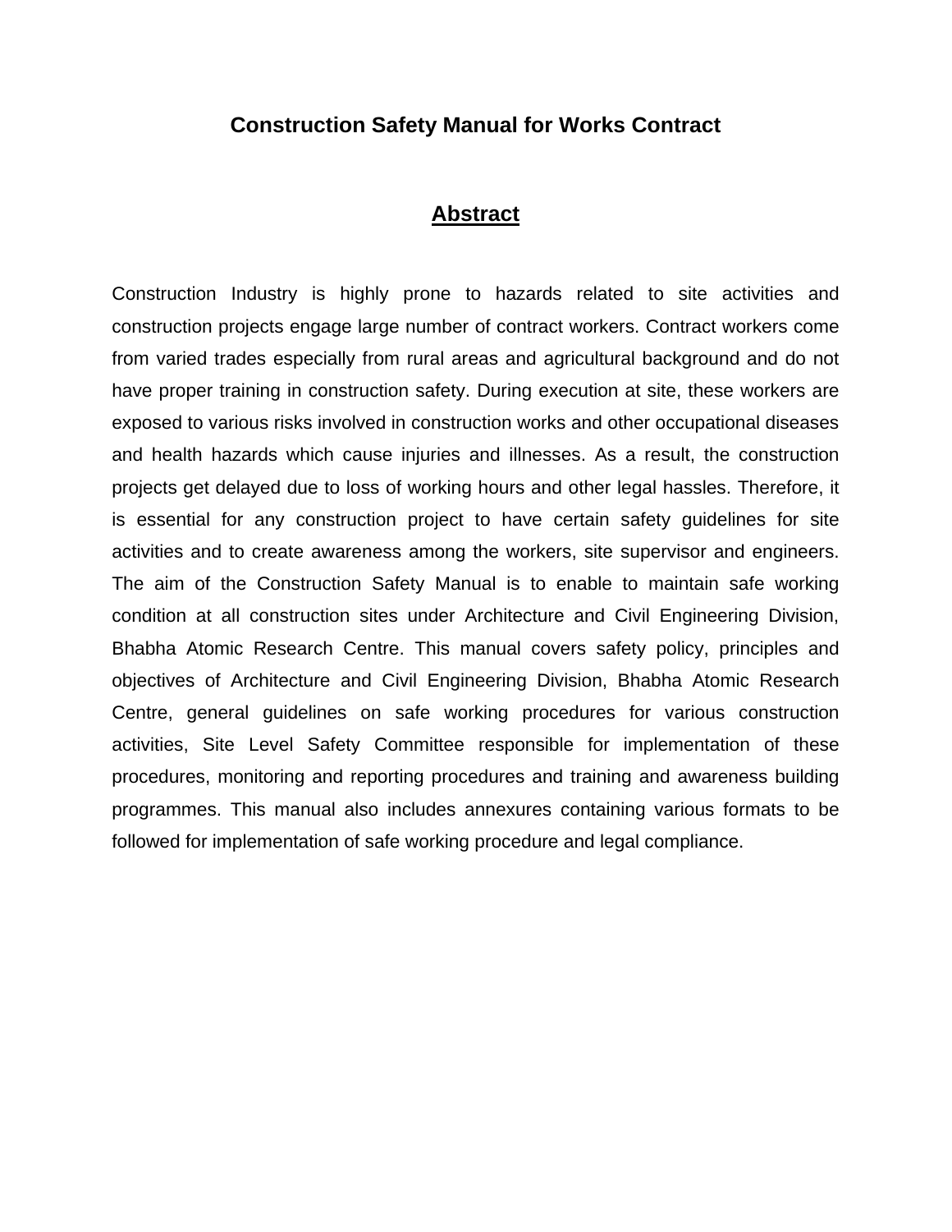# Construction Safety Manual for Works Contract

## Abstract

Construction Industry is highly prone to hazards related to site activities and construction projects engage large number of contract workers. Contract workers come from varied trades especially from rural areas and agricultural background and do not have proper training in construction safety. During execution at site, these workers are exposed to various risks involved in construction works and other occupational diseases and health hazards which cause injuries and illnesses. As a result, the construction projects get delayed due to loss of working hours and other legal hassles. Therefore, it is essential for any construction project to have certain safety guidelines for site activities and to create awareness among the workers, site supervisor and engineers. The aim of the Construction Safety Manual is to enable to maintain safe working condition at all construction sites under Architecture and Civil Engineering Division, Bhabha Atomic Research Centre. This manual covers safety policy, principles and objectives of Architecture and Civil Engineering Division, Bhabha Atomic Research Centre, general guidelines on safe working procedures for various construction activities, Site Level Safety Committee responsible for implementation of these procedures, monitoring and reporting procedures and training and awareness building programmes. This manual also includes annexures containing various formats to be followed for implementation of safe working procedure and legal compliance.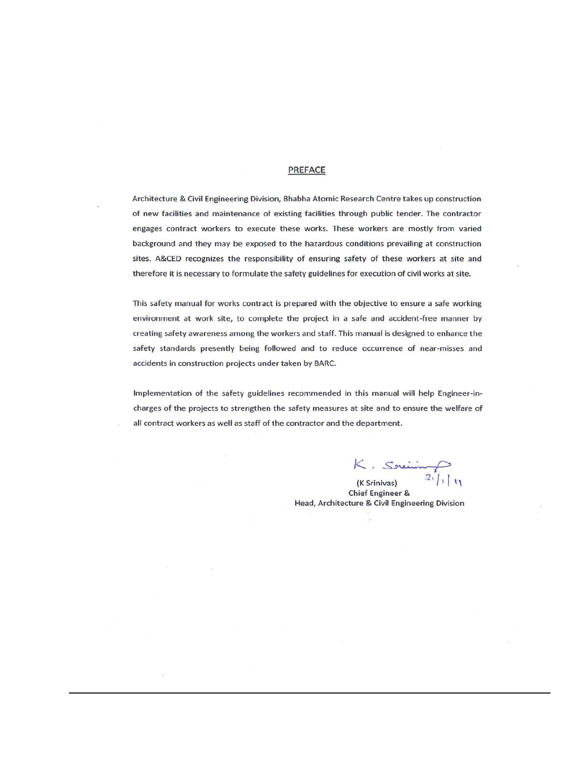## PREFACE

Architecture & Civil Engineering Division, Bhabha Atomic Research Centre takes up construction of new facilities and maintenance of existing facilities through public tender. The contractor engages contract workers to execute these works. These workers are mostly from varied background and they may be exposed to the hazardous conditions prevailing at construction sites. A&CED recognizes the responsibility of ensuring safety of these workers at site and therefore it is necessary to formulate the safety guidelines for execution of civil works at site.

This safety manual for works contract is prepared with the objective to ensure a safe working environment at work site, to complete the project in a safe and accident-free manner by creating safety awareness among the workers and staff. This manual is designed to enhance the safety standards presently being followed and to reduce occurrence of near-misses and accidents in construction projects under taken by BARC.

Implementation of the safety guidelines recommended in this manual will help Engineer-in-charges of the projects to strengthen the safety measures at site and to ensure the welfare of all contract workers as well as staff of the contractor and the department.

K. Srinivas 2/1/19

(K Srinivas)
Chief Engineer &
Head, Architecture & Civil Engineering Division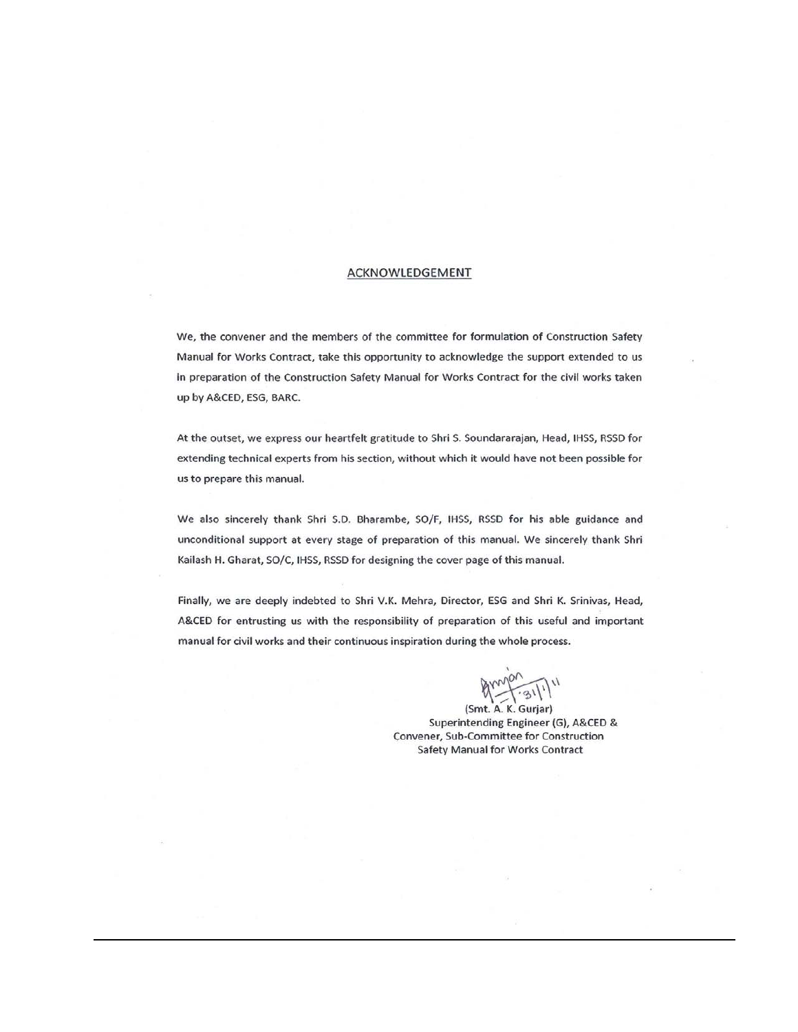# ACKNOWLEDGEMENT

We, the convener and the members of the committee for formulation of Construction Safety Manual for Works Contract, take this opportunity to acknowledge the support extended to us in preparation of the Construction Safety Manual for Works Contract for the civil works taken up by A&CED, ESG, BARC.

At the outset, we express our heartfelt gratitude to Shri S. Soundararajan, Head, IHSS, RSSD for extending technical experts from his section, without which it would have not been possible for us to prepare this manual.

We also sincerely thank Shri S.D. Bharambe, SO/F, IHSS, RSSD for his able guidance and unconditional support at every stage of preparation of this manual. We sincerely thank Shri Kailash H. Gharat, SO/C, IHSS, RSSD for designing the cover page of this manual.

Finally, we are deeply indebted to Shri V.K. Mehra, Director, ESG and Shri K. Srinivas, Head, A&CED for entrusting us with the responsibility of preparation of this useful and important manual for civil works and their continuous inspiration during the whole process.

31/1/11

(Smt. A. K. Gurjar)
Superintending Engineer (G), A&CED &
Convener, Sub-Committee for Construction
Safety Manual for Works Contract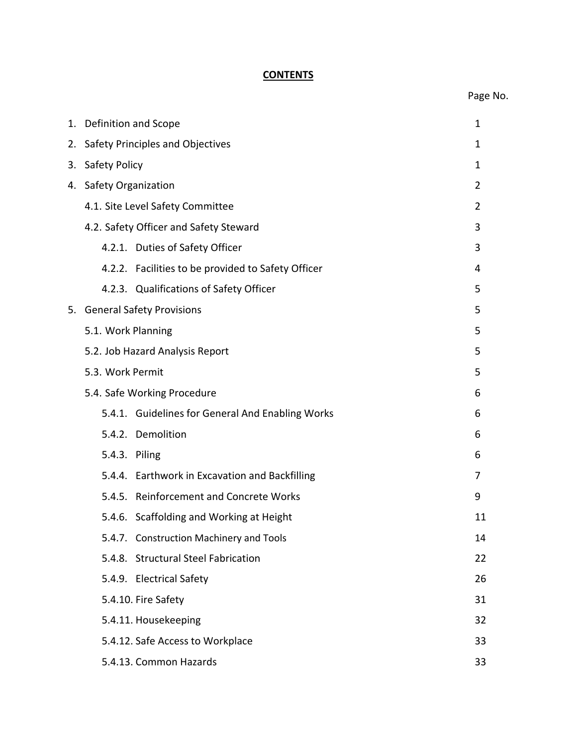**CONTENTS**

| | Page No. |
|---|---|
| 1. Definition and Scope | 1 |
| 2. Safety Principles and Objectives | 1 |
| 3. Safety Policy | 1 |
| 4. Safety Organization | 2 |
| 4.1. Site Level Safety Committee | 2 |
| 4.2. Safety Officer and Safety Steward | 3 |
| 4.2.1. Duties of Safety Officer | 3 |
| 4.2.2. Facilities to be provided to Safety Officer | 4 |
| 4.2.3. Qualifications of Safety Officer | 5 |
| 5. General Safety Provisions | 5 |
| 5.1. Work Planning | 5 |
| 5.2. Job Hazard Analysis Report | 5 |
| 5.3. Work Permit | 5 |
| 5.4. Safe Working Procedure | 6 |
| 5.4.1. Guidelines for General And Enabling Works | 6 |
| 5.4.2. Demolition | 6 |
| 5.4.3. Piling | 6 |
| 5.4.4. Earthwork in Excavation and Backfilling | 7 |
| 5.4.5. Reinforcement and Concrete Works | 9 |
| 5.4.6. Scaffolding and Working at Height | 11 |
| 5.4.7. Construction Machinery and Tools | 14 |
| 5.4.8. Structural Steel Fabrication | 22 |
| 5.4.9. Electrical Safety | 26 |
| 5.4.10. Fire Safety | 31 |
| 5.4.11. Housekeeping | 32 |
| 5.4.12. Safe Access to Workplace | 33 |
| 5.4.13. Common Hazards | 33 |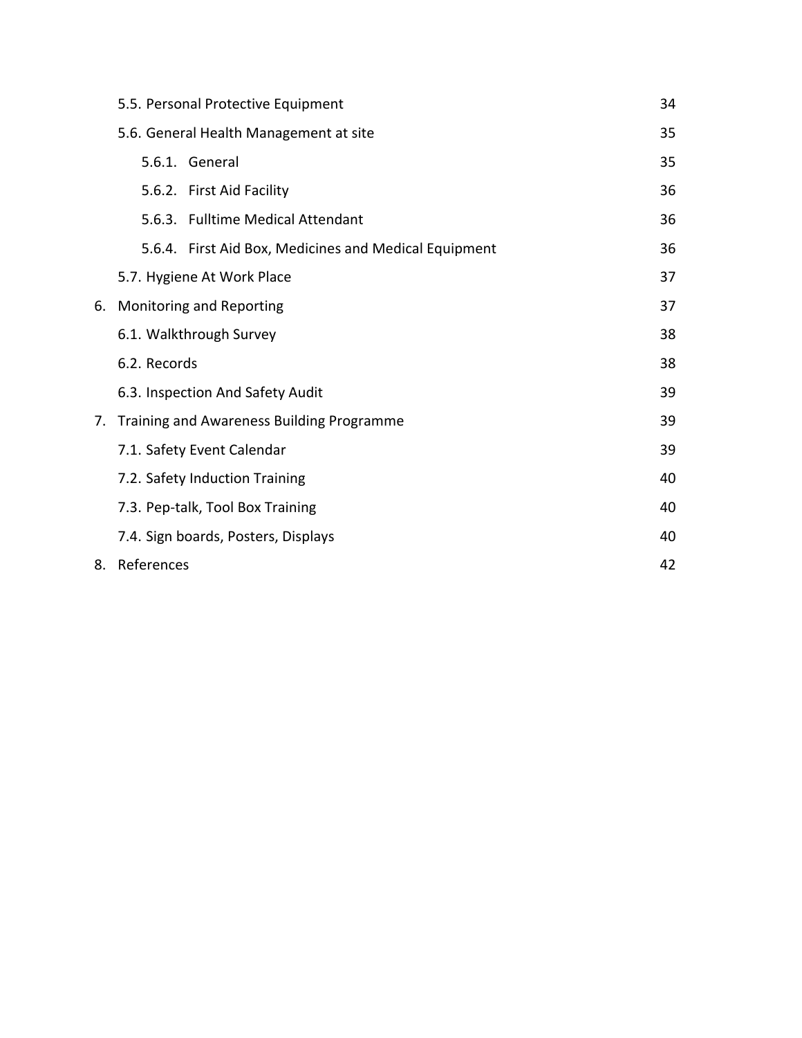| | |
|---|---|
| 5.5. Personal Protective Equipment | 34 |
| 5.6. General Health Management at site | 35 |
| 5.6.1. General | 35 |
| 5.6.2. First Aid Facility | 36 |
| 5.6.3. Fulltime Medical Attendant | 36 |
| 5.6.4. First Aid Box, Medicines and Medical Equipment | 36 |
| 5.7. Hygiene At Work Place | 37 |
| 6. Monitoring and Reporting | 37 |
| 6.1. Walkthrough Survey | 38 |
| 6.2. Records | 38 |
| 6.3. Inspection And Safety Audit | 39 |
| 7. Training and Awareness Building Programme | 39 |
| 7.1. Safety Event Calendar | 39 |
| 7.2. Safety Induction Training | 40 |
| 7.3. Pep-talk, Tool Box Training | 40 |
| 7.4. Sign boards, Posters, Displays | 40 |
| 8. References | 42 |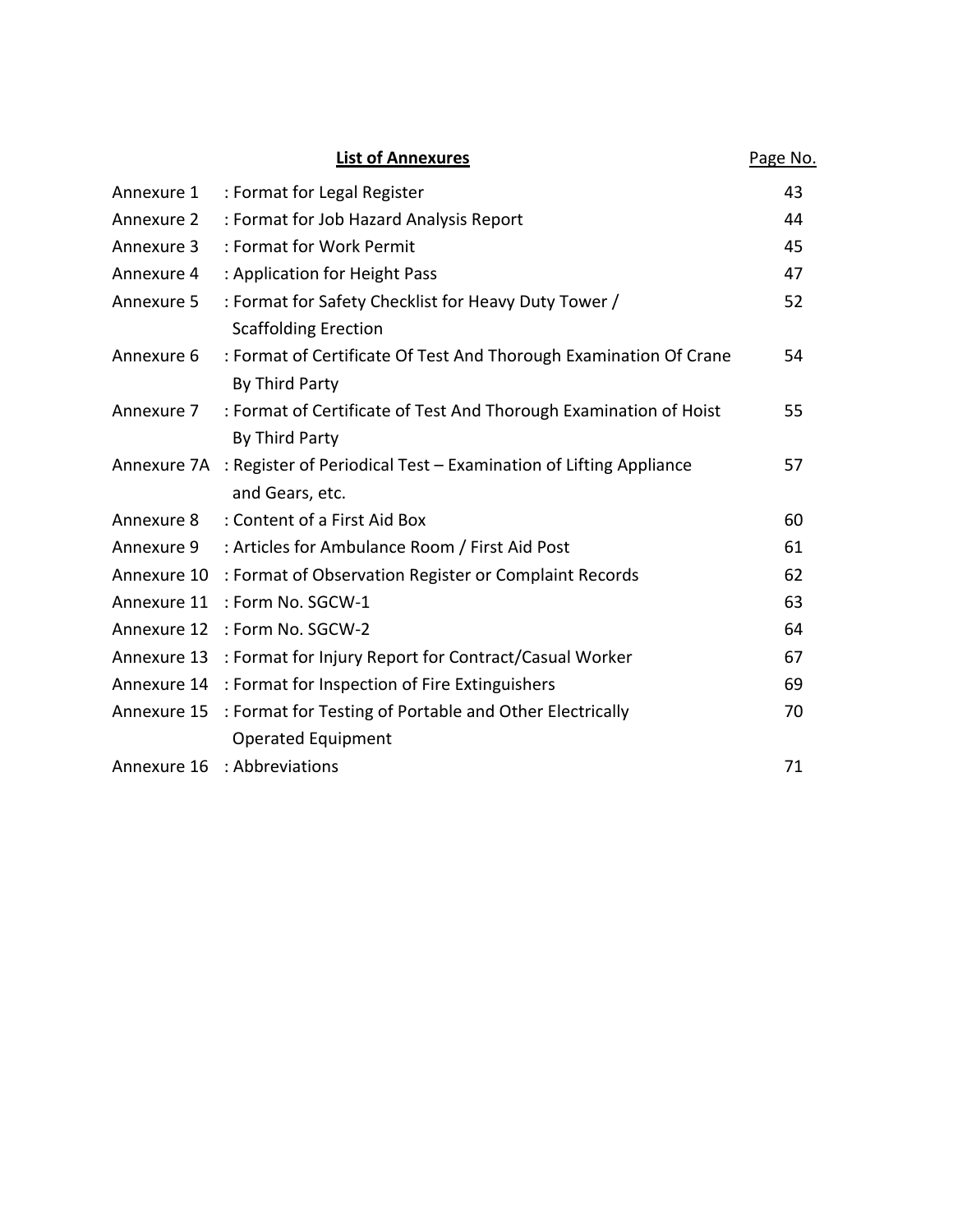## List of Annexures

| | | Page No. |
|---|---|---|
| Annexure 1 | : Format for Legal Register | 43 |
| Annexure 2 | : Format for Job Hazard Analysis Report | 44 |
| Annexure 3 | : Format for Work Permit | 45 |
| Annexure 4 | : Application for Height Pass | 47 |
| Annexure 5 | : Format for Safety Checklist for Heavy Duty Tower / Scaffolding Erection | 52 |
| Annexure 6 | : Format of Certificate Of Test And Thorough Examination Of Crane By Third Party | 54 |
| Annexure 7 | : Format of Certificate of Test And Thorough Examination of Hoist By Third Party | 55 |
| Annexure 7A | : Register of Periodical Test – Examination of Lifting Appliance and Gears, etc. | 57 |
| Annexure 8 | : Content of a First Aid Box | 60 |
| Annexure 9 | : Articles for Ambulance Room / First Aid Post | 61 |
| Annexure 10 | : Format of Observation Register or Complaint Records | 62 |
| Annexure 11 | : Form No. SGCW-1 | 63 |
| Annexure 12 | : Form No. SGCW-2 | 64 |
| Annexure 13 | : Format for Injury Report for Contract/Casual Worker | 67 |
| Annexure 14 | : Format for Inspection of Fire Extinguishers | 69 |
| Annexure 15 | : Format for Testing of Portable and Other Electrically Operated Equipment | 70 |
| Annexure 16 | : Abbreviations | 71 |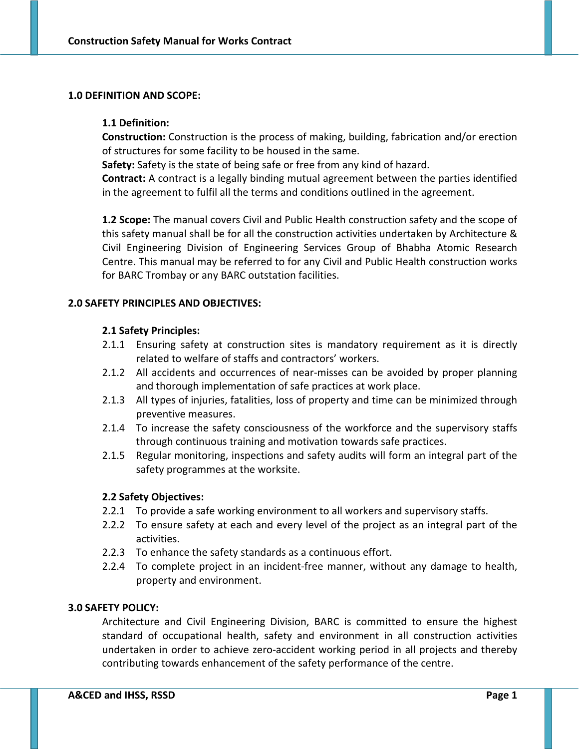## 1.0 DEFINITION AND SCOPE:

### 1.1 Definition:

**Construction:** Construction is the process of making, building, fabrication and/or erection of structures for some facility to be housed in the same.

**Safety:** Safety is the state of being safe or free from any kind of hazard.

**Contract:** A contract is a legally binding mutual agreement between the parties identified in the agreement to fulfil all the terms and conditions outlined in the agreement.

**1.2 Scope:** The manual covers Civil and Public Health construction safety and the scope of this safety manual shall be for all the construction activities undertaken by Architecture & Civil Engineering Division of Engineering Services Group of Bhabha Atomic Research Centre. This manual may be referred to for any Civil and Public Health construction works for BARC Trombay or any BARC outstation facilities.

## 2.0 SAFETY PRINCIPLES AND OBJECTIVES:

### 2.1 Safety Principles:

2.1.1 Ensuring safety at construction sites is mandatory requirement as it is directly related to welfare of staffs and contractors' workers.

2.1.2 All accidents and occurrences of near-misses can be avoided by proper planning and thorough implementation of safe practices at work place.

2.1.3 All types of injuries, fatalities, loss of property and time can be minimized through preventive measures.

2.1.4 To increase the safety consciousness of the workforce and the supervisory staffs through continuous training and motivation towards safe practices.

2.1.5 Regular monitoring, inspections and safety audits will form an integral part of the safety programmes at the worksite.

### 2.2 Safety Objectives:

2.2.1 To provide a safe working environment to all workers and supervisory staffs.

2.2.2 To ensure safety at each and every level of the project as an integral part of the activities.

2.2.3 To enhance the safety standards as a continuous effort.

2.2.4 To complete project in an incident-free manner, without any damage to health, property and environment.

## 3.0 SAFETY POLICY:

Architecture and Civil Engineering Division, BARC is committed to ensure the highest standard of occupational health, safety and environment in all construction activities undertaken in order to achieve zero-accident working period in all projects and thereby contributing towards enhancement of the safety performance of the centre.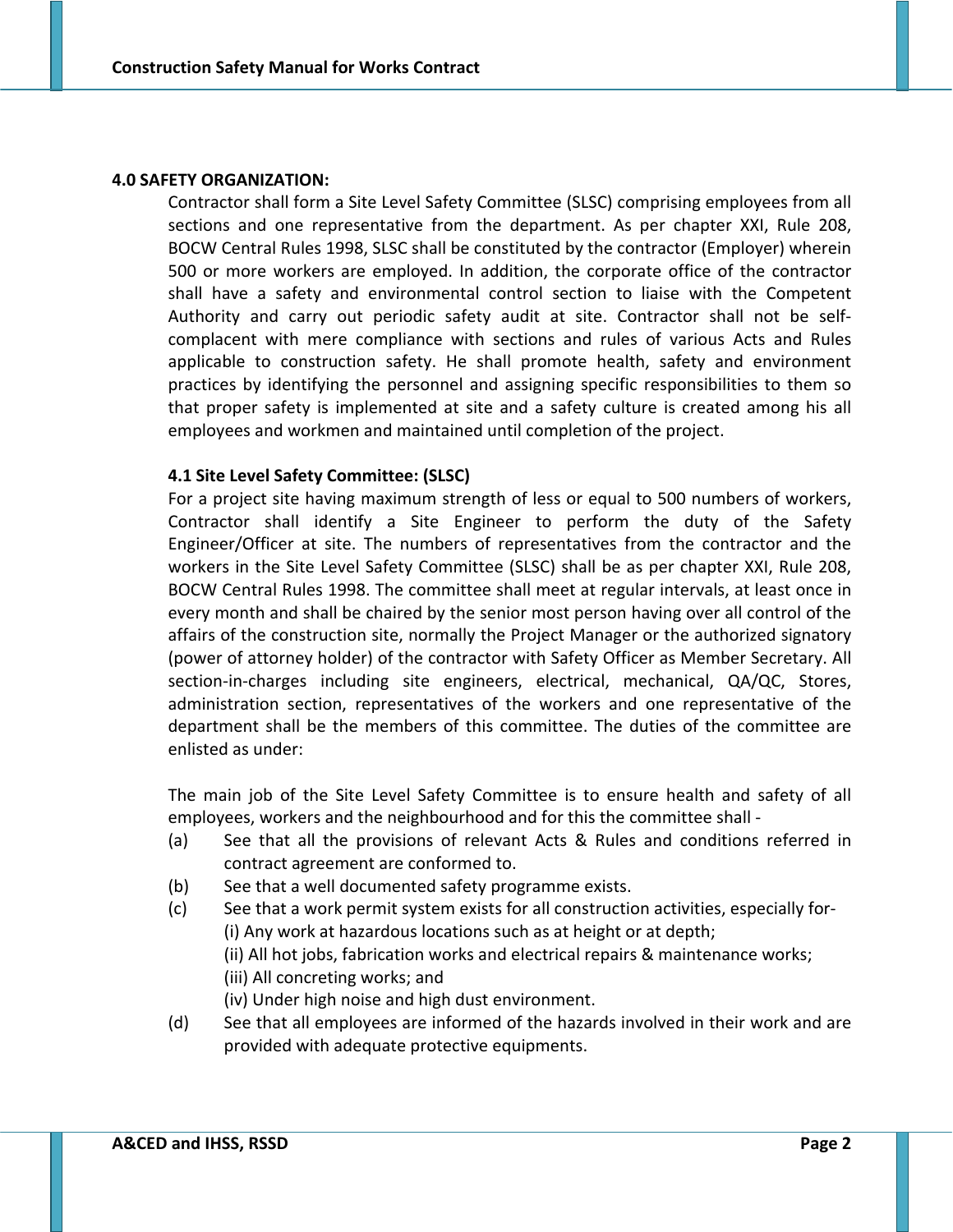## 4.0 SAFETY ORGANIZATION:

Contractor shall form a Site Level Safety Committee (SLSC) comprising employees from all sections and one representative from the department. As per chapter XXI, Rule 208, BOCW Central Rules 1998, SLSC shall be constituted by the contractor (Employer) wherein 500 or more workers are employed. In addition, the corporate office of the contractor shall have a safety and environmental control section to liaise with the Competent Authority and carry out periodic safety audit at site. Contractor shall not be self-complacent with mere compliance with sections and rules of various Acts and Rules applicable to construction safety. He shall promote health, safety and environment practices by identifying the personnel and assigning specific responsibilities to them so that proper safety is implemented at site and a safety culture is created among his all employees and workmen and maintained until completion of the project.

### 4.1 Site Level Safety Committee: (SLSC)

For a project site having maximum strength of less or equal to 500 numbers of workers, Contractor shall identify a Site Engineer to perform the duty of the Safety Engineer/Officer at site. The numbers of representatives from the contractor and the workers in the Site Level Safety Committee (SLSC) shall be as per chapter XXI, Rule 208, BOCW Central Rules 1998. The committee shall meet at regular intervals, at least once in every month and shall be chaired by the senior most person having over all control of the affairs of the construction site, normally the Project Manager or the authorized signatory (power of attorney holder) of the contractor with Safety Officer as Member Secretary. All section-in-charges including site engineers, electrical, mechanical, QA/QC, Stores, administration section, representatives of the workers and one representative of the department shall be the members of this committee. The duties of the committee are enlisted as under:

The main job of the Site Level Safety Committee is to ensure health and safety of all employees, workers and the neighbourhood and for this the committee shall -

(a) See that all the provisions of relevant Acts & Rules and conditions referred in contract agreement are conformed to.

(b) See that a well documented safety programme exists.

(c) See that a work permit system exists for all construction activities, especially for-
  (i) Any work at hazardous locations such as at height or at depth;
  (ii) All hot jobs, fabrication works and electrical repairs & maintenance works;
  (iii) All concreting works; and
  (iv) Under high noise and high dust environment.

(d) See that all employees are informed of the hazards involved in their work and are provided with adequate protective equipments.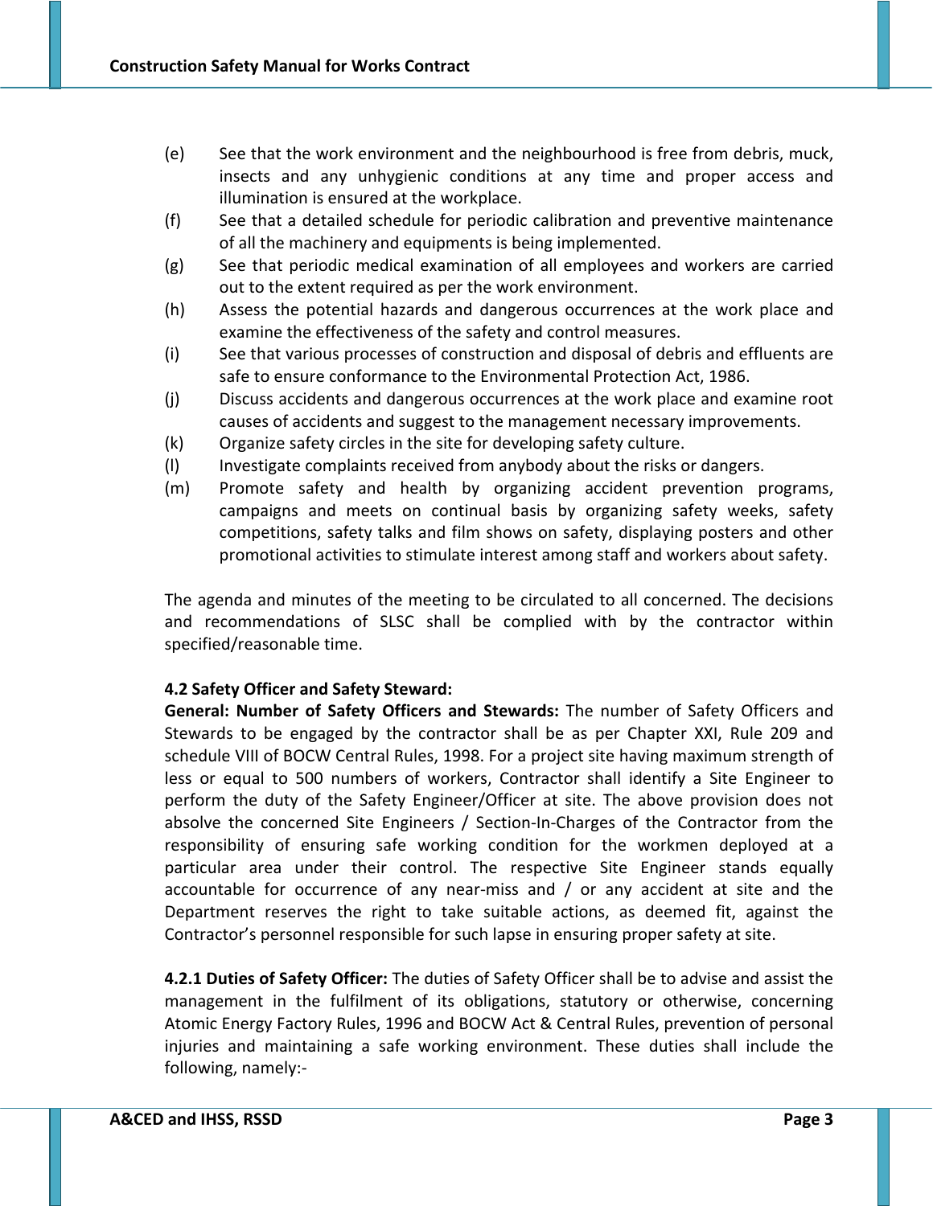(e) See that the work environment and the neighbourhood is free from debris, muck, insects and any unhygienic conditions at any time and proper access and illumination is ensured at the workplace.

(f) See that a detailed schedule for periodic calibration and preventive maintenance of all the machinery and equipments is being implemented.

(g) See that periodic medical examination of all employees and workers are carried out to the extent required as per the work environment.

(h) Assess the potential hazards and dangerous occurrences at the work place and examine the effectiveness of the safety and control measures.

(i) See that various processes of construction and disposal of debris and effluents are safe to ensure conformance to the Environmental Protection Act, 1986.

(j) Discuss accidents and dangerous occurrences at the work place and examine root causes of accidents and suggest to the management necessary improvements.

(k) Organize safety circles in the site for developing safety culture.

(l) Investigate complaints received from anybody about the risks or dangers.

(m) Promote safety and health by organizing accident prevention programs, campaigns and meets on continual basis by organizing safety weeks, safety competitions, safety talks and film shows on safety, displaying posters and other promotional activities to stimulate interest among staff and workers about safety.

The agenda and minutes of the meeting to be circulated to all concerned. The decisions and recommendations of SLSC shall be complied with by the contractor within specified/reasonable time.

### 4.2 Safety Officer and Safety Steward:

**General: Number of Safety Officers and Stewards:** The number of Safety Officers and Stewards to be engaged by the contractor shall be as per Chapter XXI, Rule 209 and schedule VIII of BOCW Central Rules, 1998. For a project site having maximum strength of less or equal to 500 numbers of workers, Contractor shall identify a Site Engineer to perform the duty of the Safety Engineer/Officer at site. The above provision does not absolve the concerned Site Engineers / Section-In-Charges of the Contractor from the responsibility of ensuring safe working condition for the workmen deployed at a particular area under their control. The respective Site Engineer stands equally accountable for occurrence of any near-miss and / or any accident at site and the Department reserves the right to take suitable actions, as deemed fit, against the Contractor's personnel responsible for such lapse in ensuring proper safety at site.

**4.2.1 Duties of Safety Officer:** The duties of Safety Officer shall be to advise and assist the management in the fulfilment of its obligations, statutory or otherwise, concerning Atomic Energy Factory Rules, 1996 and BOCW Act & Central Rules, prevention of personal injuries and maintaining a safe working environment. These duties shall include the following, namely:-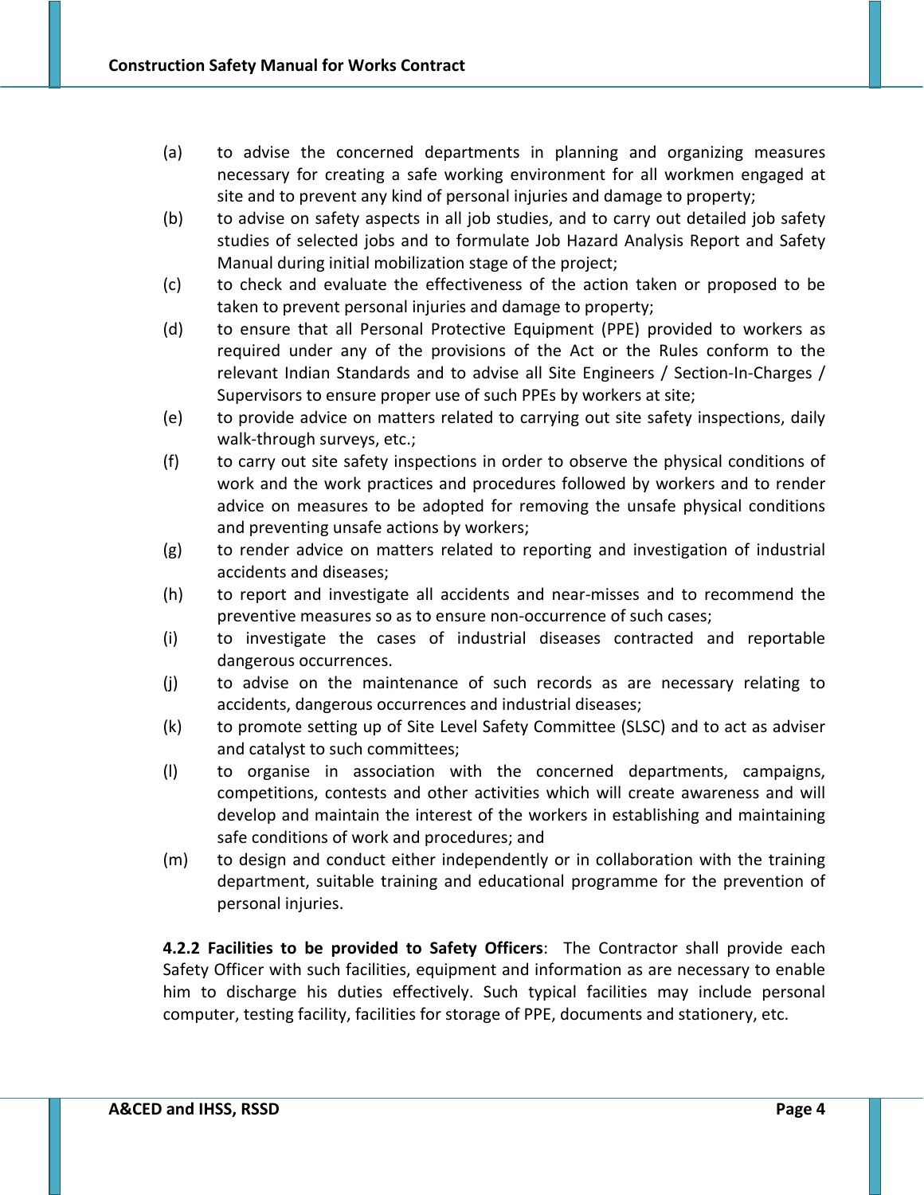(a) to advise the concerned departments in planning and organizing measures necessary for creating a safe working environment for all workmen engaged at site and to prevent any kind of personal injuries and damage to property;

(b) to advise on safety aspects in all job studies, and to carry out detailed job safety studies of selected jobs and to formulate Job Hazard Analysis Report and Safety Manual during initial mobilization stage of the project;

(c) to check and evaluate the effectiveness of the action taken or proposed to be taken to prevent personal injuries and damage to property;

(d) to ensure that all Personal Protective Equipment (PPE) provided to workers as required under any of the provisions of the Act or the Rules conform to the relevant Indian Standards and to advise all Site Engineers / Section-In-Charges / Supervisors to ensure proper use of such PPEs by workers at site;

(e) to provide advice on matters related to carrying out site safety inspections, daily walk-through surveys, etc.;

(f) to carry out site safety inspections in order to observe the physical conditions of work and the work practices and procedures followed by workers and to render advice on measures to be adopted for removing the unsafe physical conditions and preventing unsafe actions by workers;

(g) to render advice on matters related to reporting and investigation of industrial accidents and diseases;

(h) to report and investigate all accidents and near-misses and to recommend the preventive measures so as to ensure non-occurrence of such cases;

(i) to investigate the cases of industrial diseases contracted and reportable dangerous occurrences.

(j) to advise on the maintenance of such records as are necessary relating to accidents, dangerous occurrences and industrial diseases;

(k) to promote setting up of Site Level Safety Committee (SLSC) and to act as adviser and catalyst to such committees;

(l) to organise in association with the concerned departments, campaigns, competitions, contests and other activities which will create awareness and will develop and maintain the interest of the workers in establishing and maintaining safe conditions of work and procedures; and

(m) to design and conduct either independently or in collaboration with the training department, suitable training and educational programme for the prevention of personal injuries.

**4.2.2 Facilities to be provided to Safety Officers**: The Contractor shall provide each Safety Officer with such facilities, equipment and information as are necessary to enable him to discharge his duties effectively. Such typical facilities may include personal computer, testing facility, facilities for storage of PPE, documents and stationery, etc.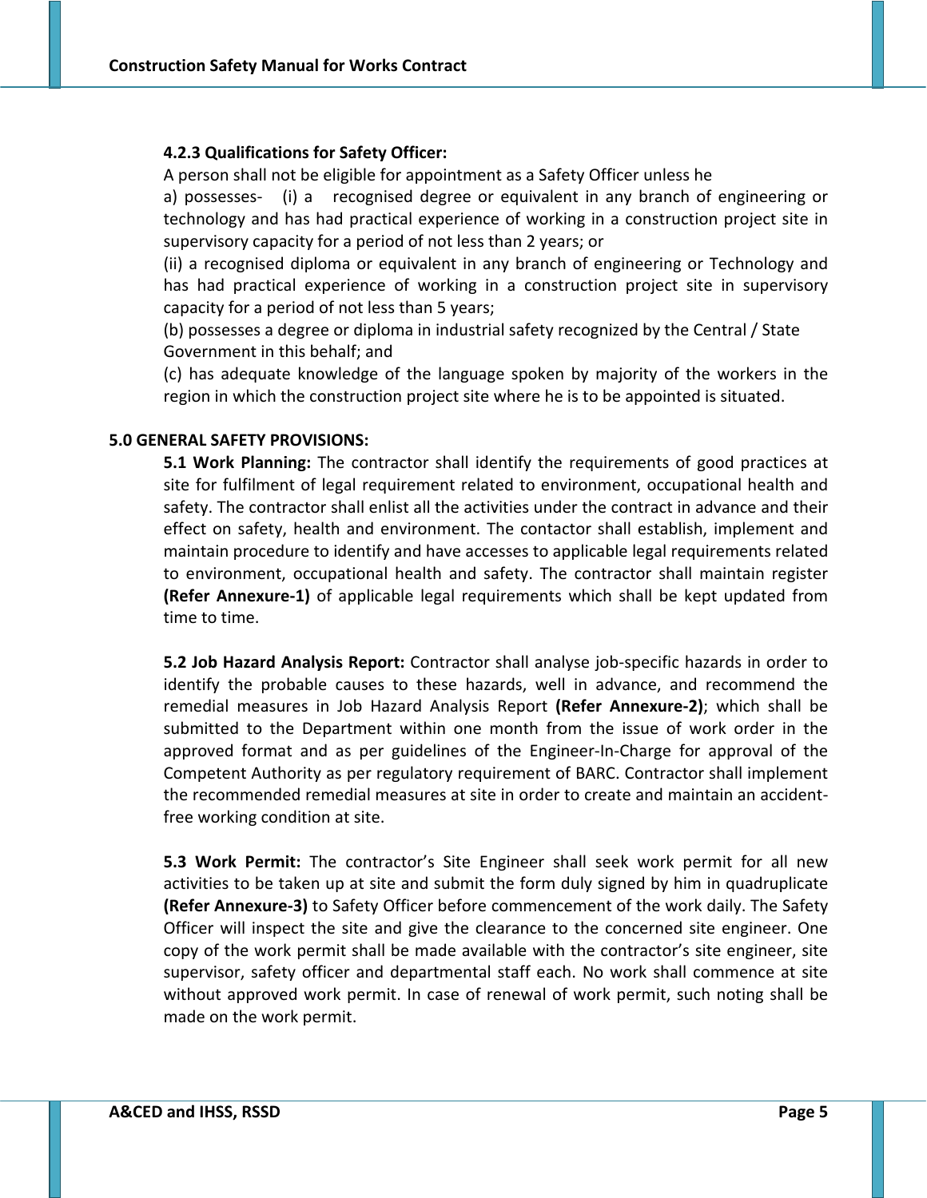#### 4.2.3 Qualifications for Safety Officer:

A person shall not be eligible for appointment as a Safety Officer unless he

a) possesses- (i) a recognised degree or equivalent in any branch of engineering or technology and has had practical experience of working in a construction project site in supervisory capacity for a period of not less than 2 years; or

(ii) a recognised diploma or equivalent in any branch of engineering or Technology and has had practical experience of working in a construction project site in supervisory capacity for a period of not less than 5 years;

(b) possesses a degree or diploma in industrial safety recognized by the Central / State Government in this behalf; and

(c) has adequate knowledge of the language spoken by majority of the workers in the region in which the construction project site where he is to be appointed is situated.

## 5.0 GENERAL SAFETY PROVISIONS:

**5.1 Work Planning:** The contractor shall identify the requirements of good practices at site for fulfilment of legal requirement related to environment, occupational health and safety. The contractor shall enlist all the activities under the contract in advance and their effect on safety, health and environment. The contactor shall establish, implement and maintain procedure to identify and have accesses to applicable legal requirements related to environment, occupational health and safety. The contractor shall maintain register **(Refer Annexure-1)** of applicable legal requirements which shall be kept updated from time to time.

**5.2 Job Hazard Analysis Report:** Contractor shall analyse job-specific hazards in order to identify the probable causes to these hazards, well in advance, and recommend the remedial measures in Job Hazard Analysis Report **(Refer Annexure-2)**; which shall be submitted to the Department within one month from the issue of work order in the approved format and as per guidelines of the Engineer-In-Charge for approval of the Competent Authority as per regulatory requirement of BARC. Contractor shall implement the recommended remedial measures at site in order to create and maintain an accident-free working condition at site.

**5.3 Work Permit:** The contractor's Site Engineer shall seek work permit for all new activities to be taken up at site and submit the form duly signed by him in quadruplicate **(Refer Annexure-3)** to Safety Officer before commencement of the work daily. The Safety Officer will inspect the site and give the clearance to the concerned site engineer. One copy of the work permit shall be made available with the contractor's site engineer, site supervisor, safety officer and departmental staff each. No work shall commence at site without approved work permit. In case of renewal of work permit, such noting shall be made on the work permit.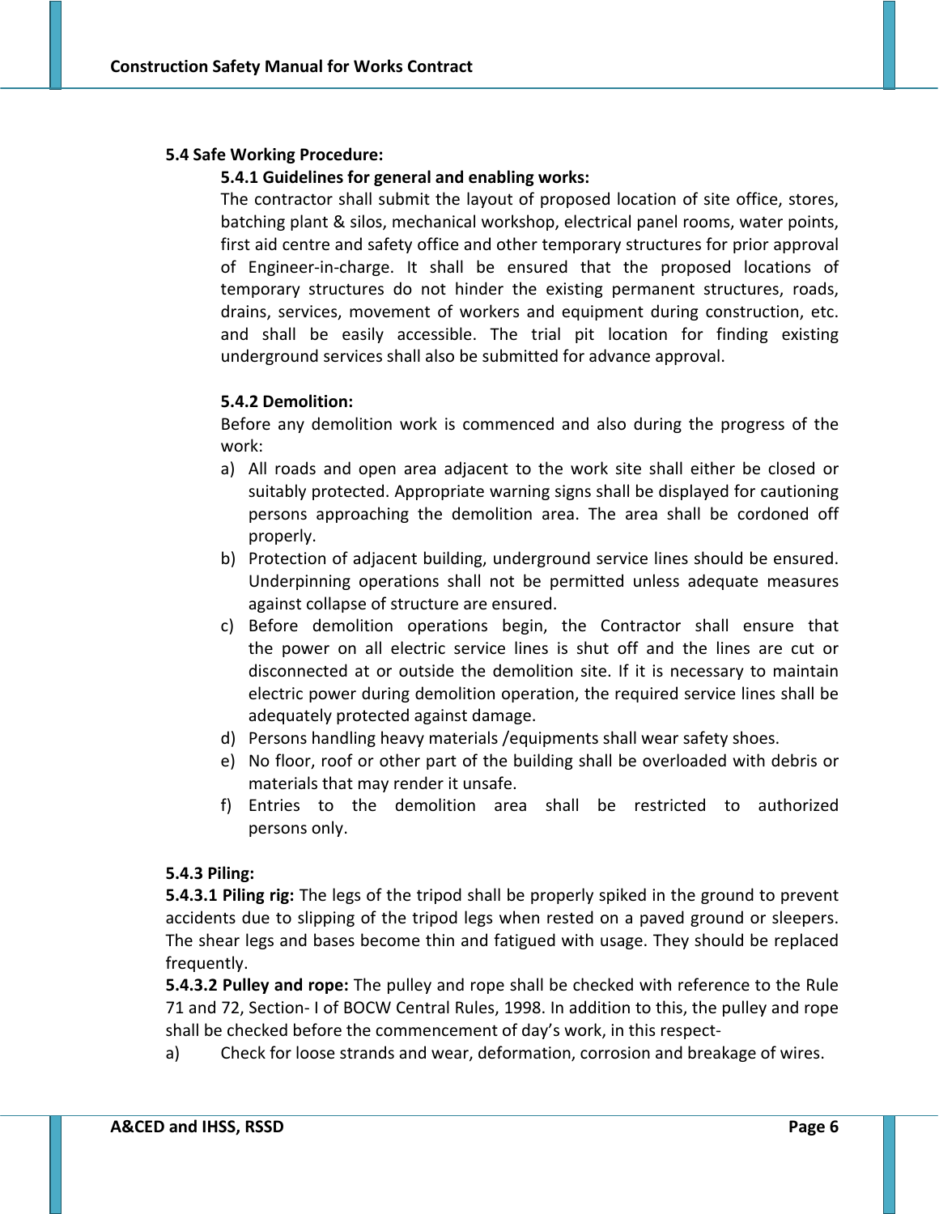## 5.4 Safe Working Procedure:

### 5.4.1 Guidelines for general and enabling works:

The contractor shall submit the layout of proposed location of site office, stores, batching plant & silos, mechanical workshop, electrical panel rooms, water points, first aid centre and safety office and other temporary structures for prior approval of Engineer-in-charge. It shall be ensured that the proposed locations of temporary structures do not hinder the existing permanent structures, roads, drains, services, movement of workers and equipment during construction, etc. and shall be easily accessible. The trial pit location for finding existing underground services shall also be submitted for advance approval.

### 5.4.2 Demolition:

Before any demolition work is commenced and also during the progress of the work:

a) All roads and open area adjacent to the work site shall either be closed or suitably protected. Appropriate warning signs shall be displayed for cautioning persons approaching the demolition area. The area shall be cordoned off properly.
b) Protection of adjacent building, underground service lines should be ensured. Underpinning operations shall not be permitted unless adequate measures against collapse of structure are ensured.
c) Before demolition operations begin, the Contractor shall ensure that the power on all electric service lines is shut off and the lines are cut or disconnected at or outside the demolition site. If it is necessary to maintain electric power during demolition operation, the required service lines shall be adequately protected against damage.
d) Persons handling heavy materials /equipments shall wear safety shoes.
e) No floor, roof or other part of the building shall be overloaded with debris or materials that may render it unsafe.
f) Entries to the demolition area shall be restricted to authorized persons only.

### 5.4.3 Piling:

**5.4.3.1 Piling rig:** The legs of the tripod shall be properly spiked in the ground to prevent accidents due to slipping of the tripod legs when rested on a paved ground or sleepers. The shear legs and bases become thin and fatigued with usage. They should be replaced frequently.

**5.4.3.2 Pulley and rope:** The pulley and rope shall be checked with reference to the Rule 71 and 72, Section- I of BOCW Central Rules, 1998. In addition to this, the pulley and rope shall be checked before the commencement of day's work, in this respect-

a) Check for loose strands and wear, deformation, corrosion and breakage of wires.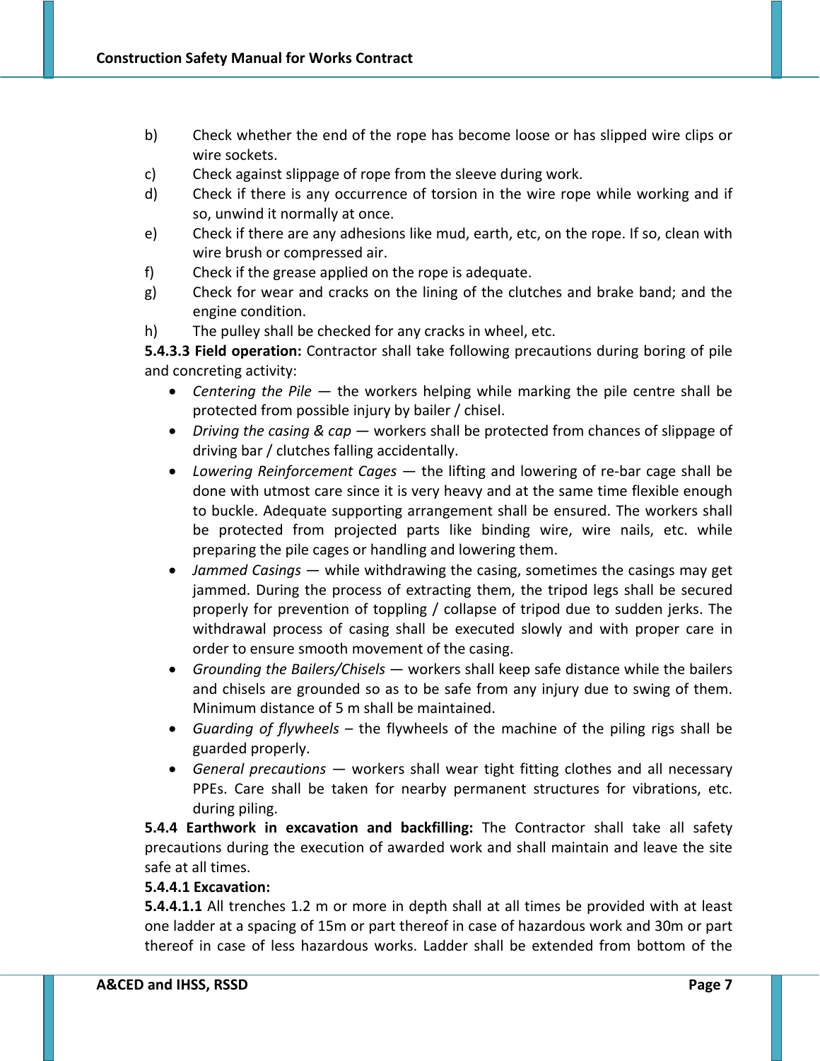b) Check whether the end of the rope has become loose or has slipped wire clips or wire sockets.

c) Check against slippage of rope from the sleeve during work.

d) Check if there is any occurrence of torsion in the wire rope while working and if so, unwind it normally at once.

e) Check if there are any adhesions like mud, earth, etc, on the rope. If so, clean with wire brush or compressed air.

f) Check if the grease applied on the rope is adequate.

g) Check for wear and cracks on the lining of the clutches and brake band; and the engine condition.

h) The pulley shall be checked for any cracks in wheel, etc.

**5.4.3.3 Field operation:** Contractor shall take following precautions during boring of pile and concreting activity:

- *Centering the Pile* — the workers helping while marking the pile centre shall be protected from possible injury by bailer / chisel.
- *Driving the casing & cap* — workers shall be protected from chances of slippage of driving bar / clutches falling accidentally.
- *Lowering Reinforcement Cages* — the lifting and lowering of re-bar cage shall be done with utmost care since it is very heavy and at the same time flexible enough to buckle. Adequate supporting arrangement shall be ensured. The workers shall be protected from projected parts like binding wire, wire nails, etc. while preparing the pile cages or handling and lowering them.
- *Jammed Casings* — while withdrawing the casing, sometimes the casings may get jammed. During the process of extracting them, the tripod legs shall be secured properly for prevention of toppling / collapse of tripod due to sudden jerks. The withdrawal process of casing shall be executed slowly and with proper care in order to ensure smooth movement of the casing.
- *Grounding the Bailers/Chisels* — workers shall keep safe distance while the bailers and chisels are grounded so as to be safe from any injury due to swing of them. Minimum distance of 5 m shall be maintained.
- *Guarding of flywheels* – the flywheels of the machine of the piling rigs shall be guarded properly.
- *General precautions* — workers shall wear tight fitting clothes and all necessary PPEs. Care shall be taken for nearby permanent structures for vibrations, etc. during piling.

**5.4.4 Earthwork in excavation and backfilling:** The Contractor shall take all safety precautions during the execution of awarded work and shall maintain and leave the site safe at all times.

**5.4.4.1 Excavation:**

**5.4.4.1.1** All trenches 1.2 m or more in depth shall at all times be provided with at least one ladder at a spacing of 15m or part thereof in case of hazardous work and 30m or part thereof in case of less hazardous works. Ladder shall be extended from bottom of the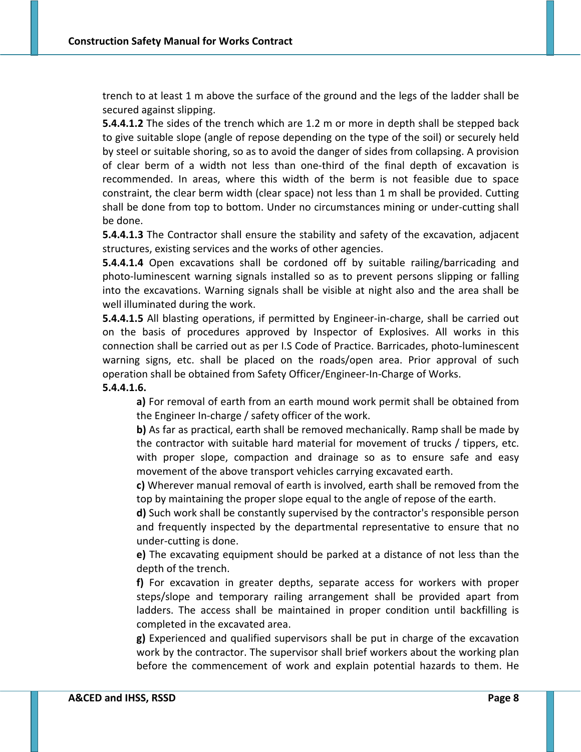trench to at least 1 m above the surface of the ground and the legs of the ladder shall be secured against slipping.

**5.4.4.1.2** The sides of the trench which are 1.2 m or more in depth shall be stepped back to give suitable slope (angle of repose depending on the type of the soil) or securely held by steel or suitable shoring, so as to avoid the danger of sides from collapsing. A provision of clear berm of a width not less than one-third of the final depth of excavation is recommended. In areas, where this width of the berm is not feasible due to space constraint, the clear berm width (clear space) not less than 1 m shall be provided. Cutting shall be done from top to bottom. Under no circumstances mining or under-cutting shall be done.

**5.4.4.1.3** The Contractor shall ensure the stability and safety of the excavation, adjacent structures, existing services and the works of other agencies.

**5.4.4.1.4** Open excavations shall be cordoned off by suitable railing/barricading and photo-luminescent warning signals installed so as to prevent persons slipping or falling into the excavations. Warning signals shall be visible at night also and the area shall be well illuminated during the work.

**5.4.4.1.5** All blasting operations, if permitted by Engineer-in-charge, shall be carried out on the basis of procedures approved by Inspector of Explosives. All works in this connection shall be carried out as per I.S Code of Practice. Barricades, photo-luminescent warning signs, etc. shall be placed on the roads/open area. Prior approval of such operation shall be obtained from Safety Officer/Engineer-In-Charge of Works.

**5.4.4.1.6.**

**a)** For removal of earth from an earth mound work permit shall be obtained from the Engineer In-charge / safety officer of the work.

**b)** As far as practical, earth shall be removed mechanically. Ramp shall be made by the contractor with suitable hard material for movement of trucks / tippers, etc. with proper slope, compaction and drainage so as to ensure safe and easy movement of the above transport vehicles carrying excavated earth.

**c)** Wherever manual removal of earth is involved, earth shall be removed from the top by maintaining the proper slope equal to the angle of repose of the earth.

**d)** Such work shall be constantly supervised by the contractor's responsible person and frequently inspected by the departmental representative to ensure that no under-cutting is done.

**e)** The excavating equipment should be parked at a distance of not less than the depth of the trench.

**f)** For excavation in greater depths, separate access for workers with proper steps/slope and temporary railing arrangement shall be provided apart from ladders. The access shall be maintained in proper condition until backfilling is completed in the excavated area.

**g)** Experienced and qualified supervisors shall be put in charge of the excavation work by the contractor. The supervisor shall brief workers about the working plan before the commencement of work and explain potential hazards to them. He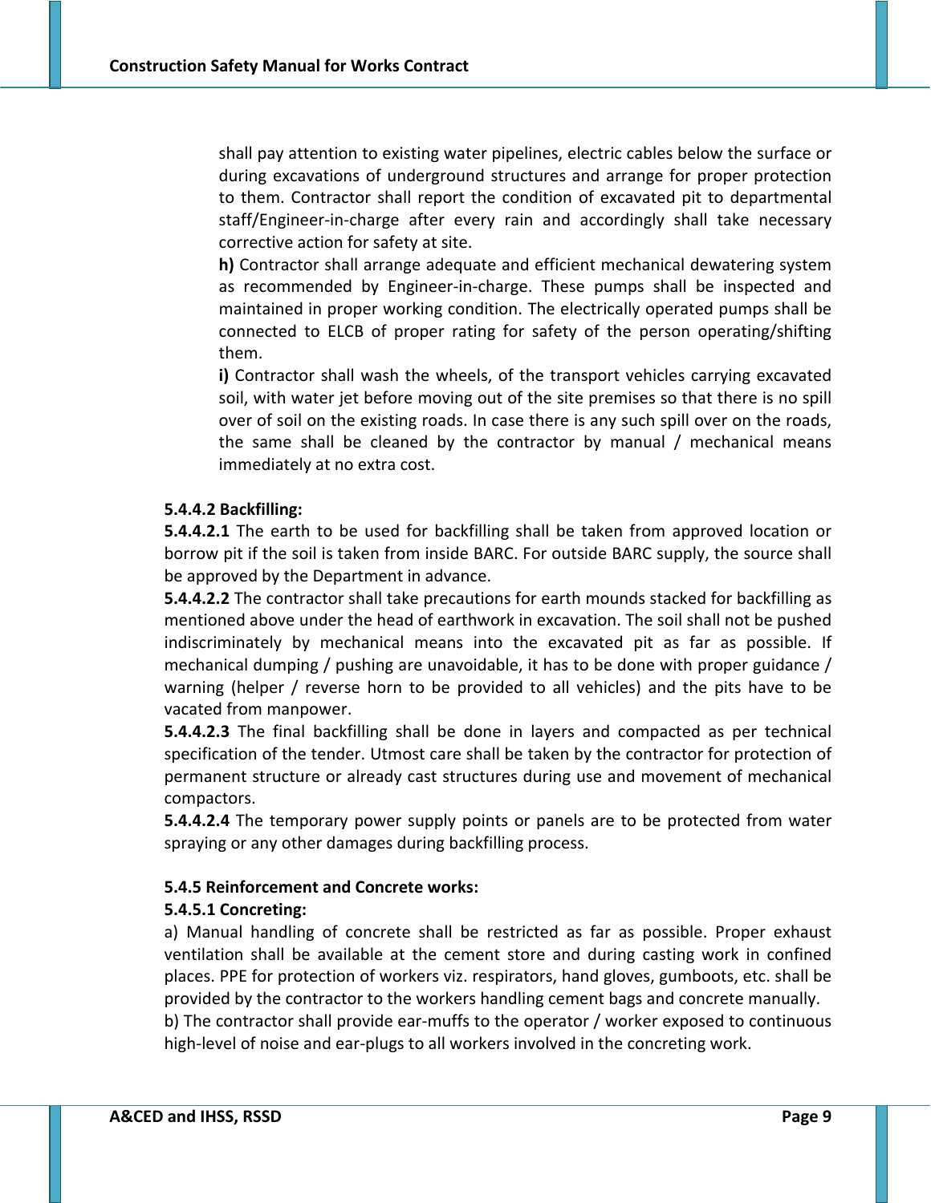shall pay attention to existing water pipelines, electric cables below the surface or during excavations of underground structures and arrange for proper protection to them. Contractor shall report the condition of excavated pit to departmental staff/Engineer-in-charge after every rain and accordingly shall take necessary corrective action for safety at site.

**h)** Contractor shall arrange adequate and efficient mechanical dewatering system as recommended by Engineer-in-charge. These pumps shall be inspected and maintained in proper working condition. The electrically operated pumps shall be connected to ELCB of proper rating for safety of the person operating/shifting them.

**i)** Contractor shall wash the wheels, of the transport vehicles carrying excavated soil, with water jet before moving out of the site premises so that there is no spill over of soil on the existing roads. In case there is any such spill over on the roads, the same shall be cleaned by the contractor by manual / mechanical means immediately at no extra cost.

**5.4.4.2 Backfilling:**

**5.4.4.2.1** The earth to be used for backfilling shall be taken from approved location or borrow pit if the soil is taken from inside BARC. For outside BARC supply, the source shall be approved by the Department in advance.

**5.4.4.2.2** The contractor shall take precautions for earth mounds stacked for backfilling as mentioned above under the head of earthwork in excavation. The soil shall not be pushed indiscriminately by mechanical means into the excavated pit as far as possible. If mechanical dumping / pushing are unavoidable, it has to be done with proper guidance / warning (helper / reverse horn to be provided to all vehicles) and the pits have to be vacated from manpower.

**5.4.4.2.3** The final backfilling shall be done in layers and compacted as per technical specification of the tender. Utmost care shall be taken by the contractor for protection of permanent structure or already cast structures during use and movement of mechanical compactors.

**5.4.4.2.4** The temporary power supply points or panels are to be protected from water spraying or any other damages during backfilling process.

**5.4.5 Reinforcement and Concrete works:**

**5.4.5.1 Concreting:**

a) Manual handling of concrete shall be restricted as far as possible. Proper exhaust ventilation shall be available at the cement store and during casting work in confined places. PPE for protection of workers viz. respirators, hand gloves, gumboots, etc. shall be provided by the contractor to the workers handling cement bags and concrete manually.

b) The contractor shall provide ear-muffs to the operator / worker exposed to continuous high-level of noise and ear-plugs to all workers involved in the concreting work.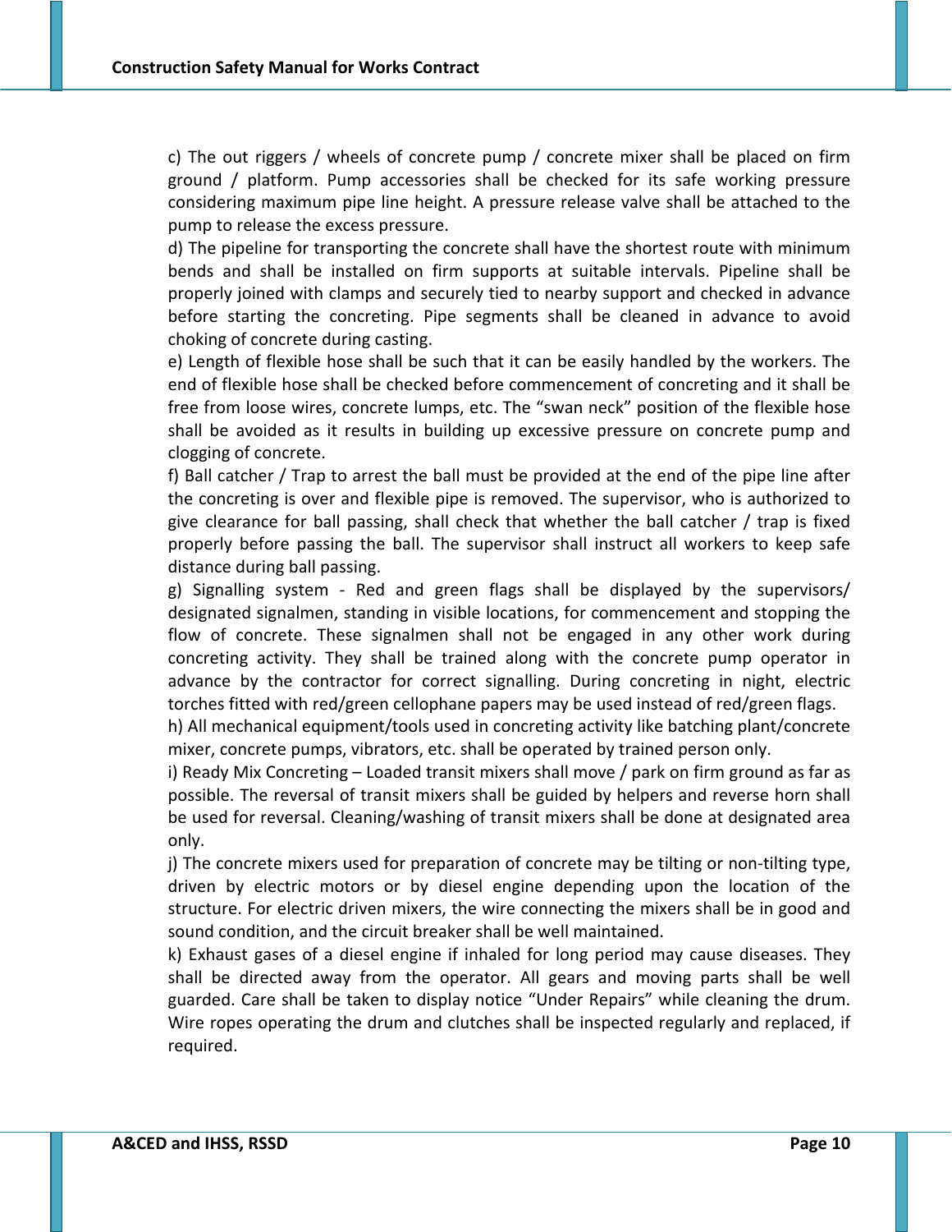c) The out riggers / wheels of concrete pump / concrete mixer shall be placed on firm ground / platform. Pump accessories shall be checked for its safe working pressure considering maximum pipe line height. A pressure release valve shall be attached to the pump to release the excess pressure.

d) The pipeline for transporting the concrete shall have the shortest route with minimum bends and shall be installed on firm supports at suitable intervals. Pipeline shall be properly joined with clamps and securely tied to nearby support and checked in advance before starting the concreting. Pipe segments shall be cleaned in advance to avoid choking of concrete during casting.

e) Length of flexible hose shall be such that it can be easily handled by the workers. The end of flexible hose shall be checked before commencement of concreting and it shall be free from loose wires, concrete lumps, etc. The "swan neck" position of the flexible hose shall be avoided as it results in building up excessive pressure on concrete pump and clogging of concrete.

f) Ball catcher / Trap to arrest the ball must be provided at the end of the pipe line after the concreting is over and flexible pipe is removed. The supervisor, who is authorized to give clearance for ball passing, shall check that whether the ball catcher / trap is fixed properly before passing the ball. The supervisor shall instruct all workers to keep safe distance during ball passing.

g) Signalling system - Red and green flags shall be displayed by the supervisors/ designated signalmen, standing in visible locations, for commencement and stopping the flow of concrete. These signalmen shall not be engaged in any other work during concreting activity. They shall be trained along with the concrete pump operator in advance by the contractor for correct signalling. During concreting in night, electric torches fitted with red/green cellophane papers may be used instead of red/green flags.

h) All mechanical equipment/tools used in concreting activity like batching plant/concrete mixer, concrete pumps, vibrators, etc. shall be operated by trained person only.

i) Ready Mix Concreting – Loaded transit mixers shall move / park on firm ground as far as possible. The reversal of transit mixers shall be guided by helpers and reverse horn shall be used for reversal. Cleaning/washing of transit mixers shall be done at designated area only.

j) The concrete mixers used for preparation of concrete may be tilting or non-tilting type, driven by electric motors or by diesel engine depending upon the location of the structure. For electric driven mixers, the wire connecting the mixers shall be in good and sound condition, and the circuit breaker shall be well maintained.

k) Exhaust gases of a diesel engine if inhaled for long period may cause diseases. They shall be directed away from the operator. All gears and moving parts shall be well guarded. Care shall be taken to display notice "Under Repairs" while cleaning the drum. Wire ropes operating the drum and clutches shall be inspected regularly and replaced, if required.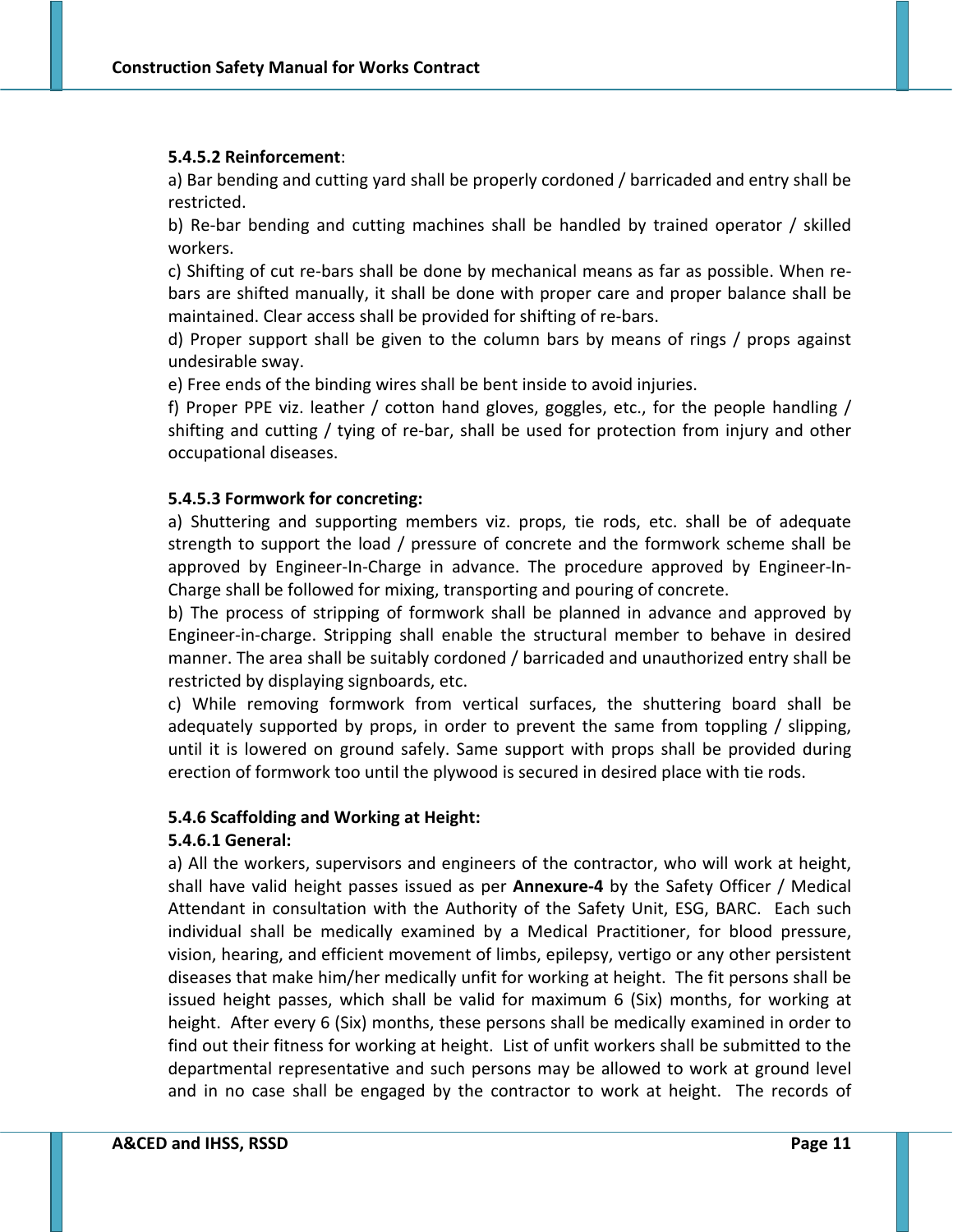**5.4.5.2 Reinforcement**:

a) Bar bending and cutting yard shall be properly cordoned / barricaded and entry shall be restricted.

b) Re-bar bending and cutting machines shall be handled by trained operator / skilled workers.

c) Shifting of cut re-bars shall be done by mechanical means as far as possible. When re-bars are shifted manually, it shall be done with proper care and proper balance shall be maintained. Clear access shall be provided for shifting of re-bars.

d) Proper support shall be given to the column bars by means of rings / props against undesirable sway.

e) Free ends of the binding wires shall be bent inside to avoid injuries.

f) Proper PPE viz. leather / cotton hand gloves, goggles, etc., for the people handling / shifting and cutting / tying of re-bar, shall be used for protection from injury and other occupational diseases.

**5.4.5.3 Formwork for concreting:**

a) Shuttering and supporting members viz. props, tie rods, etc. shall be of adequate strength to support the load / pressure of concrete and the formwork scheme shall be approved by Engineer-In-Charge in advance. The procedure approved by Engineer-In-Charge shall be followed for mixing, transporting and pouring of concrete.

b) The process of stripping of formwork shall be planned in advance and approved by Engineer-in-charge. Stripping shall enable the structural member to behave in desired manner. The area shall be suitably cordoned / barricaded and unauthorized entry shall be restricted by displaying signboards, etc.

c) While removing formwork from vertical surfaces, the shuttering board shall be adequately supported by props, in order to prevent the same from toppling / slipping, until it is lowered on ground safely. Same support with props shall be provided during erection of formwork too until the plywood is secured in desired place with tie rods.

**5.4.6 Scaffolding and Working at Height:**

**5.4.6.1 General:**

a) All the workers, supervisors and engineers of the contractor, who will work at height, shall have valid height passes issued as per **Annexure-4** by the Safety Officer / Medical Attendant in consultation with the Authority of the Safety Unit, ESG, BARC. Each such individual shall be medically examined by a Medical Practitioner, for blood pressure, vision, hearing, and efficient movement of limbs, epilepsy, vertigo or any other persistent diseases that make him/her medically unfit for working at height. The fit persons shall be issued height passes, which shall be valid for maximum 6 (Six) months, for working at height. After every 6 (Six) months, these persons shall be medically examined in order to find out their fitness for working at height. List of unfit workers shall be submitted to the departmental representative and such persons may be allowed to work at ground level and in no case shall be engaged by the contractor to work at height. The records of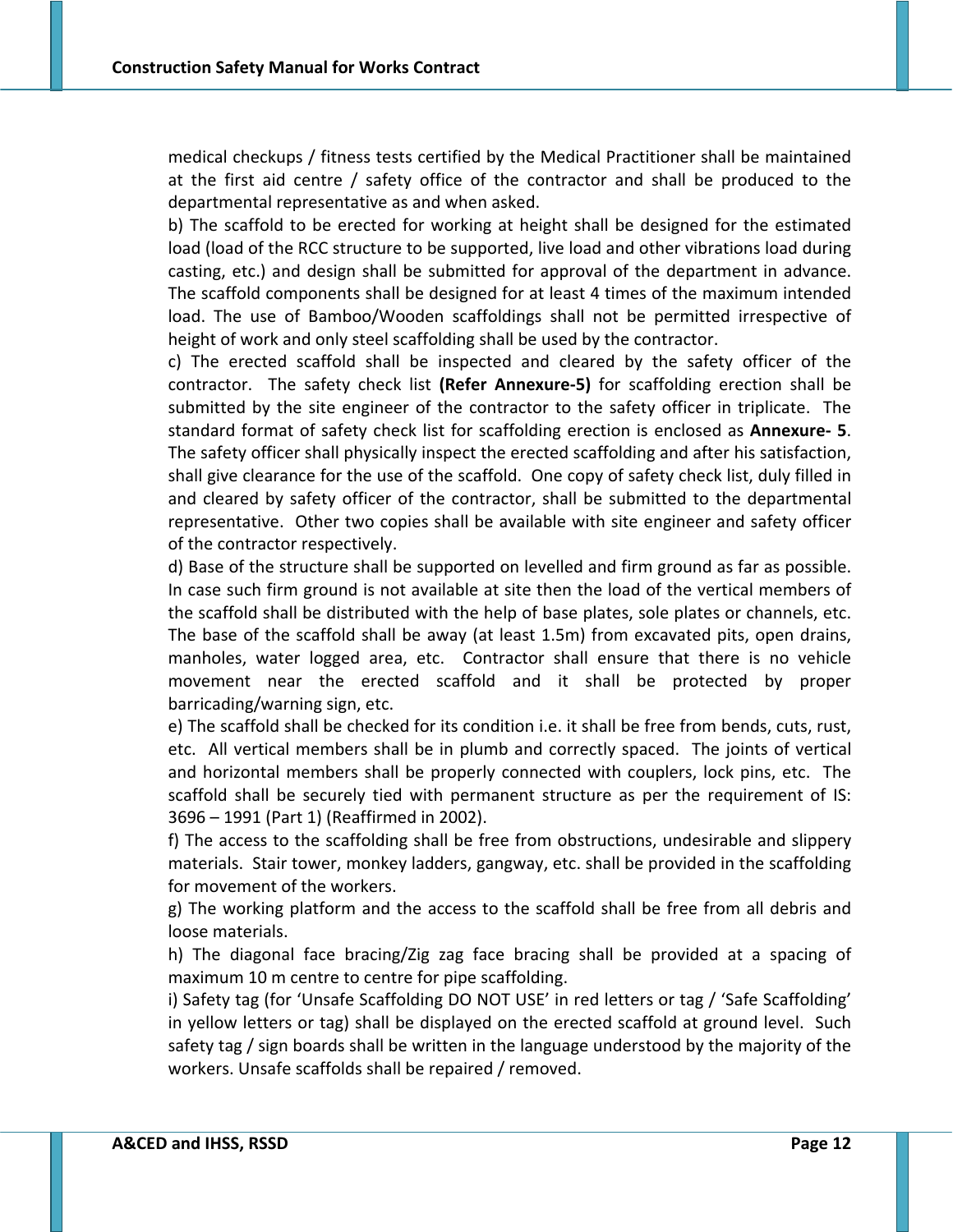medical checkups / fitness tests certified by the Medical Practitioner shall be maintained at the first aid centre / safety office of the contractor and shall be produced to the departmental representative as and when asked.

b) The scaffold to be erected for working at height shall be designed for the estimated load (load of the RCC structure to be supported, live load and other vibrations load during casting, etc.) and design shall be submitted for approval of the department in advance. The scaffold components shall be designed for at least 4 times of the maximum intended load. The use of Bamboo/Wooden scaffoldings shall not be permitted irrespective of height of work and only steel scaffolding shall be used by the contractor.

c) The erected scaffold shall be inspected and cleared by the safety officer of the contractor. The safety check list **(Refer Annexure-5)** for scaffolding erection shall be submitted by the site engineer of the contractor to the safety officer in triplicate. The standard format of safety check list for scaffolding erection is enclosed as **Annexure- 5**. The safety officer shall physically inspect the erected scaffolding and after his satisfaction, shall give clearance for the use of the scaffold. One copy of safety check list, duly filled in and cleared by safety officer of the contractor, shall be submitted to the departmental representative. Other two copies shall be available with site engineer and safety officer of the contractor respectively.

d) Base of the structure shall be supported on levelled and firm ground as far as possible. In case such firm ground is not available at site then the load of the vertical members of the scaffold shall be distributed with the help of base plates, sole plates or channels, etc. The base of the scaffold shall be away (at least 1.5m) from excavated pits, open drains, manholes, water logged area, etc. Contractor shall ensure that there is no vehicle movement near the erected scaffold and it shall be protected by proper barricading/warning sign, etc.

e) The scaffold shall be checked for its condition i.e. it shall be free from bends, cuts, rust, etc. All vertical members shall be in plumb and correctly spaced. The joints of vertical and horizontal members shall be properly connected with couplers, lock pins, etc. The scaffold shall be securely tied with permanent structure as per the requirement of IS: 3696 – 1991 (Part 1) (Reaffirmed in 2002).

f) The access to the scaffolding shall be free from obstructions, undesirable and slippery materials. Stair tower, monkey ladders, gangway, etc. shall be provided in the scaffolding for movement of the workers.

g) The working platform and the access to the scaffold shall be free from all debris and loose materials.

h) The diagonal face bracing/Zig zag face bracing shall be provided at a spacing of maximum 10 m centre to centre for pipe scaffolding.

i) Safety tag (for 'Unsafe Scaffolding DO NOT USE' in red letters or tag / 'Safe Scaffolding' in yellow letters or tag) shall be displayed on the erected scaffold at ground level. Such safety tag / sign boards shall be written in the language understood by the majority of the workers. Unsafe scaffolds shall be repaired / removed.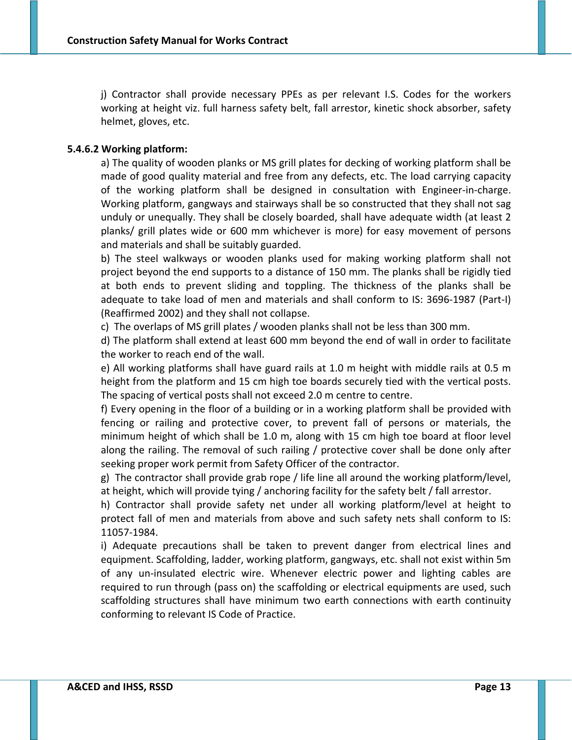j) Contractor shall provide necessary PPEs as per relevant I.S. Codes for the workers working at height viz. full harness safety belt, fall arrestor, kinetic shock absorber, safety helmet, gloves, etc.

**5.4.6.2 Working platform:**

a) The quality of wooden planks or MS grill plates for decking of working platform shall be made of good quality material and free from any defects, etc. The load carrying capacity of the working platform shall be designed in consultation with Engineer-in-charge. Working platform, gangways and stairways shall be so constructed that they shall not sag unduly or unequally. They shall be closely boarded, shall have adequate width (at least 2 planks/ grill plates wide or 600 mm whichever is more) for easy movement of persons and materials and shall be suitably guarded.

b) The steel walkways or wooden planks used for making working platform shall not project beyond the end supports to a distance of 150 mm. The planks shall be rigidly tied at both ends to prevent sliding and toppling. The thickness of the planks shall be adequate to take load of men and materials and shall conform to IS: 3696-1987 (Part-I) (Reaffirmed 2002) and they shall not collapse.

c) The overlaps of MS grill plates / wooden planks shall not be less than 300 mm.

d) The platform shall extend at least 600 mm beyond the end of wall in order to facilitate the worker to reach end of the wall.

e) All working platforms shall have guard rails at 1.0 m height with middle rails at 0.5 m height from the platform and 15 cm high toe boards securely tied with the vertical posts. The spacing of vertical posts shall not exceed 2.0 m centre to centre.

f) Every opening in the floor of a building or in a working platform shall be provided with fencing or railing and protective cover, to prevent fall of persons or materials, the minimum height of which shall be 1.0 m, along with 15 cm high toe board at floor level along the railing. The removal of such railing / protective cover shall be done only after seeking proper work permit from Safety Officer of the contractor.

g) The contractor shall provide grab rope / life line all around the working platform/level, at height, which will provide tying / anchoring facility for the safety belt / fall arrestor.

h) Contractor shall provide safety net under all working platform/level at height to protect fall of men and materials from above and such safety nets shall conform to IS: 11057-1984.

i) Adequate precautions shall be taken to prevent danger from electrical lines and equipment. Scaffolding, ladder, working platform, gangways, etc. shall not exist within 5m of any un-insulated electric wire. Whenever electric power and lighting cables are required to run through (pass on) the scaffolding or electrical equipments are used, such scaffolding structures shall have minimum two earth connections with earth continuity conforming to relevant IS Code of Practice.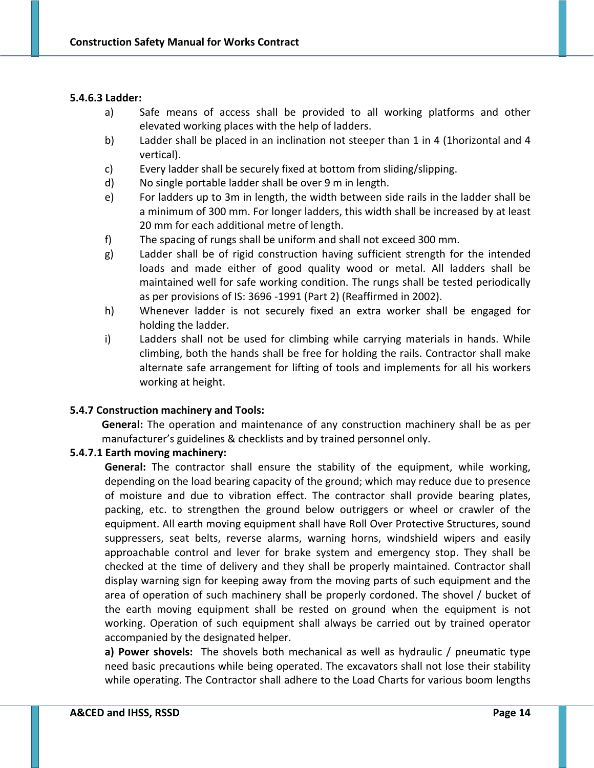#### 5.4.6.3 Ladder:

a) Safe means of access shall be provided to all working platforms and other elevated working places with the help of ladders.

b) Ladder shall be placed in an inclination not steeper than 1 in 4 (1horizontal and 4 vertical).

c) Every ladder shall be securely fixed at bottom from sliding/slipping.

d) No single portable ladder shall be over 9 m in length.

e) For ladders up to 3m in length, the width between side rails in the ladder shall be a minimum of 300 mm. For longer ladders, this width shall be increased by at least 20 mm for each additional metre of length.

f) The spacing of rungs shall be uniform and shall not exceed 300 mm.

g) Ladder shall be of rigid construction having sufficient strength for the intended loads and made either of good quality wood or metal. All ladders shall be maintained well for safe working condition. The rungs shall be tested periodically as per provisions of IS: 3696 -1991 (Part 2) (Reaffirmed in 2002).

h) Whenever ladder is not securely fixed an extra worker shall be engaged for holding the ladder.

i) Ladders shall not be used for climbing while carrying materials in hands. While climbing, both the hands shall be free for holding the rails. Contractor shall make alternate safe arrangement for lifting of tools and implements for all his workers working at height.

### 5.4.7 Construction machinery and Tools:

**General:** The operation and maintenance of any construction machinery shall be as per manufacturer's guidelines & checklists and by trained personnel only.

#### 5.4.7.1 Earth moving machinery:

**General:** The contractor shall ensure the stability of the equipment, while working, depending on the load bearing capacity of the ground; which may reduce due to presence of moisture and due to vibration effect. The contractor shall provide bearing plates, packing, etc. to strengthen the ground below outriggers or wheel or crawler of the equipment. All earth moving equipment shall have Roll Over Protective Structures, sound suppressers, seat belts, reverse alarms, warning horns, windshield wipers and easily approachable control and lever for brake system and emergency stop. They shall be checked at the time of delivery and they shall be properly maintained. Contractor shall display warning sign for keeping away from the moving parts of such equipment and the area of operation of such machinery shall be properly cordoned. The shovel / bucket of the earth moving equipment shall be rested on ground when the equipment is not working. Operation of such equipment shall always be carried out by trained operator accompanied by the designated helper.

**a) Power shovels:** The shovels both mechanical as well as hydraulic / pneumatic type need basic precautions while being operated. The excavators shall not lose their stability while operating. The Contractor shall adhere to the Load Charts for various boom lengths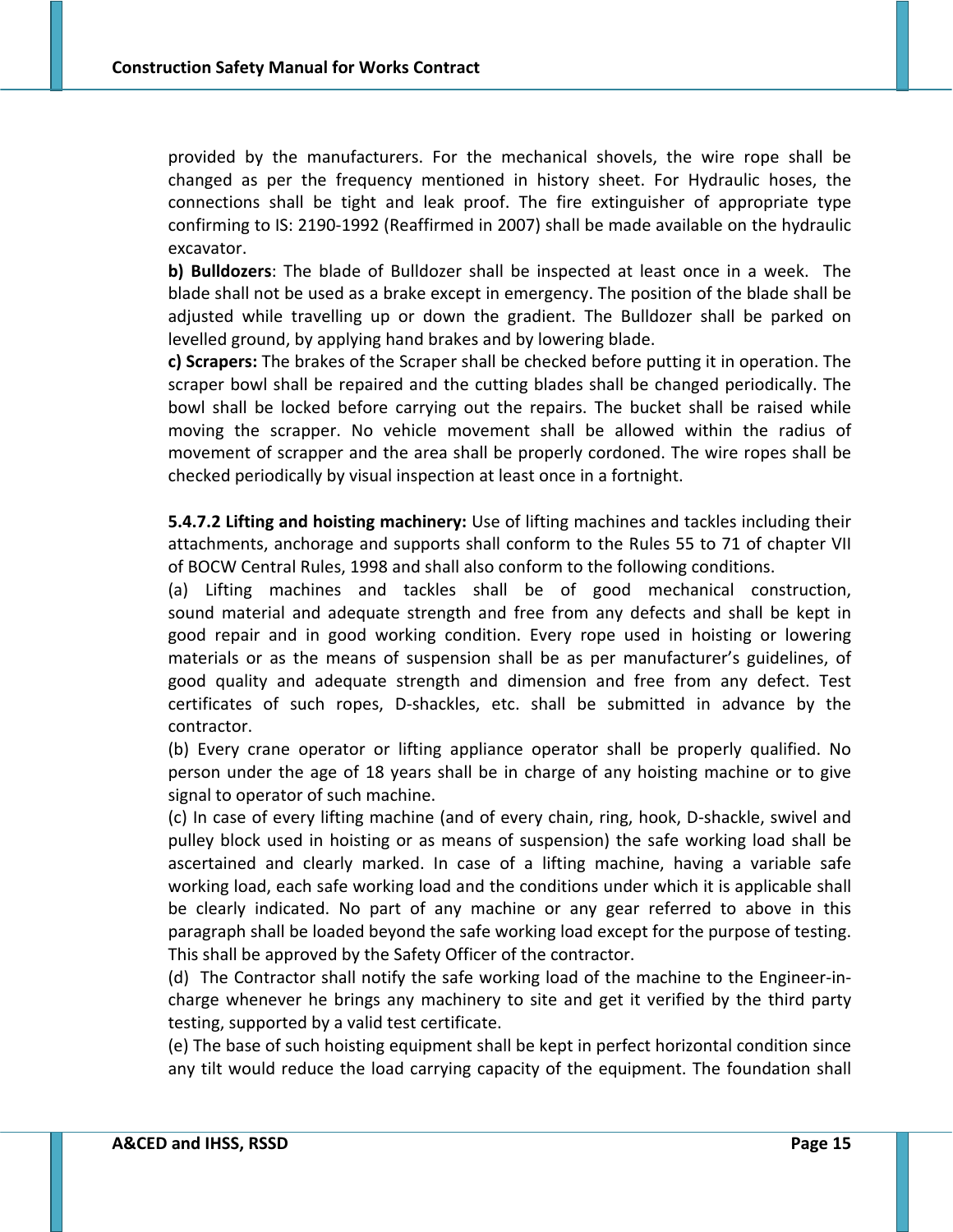provided by the manufacturers. For the mechanical shovels, the wire rope shall be changed as per the frequency mentioned in history sheet. For Hydraulic hoses, the connections shall be tight and leak proof. The fire extinguisher of appropriate type confirming to IS: 2190-1992 (Reaffirmed in 2007) shall be made available on the hydraulic excavator.

**b) Bulldozers**: The blade of Bulldozer shall be inspected at least once in a week. The blade shall not be used as a brake except in emergency. The position of the blade shall be adjusted while travelling up or down the gradient. The Bulldozer shall be parked on levelled ground, by applying hand brakes and by lowering blade.

**c) Scrapers:** The brakes of the Scraper shall be checked before putting it in operation. The scraper bowl shall be repaired and the cutting blades shall be changed periodically. The bowl shall be locked before carrying out the repairs. The bucket shall be raised while moving the scrapper. No vehicle movement shall be allowed within the radius of movement of scrapper and the area shall be properly cordoned. The wire ropes shall be checked periodically by visual inspection at least once in a fortnight.

**5.4.7.2 Lifting and hoisting machinery:** Use of lifting machines and tackles including their attachments, anchorage and supports shall conform to the Rules 55 to 71 of chapter VII of BOCW Central Rules, 1998 and shall also conform to the following conditions.

(a) Lifting machines and tackles shall be of good mechanical construction, sound material and adequate strength and free from any defects and shall be kept in good repair and in good working condition. Every rope used in hoisting or lowering materials or as the means of suspension shall be as per manufacturer's guidelines, of good quality and adequate strength and dimension and free from any defect. Test certificates of such ropes, D-shackles, etc. shall be submitted in advance by the contractor.

(b) Every crane operator or lifting appliance operator shall be properly qualified. No person under the age of 18 years shall be in charge of any hoisting machine or to give signal to operator of such machine.

(c) In case of every lifting machine (and of every chain, ring, hook, D-shackle, swivel and pulley block used in hoisting or as means of suspension) the safe working load shall be ascertained and clearly marked. In case of a lifting machine, having a variable safe working load, each safe working load and the conditions under which it is applicable shall be clearly indicated. No part of any machine or any gear referred to above in this paragraph shall be loaded beyond the safe working load except for the purpose of testing. This shall be approved by the Safety Officer of the contractor.

(d) The Contractor shall notify the safe working load of the machine to the Engineer-in-charge whenever he brings any machinery to site and get it verified by the third party testing, supported by a valid test certificate.

(e) The base of such hoisting equipment shall be kept in perfect horizontal condition since any tilt would reduce the load carrying capacity of the equipment. The foundation shall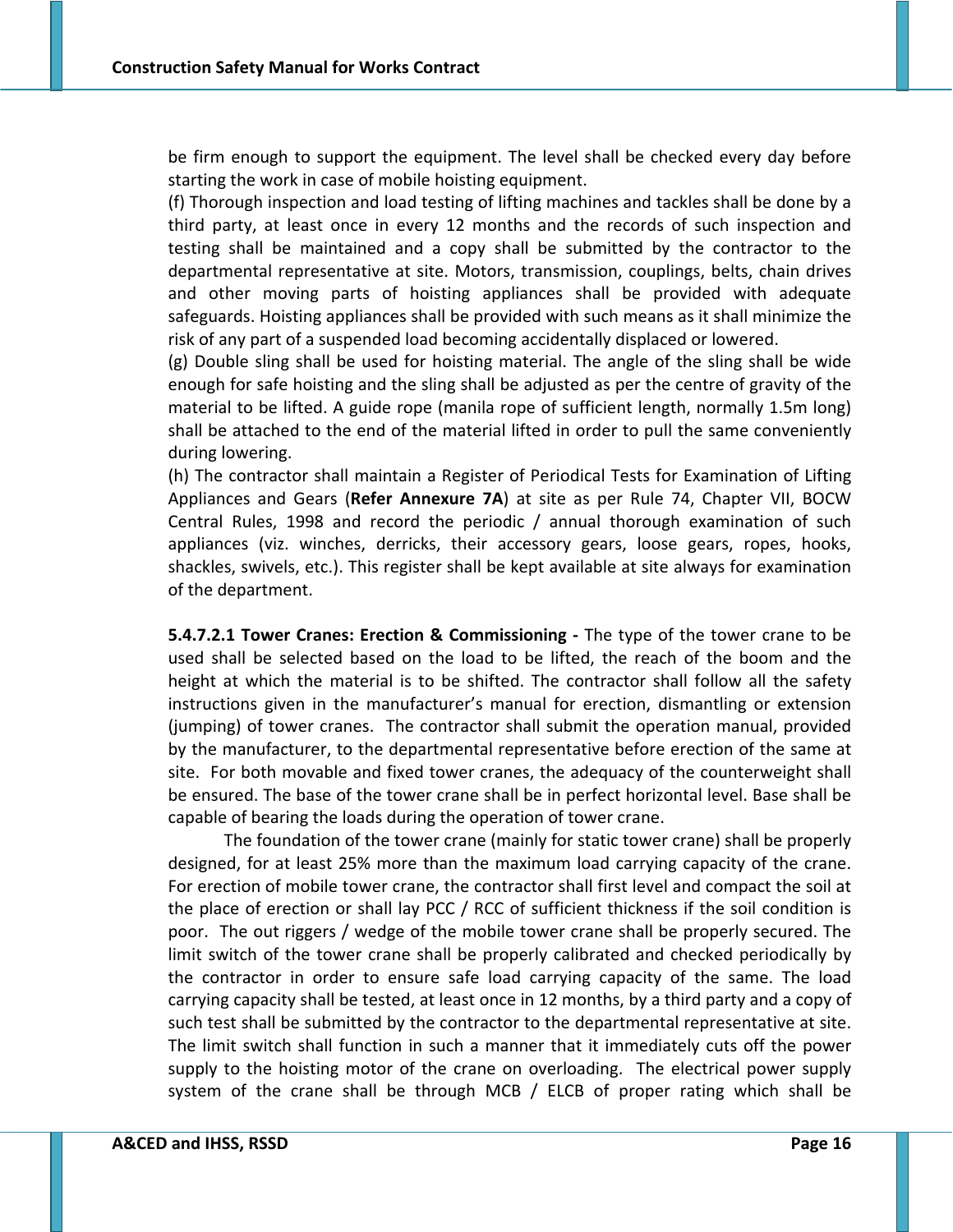be firm enough to support the equipment. The level shall be checked every day before starting the work in case of mobile hoisting equipment.

(f) Thorough inspection and load testing of lifting machines and tackles shall be done by a third party, at least once in every 12 months and the records of such inspection and testing shall be maintained and a copy shall be submitted by the contractor to the departmental representative at site. Motors, transmission, couplings, belts, chain drives and other moving parts of hoisting appliances shall be provided with adequate safeguards. Hoisting appliances shall be provided with such means as it shall minimize the risk of any part of a suspended load becoming accidentally displaced or lowered.

(g) Double sling shall be used for hoisting material. The angle of the sling shall be wide enough for safe hoisting and the sling shall be adjusted as per the centre of gravity of the material to be lifted. A guide rope (manila rope of sufficient length, normally 1.5m long) shall be attached to the end of the material lifted in order to pull the same conveniently during lowering.

(h) The contractor shall maintain a Register of Periodical Tests for Examination of Lifting Appliances and Gears (**Refer Annexure 7A**) at site as per Rule 74, Chapter VII, BOCW Central Rules, 1998 and record the periodic / annual thorough examination of such appliances (viz. winches, derricks, their accessory gears, loose gears, ropes, hooks, shackles, swivels, etc.). This register shall be kept available at site always for examination of the department.

**5.4.7.2.1 Tower Cranes: Erection & Commissioning -** The type of the tower crane to be used shall be selected based on the load to be lifted, the reach of the boom and the height at which the material is to be shifted. The contractor shall follow all the safety instructions given in the manufacturer's manual for erection, dismantling or extension (jumping) of tower cranes. The contractor shall submit the operation manual, provided by the manufacturer, to the departmental representative before erection of the same at site. For both movable and fixed tower cranes, the adequacy of the counterweight shall be ensured. The base of the tower crane shall be in perfect horizontal level. Base shall be capable of bearing the loads during the operation of tower crane.

The foundation of the tower crane (mainly for static tower crane) shall be properly designed, for at least 25% more than the maximum load carrying capacity of the crane. For erection of mobile tower crane, the contractor shall first level and compact the soil at the place of erection or shall lay PCC / RCC of sufficient thickness if the soil condition is poor. The out riggers / wedge of the mobile tower crane shall be properly secured. The limit switch of the tower crane shall be properly calibrated and checked periodically by the contractor in order to ensure safe load carrying capacity of the same. The load carrying capacity shall be tested, at least once in 12 months, by a third party and a copy of such test shall be submitted by the contractor to the departmental representative at site. The limit switch shall function in such a manner that it immediately cuts off the power supply to the hoisting motor of the crane on overloading. The electrical power supply system of the crane shall be through MCB / ELCB of proper rating which shall be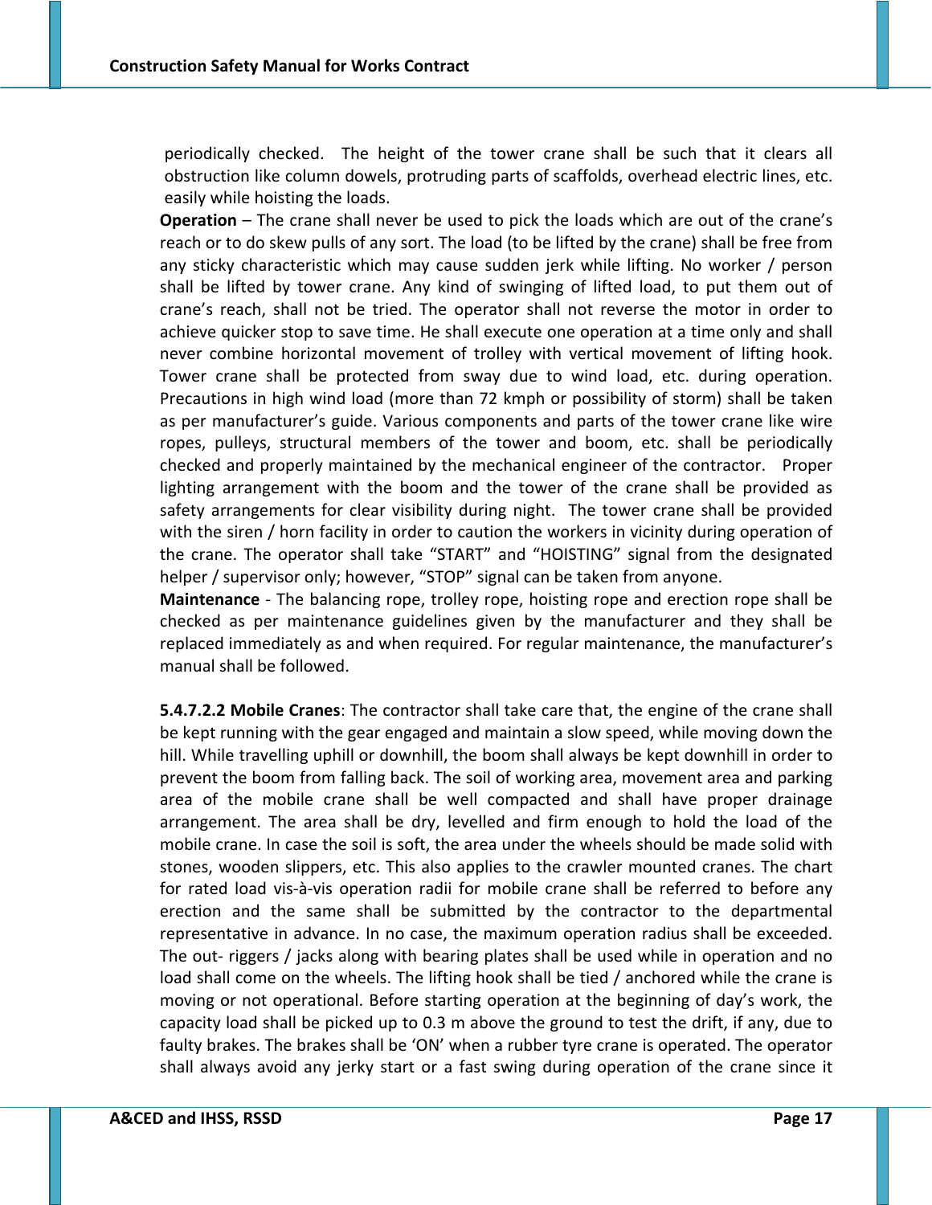periodically checked. The height of the tower crane shall be such that it clears all obstruction like column dowels, protruding parts of scaffolds, overhead electric lines, etc. easily while hoisting the loads.

**Operation** – The crane shall never be used to pick the loads which are out of the crane's reach or to do skew pulls of any sort. The load (to be lifted by the crane) shall be free from any sticky characteristic which may cause sudden jerk while lifting. No worker / person shall be lifted by tower crane. Any kind of swinging of lifted load, to put them out of crane's reach, shall not be tried. The operator shall not reverse the motor in order to achieve quicker stop to save time. He shall execute one operation at a time only and shall never combine horizontal movement of trolley with vertical movement of lifting hook. Tower crane shall be protected from sway due to wind load, etc. during operation. Precautions in high wind load (more than 72 kmph or possibility of storm) shall be taken as per manufacturer's guide. Various components and parts of the tower crane like wire ropes, pulleys, structural members of the tower and boom, etc. shall be periodically checked and properly maintained by the mechanical engineer of the contractor. Proper lighting arrangement with the boom and the tower of the crane shall be provided as safety arrangements for clear visibility during night. The tower crane shall be provided with the siren / horn facility in order to caution the workers in vicinity during operation of the crane. The operator shall take "START" and "HOISTING" signal from the designated helper / supervisor only; however, "STOP" signal can be taken from anyone.

**Maintenance** - The balancing rope, trolley rope, hoisting rope and erection rope shall be checked as per maintenance guidelines given by the manufacturer and they shall be replaced immediately as and when required. For regular maintenance, the manufacturer's manual shall be followed.

**5.4.7.2.2 Mobile Cranes**: The contractor shall take care that, the engine of the crane shall be kept running with the gear engaged and maintain a slow speed, while moving down the hill. While travelling uphill or downhill, the boom shall always be kept downhill in order to prevent the boom from falling back. The soil of working area, movement area and parking area of the mobile crane shall be well compacted and shall have proper drainage arrangement. The area shall be dry, levelled and firm enough to hold the load of the mobile crane. In case the soil is soft, the area under the wheels should be made solid with stones, wooden slippers, etc. This also applies to the crawler mounted cranes. The chart for rated load vis-à-vis operation radii for mobile crane shall be referred to before any erection and the same shall be submitted by the contractor to the departmental representative in advance. In no case, the maximum operation radius shall be exceeded. The out- riggers / jacks along with bearing plates shall be used while in operation and no load shall come on the wheels. The lifting hook shall be tied / anchored while the crane is moving or not operational. Before starting operation at the beginning of day's work, the capacity load shall be picked up to 0.3 m above the ground to test the drift, if any, due to faulty brakes. The brakes shall be 'ON' when a rubber tyre crane is operated. The operator shall always avoid any jerky start or a fast swing during operation of the crane since it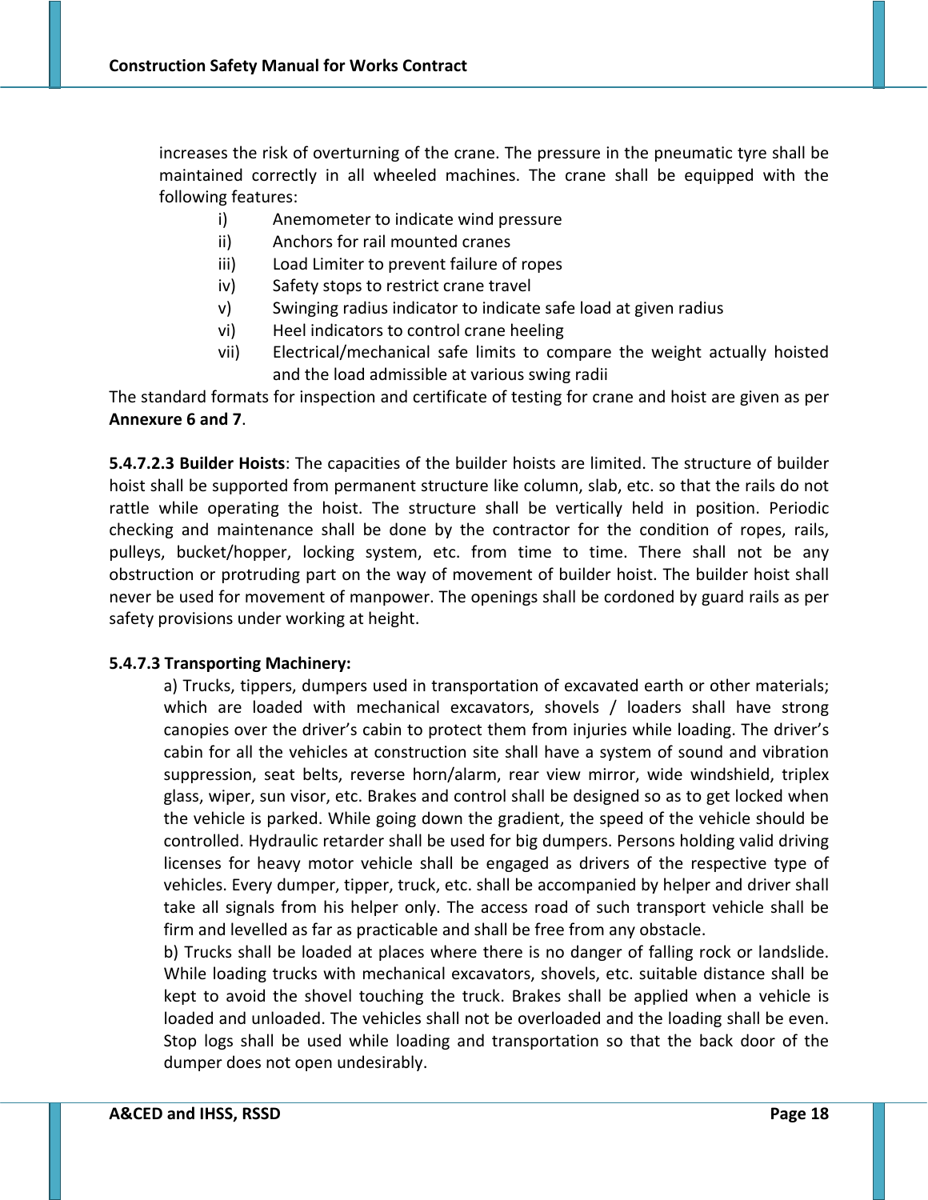increases the risk of overturning of the crane. The pressure in the pneumatic tyre shall be maintained correctly in all wheeled machines. The crane shall be equipped with the following features:

i) Anemometer to indicate wind pressure
ii) Anchors for rail mounted cranes
iii) Load Limiter to prevent failure of ropes
iv) Safety stops to restrict crane travel
v) Swinging radius indicator to indicate safe load at given radius
vi) Heel indicators to control crane heeling
vii) Electrical/mechanical safe limits to compare the weight actually hoisted and the load admissible at various swing radii

The standard formats for inspection and certificate of testing for crane and hoist are given as per **Annexure 6 and 7**.

**5.4.7.2.3 Builder Hoists**: The capacities of the builder hoists are limited. The structure of builder hoist shall be supported from permanent structure like column, slab, etc. so that the rails do not rattle while operating the hoist. The structure shall be vertically held in position. Periodic checking and maintenance shall be done by the contractor for the condition of ropes, rails, pulleys, bucket/hopper, locking system, etc. from time to time. There shall not be any obstruction or protruding part on the way of movement of builder hoist. The builder hoist shall never be used for movement of manpower. The openings shall be cordoned by guard rails as per safety provisions under working at height.

**5.4.7.3 Transporting Machinery:**

a) Trucks, tippers, dumpers used in transportation of excavated earth or other materials; which are loaded with mechanical excavators, shovels / loaders shall have strong canopies over the driver's cabin to protect them from injuries while loading. The driver's cabin for all the vehicles at construction site shall have a system of sound and vibration suppression, seat belts, reverse horn/alarm, rear view mirror, wide windshield, triplex glass, wiper, sun visor, etc. Brakes and control shall be designed so as to get locked when the vehicle is parked. While going down the gradient, the speed of the vehicle should be controlled. Hydraulic retarder shall be used for big dumpers. Persons holding valid driving licenses for heavy motor vehicle shall be engaged as drivers of the respective type of vehicles. Every dumper, tipper, truck, etc. shall be accompanied by helper and driver shall take all signals from his helper only. The access road of such transport vehicle shall be firm and levelled as far as practicable and shall be free from any obstacle.

b) Trucks shall be loaded at places where there is no danger of falling rock or landslide. While loading trucks with mechanical excavators, shovels, etc. suitable distance shall be kept to avoid the shovel touching the truck. Brakes shall be applied when a vehicle is loaded and unloaded. The vehicles shall not be overloaded and the loading shall be even. Stop logs shall be used while loading and transportation so that the back door of the dumper does not open undesirably.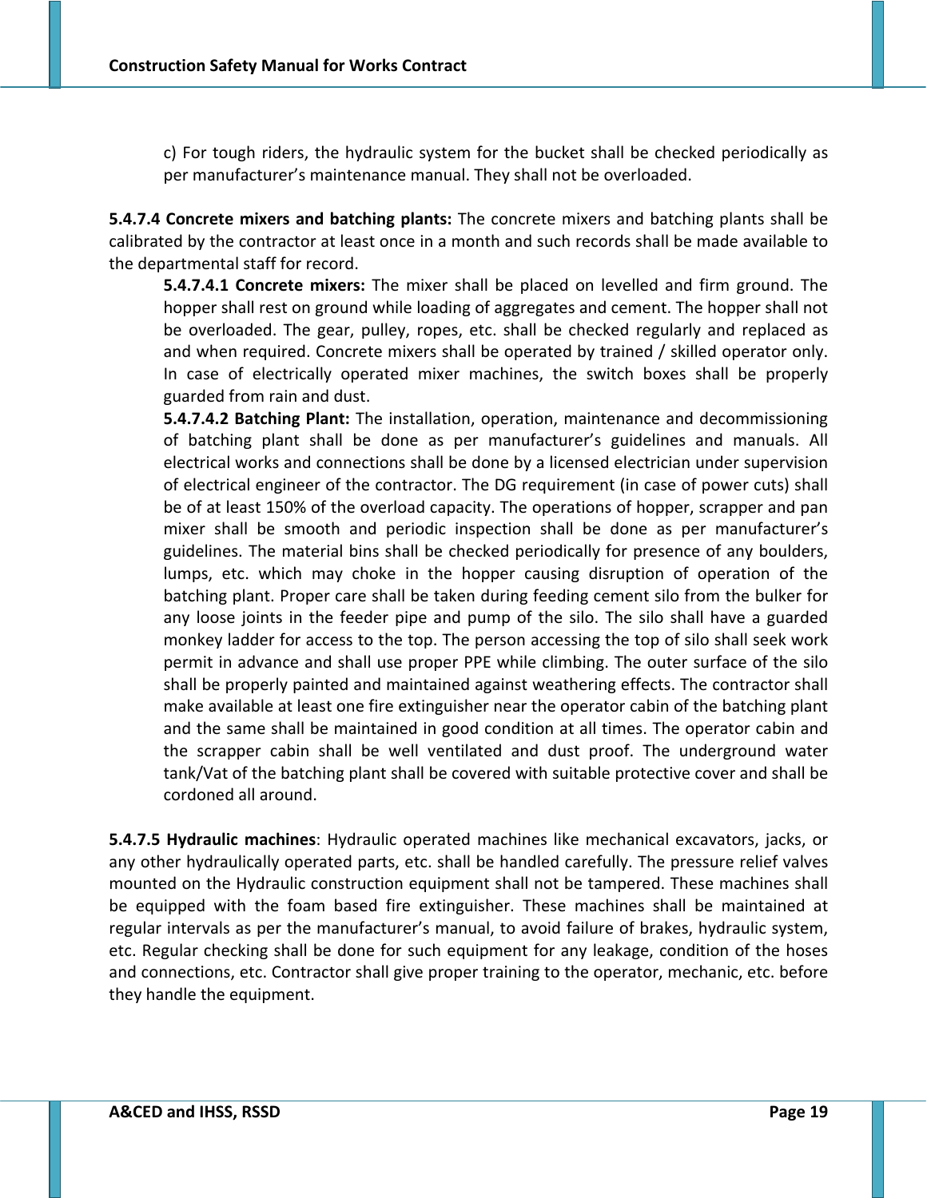c) For tough riders, the hydraulic system for the bucket shall be checked periodically as per manufacturer's maintenance manual. They shall not be overloaded.

**5.4.7.4 Concrete mixers and batching plants:** The concrete mixers and batching plants shall be calibrated by the contractor at least once in a month and such records shall be made available to the departmental staff for record.

**5.4.7.4.1 Concrete mixers:** The mixer shall be placed on levelled and firm ground. The hopper shall rest on ground while loading of aggregates and cement. The hopper shall not be overloaded. The gear, pulley, ropes, etc. shall be checked regularly and replaced as and when required. Concrete mixers shall be operated by trained / skilled operator only. In case of electrically operated mixer machines, the switch boxes shall be properly guarded from rain and dust.

**5.4.7.4.2 Batching Plant:** The installation, operation, maintenance and decommissioning of batching plant shall be done as per manufacturer's guidelines and manuals. All electrical works and connections shall be done by a licensed electrician under supervision of electrical engineer of the contractor. The DG requirement (in case of power cuts) shall be of at least 150% of the overload capacity. The operations of hopper, scrapper and pan mixer shall be smooth and periodic inspection shall be done as per manufacturer's guidelines. The material bins shall be checked periodically for presence of any boulders, lumps, etc. which may choke in the hopper causing disruption of operation of the batching plant. Proper care shall be taken during feeding cement silo from the bulker for any loose joints in the feeder pipe and pump of the silo. The silo shall have a guarded monkey ladder for access to the top. The person accessing the top of silo shall seek work permit in advance and shall use proper PPE while climbing. The outer surface of the silo shall be properly painted and maintained against weathering effects. The contractor shall make available at least one fire extinguisher near the operator cabin of the batching plant and the same shall be maintained in good condition at all times. The operator cabin and the scrapper cabin shall be well ventilated and dust proof. The underground water tank/Vat of the batching plant shall be covered with suitable protective cover and shall be cordoned all around.

**5.4.7.5 Hydraulic machines**: Hydraulic operated machines like mechanical excavators, jacks, or any other hydraulically operated parts, etc. shall be handled carefully. The pressure relief valves mounted on the Hydraulic construction equipment shall not be tampered. These machines shall be equipped with the foam based fire extinguisher. These machines shall be maintained at regular intervals as per the manufacturer's manual, to avoid failure of brakes, hydraulic system, etc. Regular checking shall be done for such equipment for any leakage, condition of the hoses and connections, etc. Contractor shall give proper training to the operator, mechanic, etc. before they handle the equipment.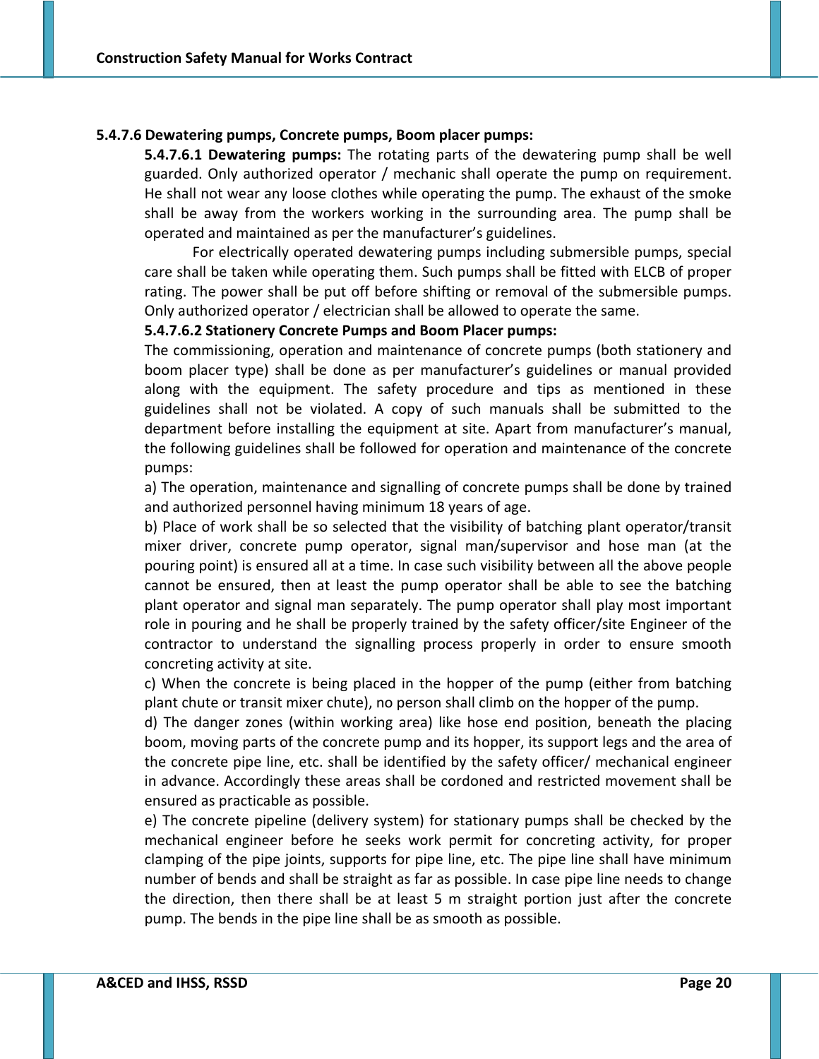### 5.4.7.6 Dewatering pumps, Concrete pumps, Boom placer pumps:

**5.4.7.6.1 Dewatering pumps:** The rotating parts of the dewatering pump shall be well guarded. Only authorized operator / mechanic shall operate the pump on requirement. He shall not wear any loose clothes while operating the pump. The exhaust of the smoke shall be away from the workers working in the surrounding area. The pump shall be operated and maintained as per the manufacturer's guidelines.

For electrically operated dewatering pumps including submersible pumps, special care shall be taken while operating them. Such pumps shall be fitted with ELCB of proper rating. The power shall be put off before shifting or removal of the submersible pumps. Only authorized operator / electrician shall be allowed to operate the same.

**5.4.7.6.2 Stationery Concrete Pumps and Boom Placer pumps:**

The commissioning, operation and maintenance of concrete pumps (both stationery and boom placer type) shall be done as per manufacturer's guidelines or manual provided along with the equipment. The safety procedure and tips as mentioned in these guidelines shall not be violated. A copy of such manuals shall be submitted to the department before installing the equipment at site. Apart from manufacturer's manual, the following guidelines shall be followed for operation and maintenance of the concrete pumps:

a) The operation, maintenance and signalling of concrete pumps shall be done by trained and authorized personnel having minimum 18 years of age.

b) Place of work shall be so selected that the visibility of batching plant operator/transit mixer driver, concrete pump operator, signal man/supervisor and hose man (at the pouring point) is ensured all at a time. In case such visibility between all the above people cannot be ensured, then at least the pump operator shall be able to see the batching plant operator and signal man separately. The pump operator shall play most important role in pouring and he shall be properly trained by the safety officer/site Engineer of the contractor to understand the signalling process properly in order to ensure smooth concreting activity at site.

c) When the concrete is being placed in the hopper of the pump (either from batching plant chute or transit mixer chute), no person shall climb on the hopper of the pump.

d) The danger zones (within working area) like hose end position, beneath the placing boom, moving parts of the concrete pump and its hopper, its support legs and the area of the concrete pipe line, etc. shall be identified by the safety officer/ mechanical engineer in advance. Accordingly these areas shall be cordoned and restricted movement shall be ensured as practicable as possible.

e) The concrete pipeline (delivery system) for stationary pumps shall be checked by the mechanical engineer before he seeks work permit for concreting activity, for proper clamping of the pipe joints, supports for pipe line, etc. The pipe line shall have minimum number of bends and shall be straight as far as possible. In case pipe line needs to change the direction, then there shall be at least 5 m straight portion just after the concrete pump. The bends in the pipe line shall be as smooth as possible.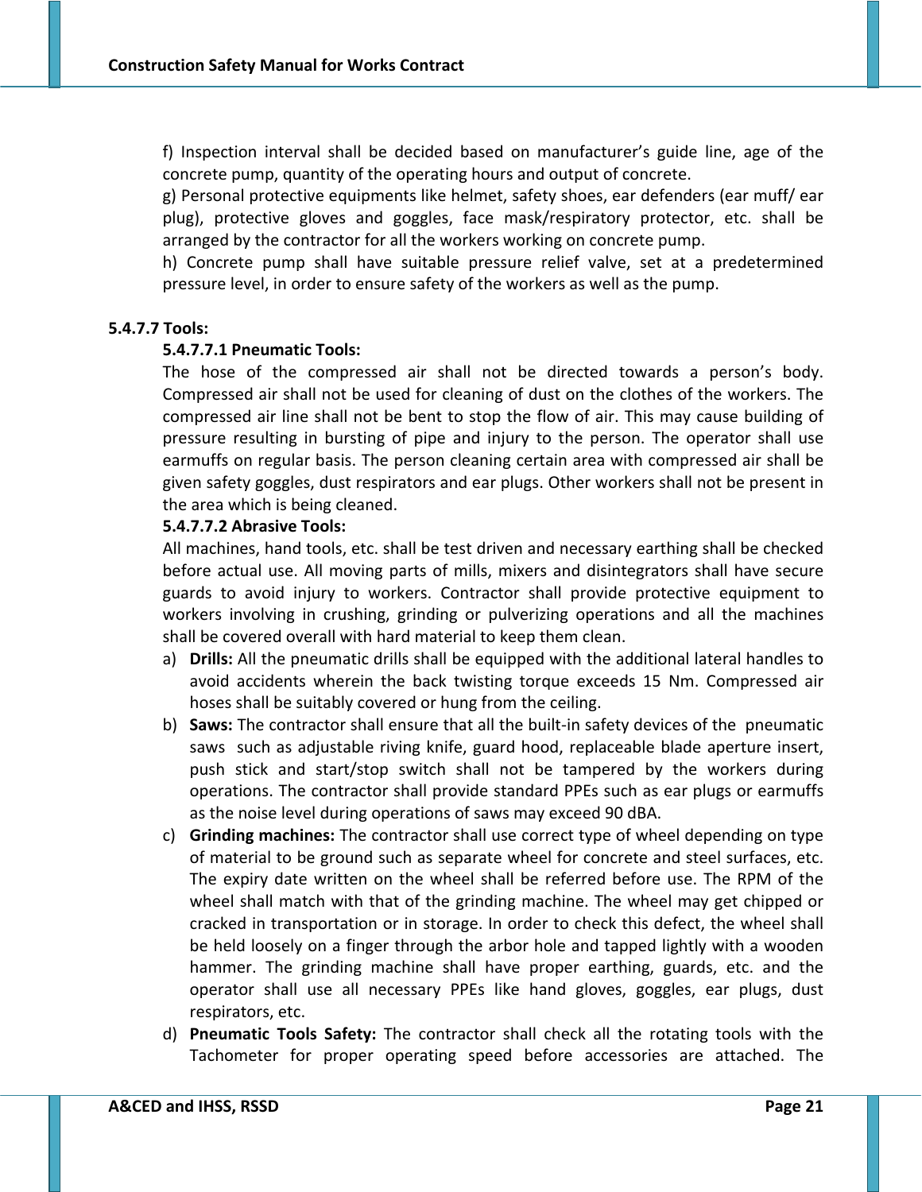f) Inspection interval shall be decided based on manufacturer's guide line, age of the concrete pump, quantity of the operating hours and output of concrete.

g) Personal protective equipments like helmet, safety shoes, ear defenders (ear muff/ ear plug), protective gloves and goggles, face mask/respiratory protector, etc. shall be arranged by the contractor for all the workers working on concrete pump.

h) Concrete pump shall have suitable pressure relief valve, set at a predetermined pressure level, in order to ensure safety of the workers as well as the pump.

### 5.4.7.7 Tools:

#### 5.4.7.7.1 Pneumatic Tools:

The hose of the compressed air shall not be directed towards a person's body. Compressed air shall not be used for cleaning of dust on the clothes of the workers. The compressed air line shall not be bent to stop the flow of air. This may cause building of pressure resulting in bursting of pipe and injury to the person. The operator shall use earmuffs on regular basis. The person cleaning certain area with compressed air shall be given safety goggles, dust respirators and ear plugs. Other workers shall not be present in the area which is being cleaned.

#### 5.4.7.7.2 Abrasive Tools:

All machines, hand tools, etc. shall be test driven and necessary earthing shall be checked before actual use. All moving parts of mills, mixers and disintegrators shall have secure guards to avoid injury to workers. Contractor shall provide protective equipment to workers involving in crushing, grinding or pulverizing operations and all the machines shall be covered overall with hard material to keep them clean.

a) **Drills:** All the pneumatic drills shall be equipped with the additional lateral handles to avoid accidents wherein the back twisting torque exceeds 15 Nm. Compressed air hoses shall be suitably covered or hung from the ceiling.

b) **Saws:** The contractor shall ensure that all the built-in safety devices of the pneumatic saws such as adjustable riving knife, guard hood, replaceable blade aperture insert, push stick and start/stop switch shall not be tampered by the workers during operations. The contractor shall provide standard PPEs such as ear plugs or earmuffs as the noise level during operations of saws may exceed 90 dBA.

c) **Grinding machines:** The contractor shall use correct type of wheel depending on type of material to be ground such as separate wheel for concrete and steel surfaces, etc. The expiry date written on the wheel shall be referred before use. The RPM of the wheel shall match with that of the grinding machine. The wheel may get chipped or cracked in transportation or in storage. In order to check this defect, the wheel shall be held loosely on a finger through the arbor hole and tapped lightly with a wooden hammer. The grinding machine shall have proper earthing, guards, etc. and the operator shall use all necessary PPEs like hand gloves, goggles, ear plugs, dust respirators, etc.

d) **Pneumatic Tools Safety:** The contractor shall check all the rotating tools with the Tachometer for proper operating speed before accessories are attached. The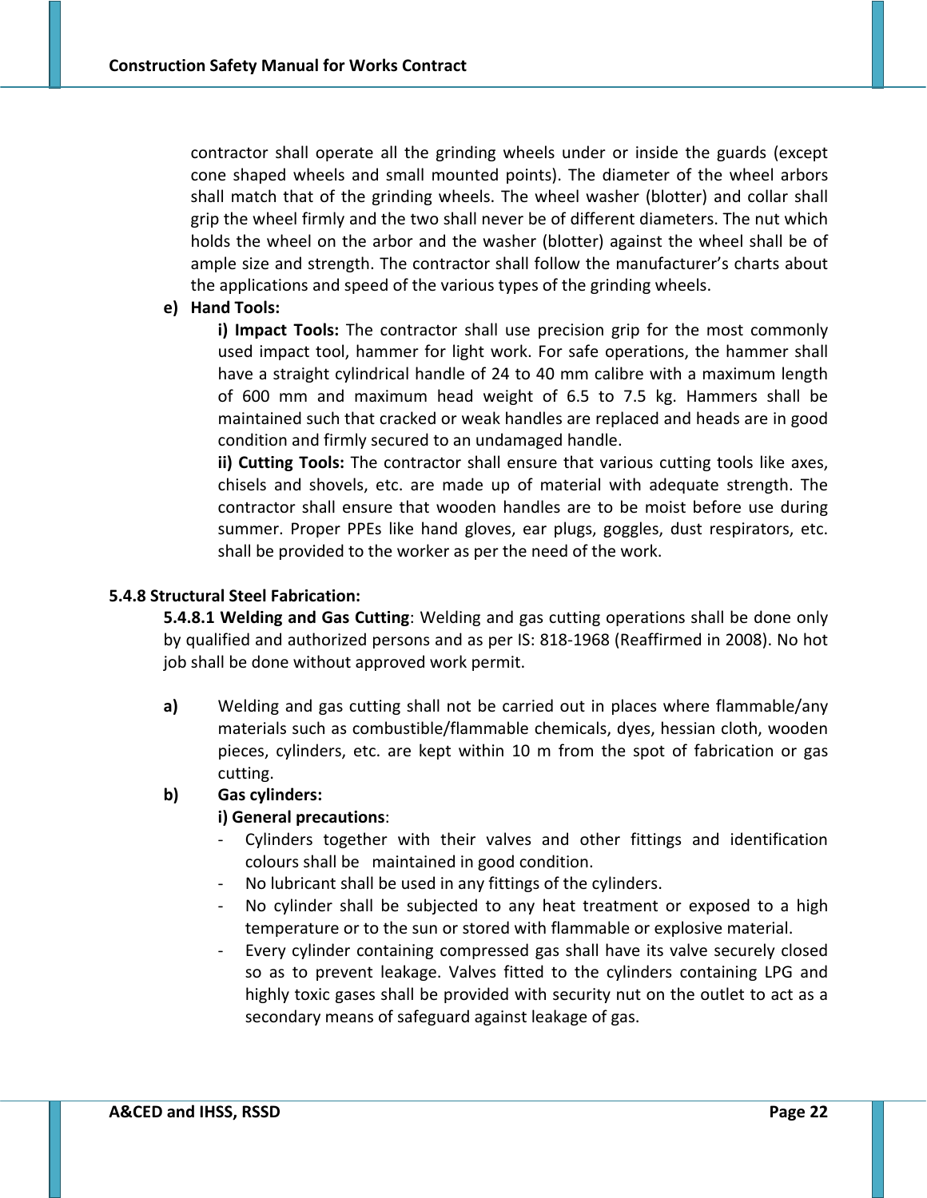contractor shall operate all the grinding wheels under or inside the guards (except cone shaped wheels and small mounted points). The diameter of the wheel arbors shall match that of the grinding wheels. The wheel washer (blotter) and collar shall grip the wheel firmly and the two shall never be of different diameters. The nut which holds the wheel on the arbor and the washer (blotter) against the wheel shall be of ample size and strength. The contractor shall follow the manufacturer's charts about the applications and speed of the various types of the grinding wheels.

**e) Hand Tools:**

**i) Impact Tools:** The contractor shall use precision grip for the most commonly used impact tool, hammer for light work. For safe operations, the hammer shall have a straight cylindrical handle of 24 to 40 mm calibre with a maximum length of 600 mm and maximum head weight of 6.5 to 7.5 kg. Hammers shall be maintained such that cracked or weak handles are replaced and heads are in good condition and firmly secured to an undamaged handle.

**ii) Cutting Tools:** The contractor shall ensure that various cutting tools like axes, chisels and shovels, etc. are made up of material with adequate strength. The contractor shall ensure that wooden handles are to be moist before use during summer. Proper PPEs like hand gloves, ear plugs, goggles, dust respirators, etc. shall be provided to the worker as per the need of the work.

**5.4.8 Structural Steel Fabrication:**

**5.4.8.1 Welding and Gas Cutting**: Welding and gas cutting operations shall be done only by qualified and authorized persons and as per IS: 818-1968 (Reaffirmed in 2008). No hot job shall be done without approved work permit.

**a)** Welding and gas cutting shall not be carried out in places where flammable/any materials such as combustible/flammable chemicals, dyes, hessian cloth, wooden pieces, cylinders, etc. are kept within 10 m from the spot of fabrication or gas cutting.

**b) Gas cylinders:**

**i) General precautions**:

- Cylinders together with their valves and other fittings and identification colours shall be maintained in good condition.
- No lubricant shall be used in any fittings of the cylinders.
- No cylinder shall be subjected to any heat treatment or exposed to a high temperature or to the sun or stored with flammable or explosive material.
- Every cylinder containing compressed gas shall have its valve securely closed so as to prevent leakage. Valves fitted to the cylinders containing LPG and highly toxic gases shall be provided with security nut on the outlet to act as a secondary means of safeguard against leakage of gas.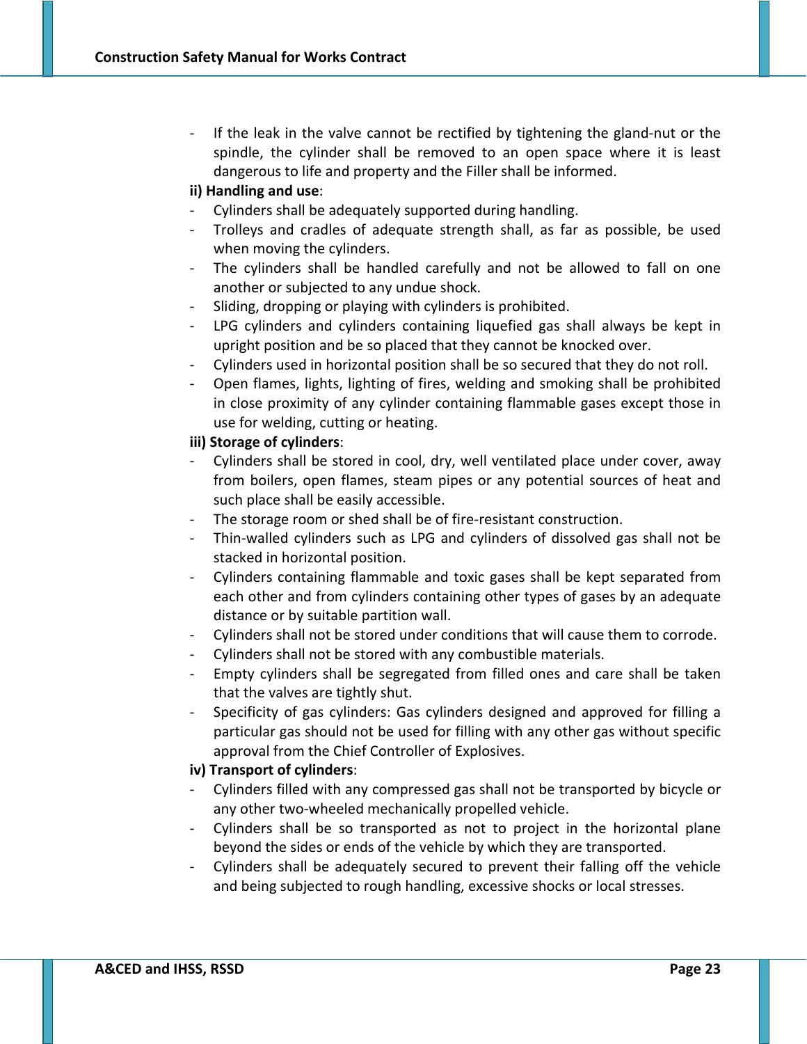- If the leak in the valve cannot be rectified by tightening the gland-nut or the spindle, the cylinder shall be removed to an open space where it is least dangerous to life and property and the Filler shall be informed.

**ii) Handling and use**:

- Cylinders shall be adequately supported during handling.
- Trolleys and cradles of adequate strength shall, as far as possible, be used when moving the cylinders.
- The cylinders shall be handled carefully and not be allowed to fall on one another or subjected to any undue shock.
- Sliding, dropping or playing with cylinders is prohibited.
- LPG cylinders and cylinders containing liquefied gas shall always be kept in upright position and be so placed that they cannot be knocked over.
- Cylinders used in horizontal position shall be so secured that they do not roll.
- Open flames, lights, lighting of fires, welding and smoking shall be prohibited in close proximity of any cylinder containing flammable gases except those in use for welding, cutting or heating.

**iii) Storage of cylinders**:

- Cylinders shall be stored in cool, dry, well ventilated place under cover, away from boilers, open flames, steam pipes or any potential sources of heat and such place shall be easily accessible.
- The storage room or shed shall be of fire-resistant construction.
- Thin-walled cylinders such as LPG and cylinders of dissolved gas shall not be stacked in horizontal position.
- Cylinders containing flammable and toxic gases shall be kept separated from each other and from cylinders containing other types of gases by an adequate distance or by suitable partition wall.
- Cylinders shall not be stored under conditions that will cause them to corrode.
- Cylinders shall not be stored with any combustible materials.
- Empty cylinders shall be segregated from filled ones and care shall be taken that the valves are tightly shut.
- Specificity of gas cylinders: Gas cylinders designed and approved for filling a particular gas should not be used for filling with any other gas without specific approval from the Chief Controller of Explosives.

**iv) Transport of cylinders**:

- Cylinders filled with any compressed gas shall not be transported by bicycle or any other two-wheeled mechanically propelled vehicle.
- Cylinders shall be so transported as not to project in the horizontal plane beyond the sides or ends of the vehicle by which they are transported.
- Cylinders shall be adequately secured to prevent their falling off the vehicle and being subjected to rough handling, excessive shocks or local stresses.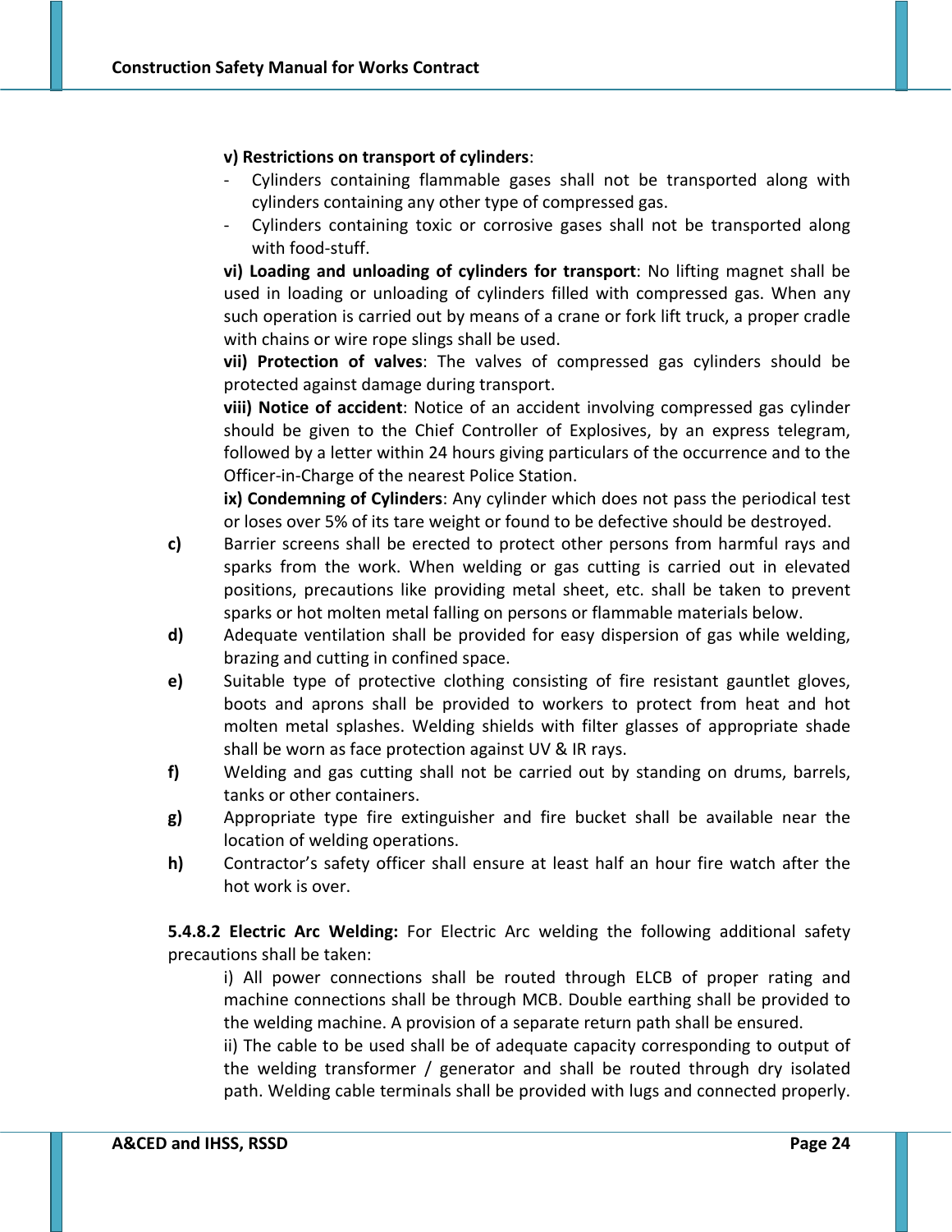**v) Restrictions on transport of cylinders**:

- Cylinders containing flammable gases shall not be transported along with cylinders containing any other type of compressed gas.
- Cylinders containing toxic or corrosive gases shall not be transported along with food-stuff.

**vi) Loading and unloading of cylinders for transport**: No lifting magnet shall be used in loading or unloading of cylinders filled with compressed gas. When any such operation is carried out by means of a crane or fork lift truck, a proper cradle with chains or wire rope slings shall be used.

**vii) Protection of valves**: The valves of compressed gas cylinders should be protected against damage during transport.

**viii) Notice of accident**: Notice of an accident involving compressed gas cylinder should be given to the Chief Controller of Explosives, by an express telegram, followed by a letter within 24 hours giving particulars of the occurrence and to the Officer-in-Charge of the nearest Police Station.

**ix) Condemning of Cylinders**: Any cylinder which does not pass the periodical test or loses over 5% of its tare weight or found to be defective should be destroyed.

**c)** Barrier screens shall be erected to protect other persons from harmful rays and sparks from the work. When welding or gas cutting is carried out in elevated positions, precautions like providing metal sheet, etc. shall be taken to prevent sparks or hot molten metal falling on persons or flammable materials below.

**d)** Adequate ventilation shall be provided for easy dispersion of gas while welding, brazing and cutting in confined space.

**e)** Suitable type of protective clothing consisting of fire resistant gauntlet gloves, boots and aprons shall be provided to workers to protect from heat and hot molten metal splashes. Welding shields with filter glasses of appropriate shade shall be worn as face protection against UV & IR rays.

**f)** Welding and gas cutting shall not be carried out by standing on drums, barrels, tanks or other containers.

**g)** Appropriate type fire extinguisher and fire bucket shall be available near the location of welding operations.

**h)** Contractor's safety officer shall ensure at least half an hour fire watch after the hot work is over.

**5.4.8.2 Electric Arc Welding:** For Electric Arc welding the following additional safety precautions shall be taken:

i) All power connections shall be routed through ELCB of proper rating and machine connections shall be through MCB. Double earthing shall be provided to the welding machine. A provision of a separate return path shall be ensured.

ii) The cable to be used shall be of adequate capacity corresponding to output of the welding transformer / generator and shall be routed through dry isolated path. Welding cable terminals shall be provided with lugs and connected properly.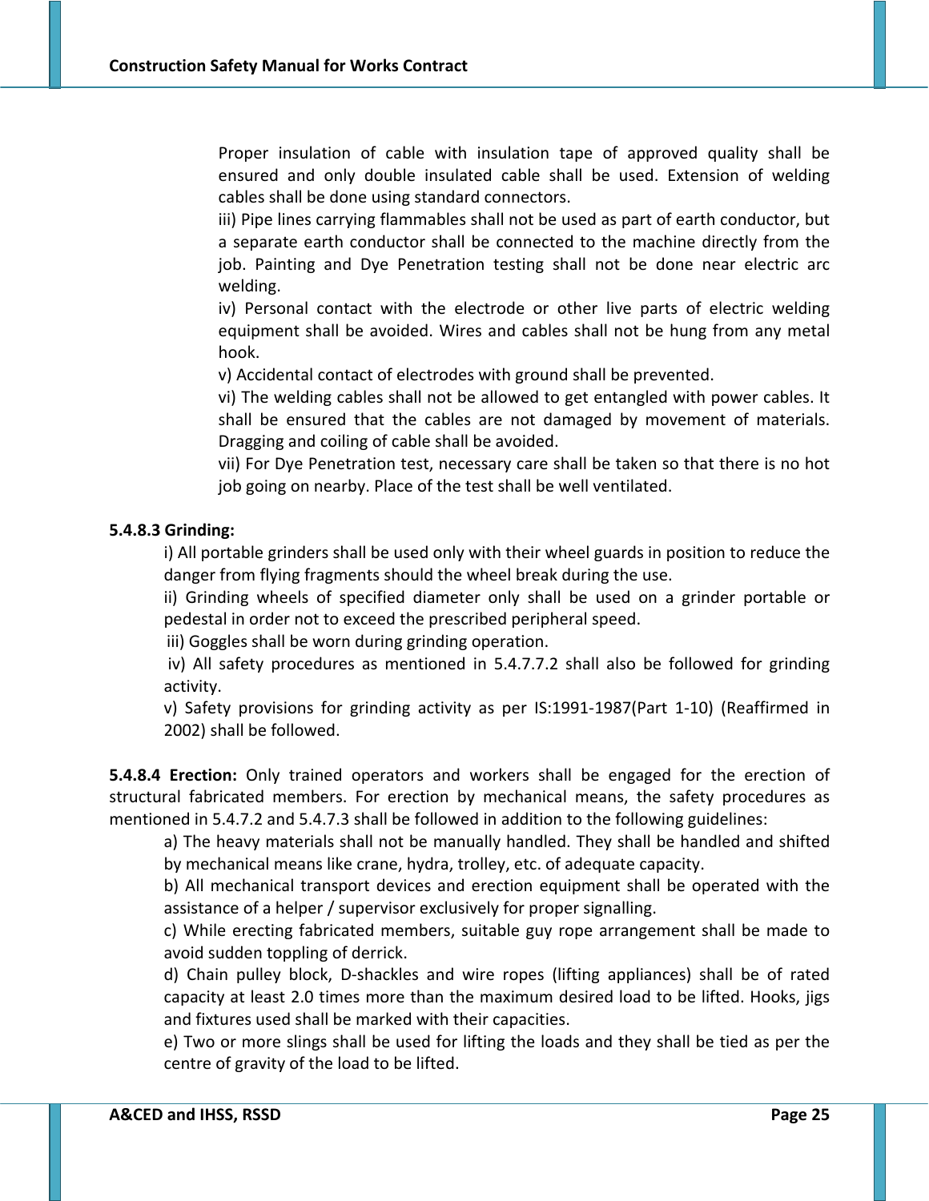Proper insulation of cable with insulation tape of approved quality shall be ensured and only double insulated cable shall be used. Extension of welding cables shall be done using standard connectors.

iii) Pipe lines carrying flammables shall not be used as part of earth conductor, but a separate earth conductor shall be connected to the machine directly from the job. Painting and Dye Penetration testing shall not be done near electric arc welding.

iv) Personal contact with the electrode or other live parts of electric welding equipment shall be avoided. Wires and cables shall not be hung from any metal hook.

v) Accidental contact of electrodes with ground shall be prevented.

vi) The welding cables shall not be allowed to get entangled with power cables. It shall be ensured that the cables are not damaged by movement of materials. Dragging and coiling of cable shall be avoided.

vii) For Dye Penetration test, necessary care shall be taken so that there is no hot job going on nearby. Place of the test shall be well ventilated.

**5.4.8.3 Grinding:**

i) All portable grinders shall be used only with their wheel guards in position to reduce the danger from flying fragments should the wheel break during the use.

ii) Grinding wheels of specified diameter only shall be used on a grinder portable or pedestal in order not to exceed the prescribed peripheral speed.

iii) Goggles shall be worn during grinding operation.

iv) All safety procedures as mentioned in 5.4.7.7.2 shall also be followed for grinding activity.

v) Safety provisions for grinding activity as per IS:1991-1987(Part 1-10) (Reaffirmed in 2002) shall be followed.

**5.4.8.4 Erection:** Only trained operators and workers shall be engaged for the erection of structural fabricated members. For erection by mechanical means, the safety procedures as mentioned in 5.4.7.2 and 5.4.7.3 shall be followed in addition to the following guidelines:

a) The heavy materials shall not be manually handled. They shall be handled and shifted by mechanical means like crane, hydra, trolley, etc. of adequate capacity.

b) All mechanical transport devices and erection equipment shall be operated with the assistance of a helper / supervisor exclusively for proper signalling.

c) While erecting fabricated members, suitable guy rope arrangement shall be made to avoid sudden toppling of derrick.

d) Chain pulley block, D-shackles and wire ropes (lifting appliances) shall be of rated capacity at least 2.0 times more than the maximum desired load to be lifted. Hooks, jigs and fixtures used shall be marked with their capacities.

e) Two or more slings shall be used for lifting the loads and they shall be tied as per the centre of gravity of the load to be lifted.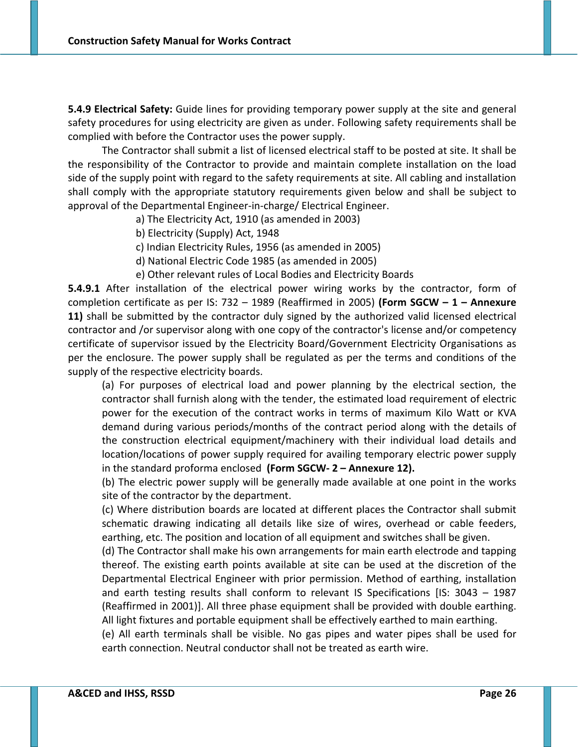**5.4.9 Electrical Safety:** Guide lines for providing temporary power supply at the site and general safety procedures for using electricity are given as under. Following safety requirements shall be complied with before the Contractor uses the power supply.

The Contractor shall submit a list of licensed electrical staff to be posted at site. It shall be the responsibility of the Contractor to provide and maintain complete installation on the load side of the supply point with regard to the safety requirements at site. All cabling and installation shall comply with the appropriate statutory requirements given below and shall be subject to approval of the Departmental Engineer-in-charge/ Electrical Engineer.

a) The Electricity Act, 1910 (as amended in 2003)
b) Electricity (Supply) Act, 1948
c) Indian Electricity Rules, 1956 (as amended in 2005)
d) National Electric Code 1985 (as amended in 2005)
e) Other relevant rules of Local Bodies and Electricity Boards

**5.4.9.1** After installation of the electrical power wiring works by the contractor, form of completion certificate as per IS: 732 – 1989 (Reaffirmed in 2005) **(Form SGCW – 1 – Annexure 11)** shall be submitted by the contractor duly signed by the authorized valid licensed electrical contractor and /or supervisor along with one copy of the contractor's license and/or competency certificate of supervisor issued by the Electricity Board/Government Electricity Organisations as per the enclosure. The power supply shall be regulated as per the terms and conditions of the supply of the respective electricity boards.

(a) For purposes of electrical load and power planning by the electrical section, the contractor shall furnish along with the tender, the estimated load requirement of electric power for the execution of the contract works in terms of maximum Kilo Watt or KVA demand during various periods/months of the contract period along with the details of the construction electrical equipment/machinery with their individual load details and location/locations of power supply required for availing temporary electric power supply in the standard proforma enclosed **(Form SGCW- 2 – Annexure 12).**

(b) The electric power supply will be generally made available at one point in the works site of the contractor by the department.

(c) Where distribution boards are located at different places the Contractor shall submit schematic drawing indicating all details like size of wires, overhead or cable feeders, earthing, etc. The position and location of all equipment and switches shall be given.

(d) The Contractor shall make his own arrangements for main earth electrode and tapping thereof. The existing earth points available at site can be used at the discretion of the Departmental Electrical Engineer with prior permission. Method of earthing, installation and earth testing results shall conform to relevant IS Specifications [IS: 3043 – 1987 (Reaffirmed in 2001)]. All three phase equipment shall be provided with double earthing. All light fixtures and portable equipment shall be effectively earthed to main earthing.

(e) All earth terminals shall be visible. No gas pipes and water pipes shall be used for earth connection. Neutral conductor shall not be treated as earth wire.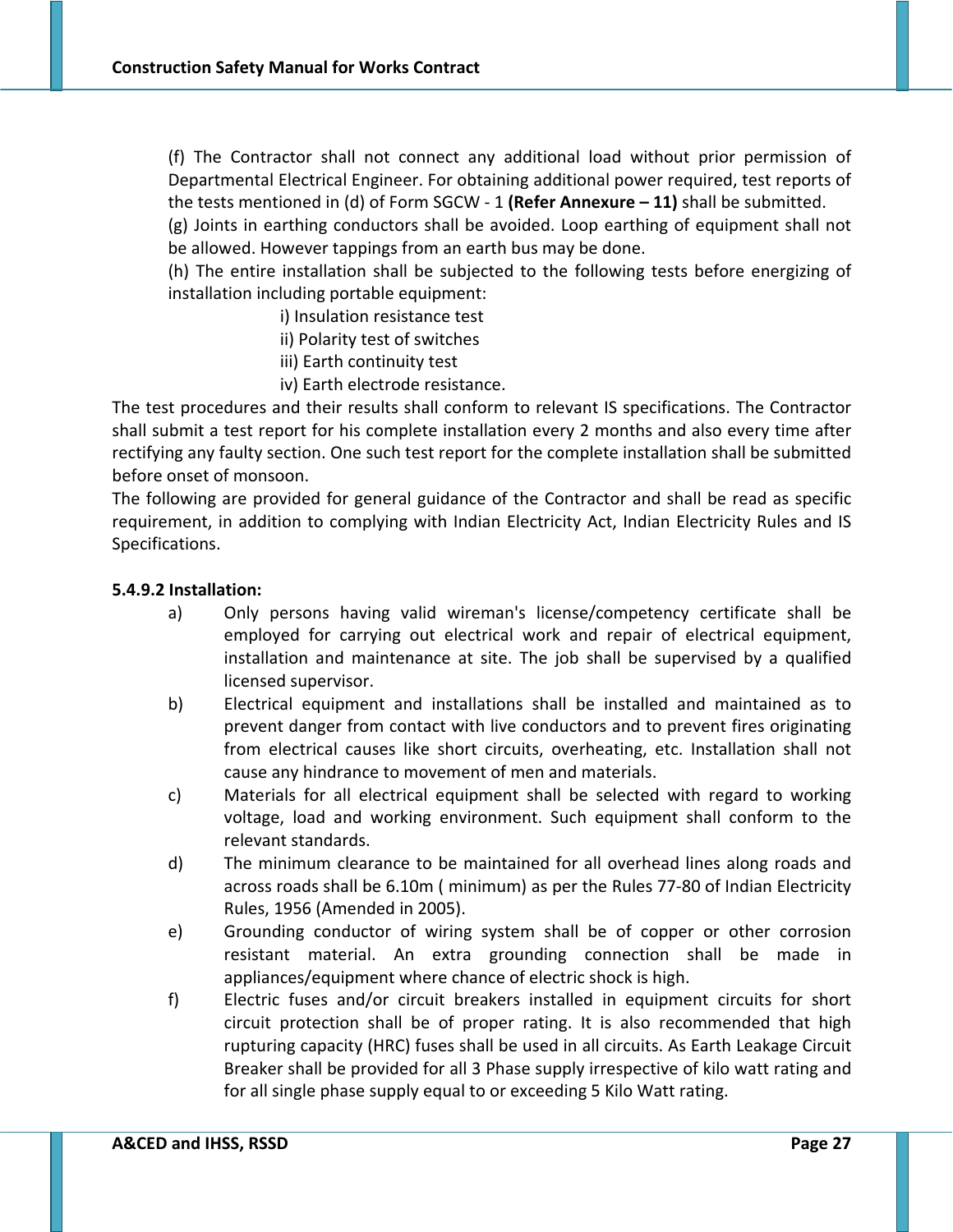(f) The Contractor shall not connect any additional load without prior permission of Departmental Electrical Engineer. For obtaining additional power required, test reports of the tests mentioned in (d) of Form SGCW - 1 **(Refer Annexure – 11)** shall be submitted.

(g) Joints in earthing conductors shall be avoided. Loop earthing of equipment shall not be allowed. However tappings from an earth bus may be done.

(h) The entire installation shall be subjected to the following tests before energizing of installation including portable equipment:

i) Insulation resistance test
ii) Polarity test of switches
iii) Earth continuity test
iv) Earth electrode resistance.

The test procedures and their results shall conform to relevant IS specifications. The Contractor shall submit a test report for his complete installation every 2 months and also every time after rectifying any faulty section. One such test report for the complete installation shall be submitted before onset of monsoon.

The following are provided for general guidance of the Contractor and shall be read as specific requirement, in addition to complying with Indian Electricity Act, Indian Electricity Rules and IS Specifications.

**5.4.9.2 Installation:**

a) Only persons having valid wireman's license/competency certificate shall be employed for carrying out electrical work and repair of electrical equipment, installation and maintenance at site. The job shall be supervised by a qualified licensed supervisor.

b) Electrical equipment and installations shall be installed and maintained as to prevent danger from contact with live conductors and to prevent fires originating from electrical causes like short circuits, overheating, etc. Installation shall not cause any hindrance to movement of men and materials.

c) Materials for all electrical equipment shall be selected with regard to working voltage, load and working environment. Such equipment shall conform to the relevant standards.

d) The minimum clearance to be maintained for all overhead lines along roads and across roads shall be 6.10m ( minimum) as per the Rules 77-80 of Indian Electricity Rules, 1956 (Amended in 2005).

e) Grounding conductor of wiring system shall be of copper or other corrosion resistant material. An extra grounding connection shall be made in appliances/equipment where chance of electric shock is high.

f) Electric fuses and/or circuit breakers installed in equipment circuits for short circuit protection shall be of proper rating. It is also recommended that high rupturing capacity (HRC) fuses shall be used in all circuits. As Earth Leakage Circuit Breaker shall be provided for all 3 Phase supply irrespective of kilo watt rating and for all single phase supply equal to or exceeding 5 Kilo Watt rating.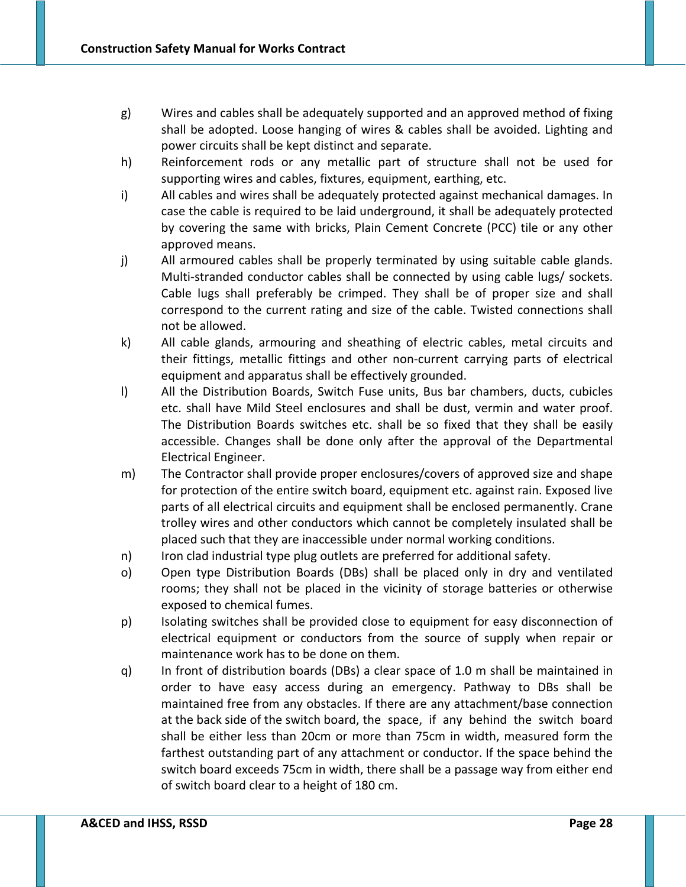g) Wires and cables shall be adequately supported and an approved method of fixing shall be adopted. Loose hanging of wires & cables shall be avoided. Lighting and power circuits shall be kept distinct and separate.

h) Reinforcement rods or any metallic part of structure shall not be used for supporting wires and cables, fixtures, equipment, earthing, etc.

i) All cables and wires shall be adequately protected against mechanical damages. In case the cable is required to be laid underground, it shall be adequately protected by covering the same with bricks, Plain Cement Concrete (PCC) tile or any other approved means.

j) All armoured cables shall be properly terminated by using suitable cable glands. Multi-stranded conductor cables shall be connected by using cable lugs/ sockets. Cable lugs shall preferably be crimped. They shall be of proper size and shall correspond to the current rating and size of the cable. Twisted connections shall not be allowed.

k) All cable glands, armouring and sheathing of electric cables, metal circuits and their fittings, metallic fittings and other non-current carrying parts of electrical equipment and apparatus shall be effectively grounded.

l) All the Distribution Boards, Switch Fuse units, Bus bar chambers, ducts, cubicles etc. shall have Mild Steel enclosures and shall be dust, vermin and water proof. The Distribution Boards switches etc. shall be so fixed that they shall be easily accessible. Changes shall be done only after the approval of the Departmental Electrical Engineer.

m) The Contractor shall provide proper enclosures/covers of approved size and shape for protection of the entire switch board, equipment etc. against rain. Exposed live parts of all electrical circuits and equipment shall be enclosed permanently. Crane trolley wires and other conductors which cannot be completely insulated shall be placed such that they are inaccessible under normal working conditions.

n) Iron clad industrial type plug outlets are preferred for additional safety.

o) Open type Distribution Boards (DBs) shall be placed only in dry and ventilated rooms; they shall not be placed in the vicinity of storage batteries or otherwise exposed to chemical fumes.

p) Isolating switches shall be provided close to equipment for easy disconnection of electrical equipment or conductors from the source of supply when repair or maintenance work has to be done on them.

q) In front of distribution boards (DBs) a clear space of 1.0 m shall be maintained in order to have easy access during an emergency. Pathway to DBs shall be maintained free from any obstacles. If there are any attachment/base connection at the back side of the switch board, the space, if any behind the switch board shall be either less than 20cm or more than 75cm in width, measured form the farthest outstanding part of any attachment or conductor. If the space behind the switch board exceeds 75cm in width, there shall be a passage way from either end of switch board clear to a height of 180 cm.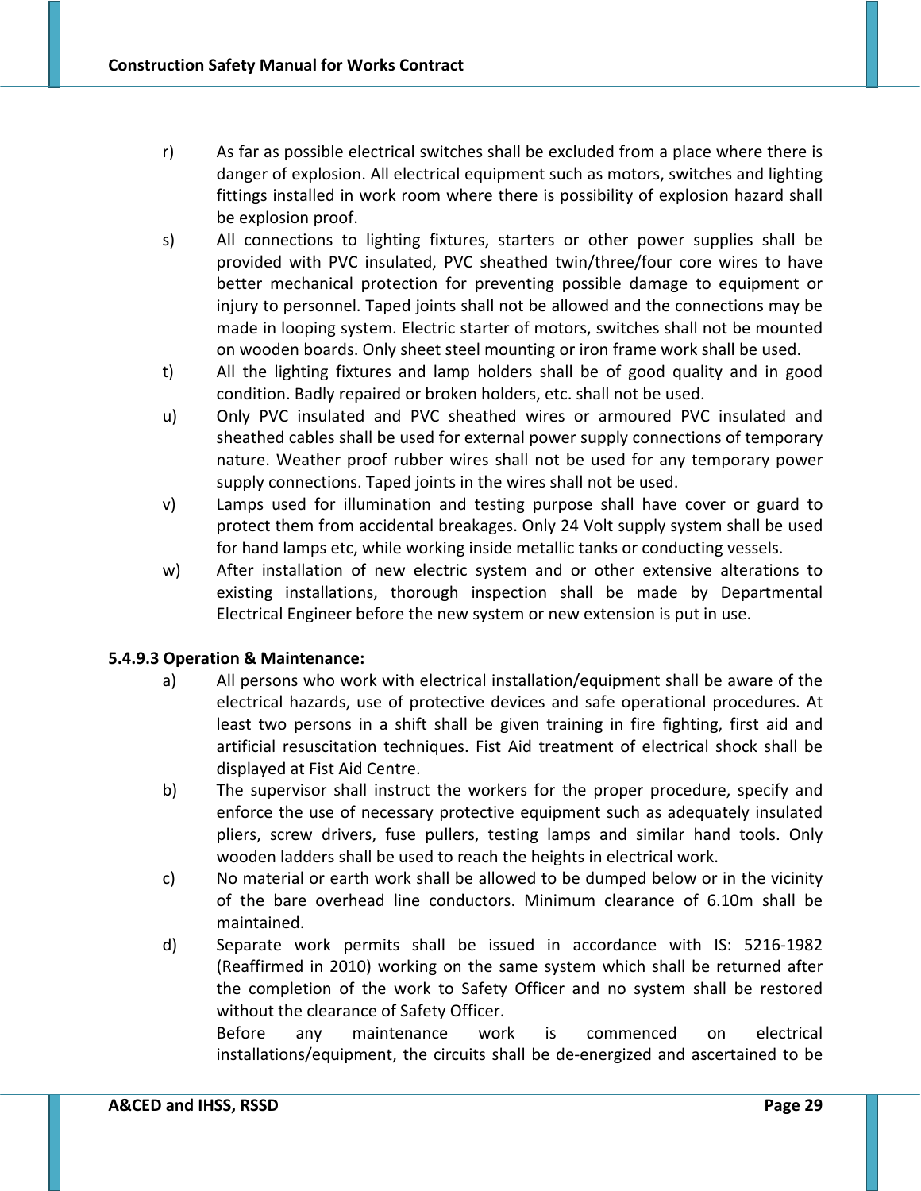r) As far as possible electrical switches shall be excluded from a place where there is danger of explosion. All electrical equipment such as motors, switches and lighting fittings installed in work room where there is possibility of explosion hazard shall be explosion proof.

s) All connections to lighting fixtures, starters or other power supplies shall be provided with PVC insulated, PVC sheathed twin/three/four core wires to have better mechanical protection for preventing possible damage to equipment or injury to personnel. Taped joints shall not be allowed and the connections may be made in looping system. Electric starter of motors, switches shall not be mounted on wooden boards. Only sheet steel mounting or iron frame work shall be used.

t) All the lighting fixtures and lamp holders shall be of good quality and in good condition. Badly repaired or broken holders, etc. shall not be used.

u) Only PVC insulated and PVC sheathed wires or armoured PVC insulated and sheathed cables shall be used for external power supply connections of temporary nature. Weather proof rubber wires shall not be used for any temporary power supply connections. Taped joints in the wires shall not be used.

v) Lamps used for illumination and testing purpose shall have cover or guard to protect them from accidental breakages. Only 24 Volt supply system shall be used for hand lamps etc, while working inside metallic tanks or conducting vessels.

w) After installation of new electric system and or other extensive alterations to existing installations, thorough inspection shall be made by Departmental Electrical Engineer before the new system or new extension is put in use.

**5.4.9.3 Operation & Maintenance:**

a) All persons who work with electrical installation/equipment shall be aware of the electrical hazards, use of protective devices and safe operational procedures. At least two persons in a shift shall be given training in fire fighting, first aid and artificial resuscitation techniques. Fist Aid treatment of electrical shock shall be displayed at Fist Aid Centre.

b) The supervisor shall instruct the workers for the proper procedure, specify and enforce the use of necessary protective equipment such as adequately insulated pliers, screw drivers, fuse pullers, testing lamps and similar hand tools. Only wooden ladders shall be used to reach the heights in electrical work.

c) No material or earth work shall be allowed to be dumped below or in the vicinity of the bare overhead line conductors. Minimum clearance of 6.10m shall be maintained.

d) Separate work permits shall be issued in accordance with IS: 5216-1982 (Reaffirmed in 2010) working on the same system which shall be returned after the completion of the work to Safety Officer and no system shall be restored without the clearance of Safety Officer.

Before any maintenance work is commenced on electrical installations/equipment, the circuits shall be de-energized and ascertained to be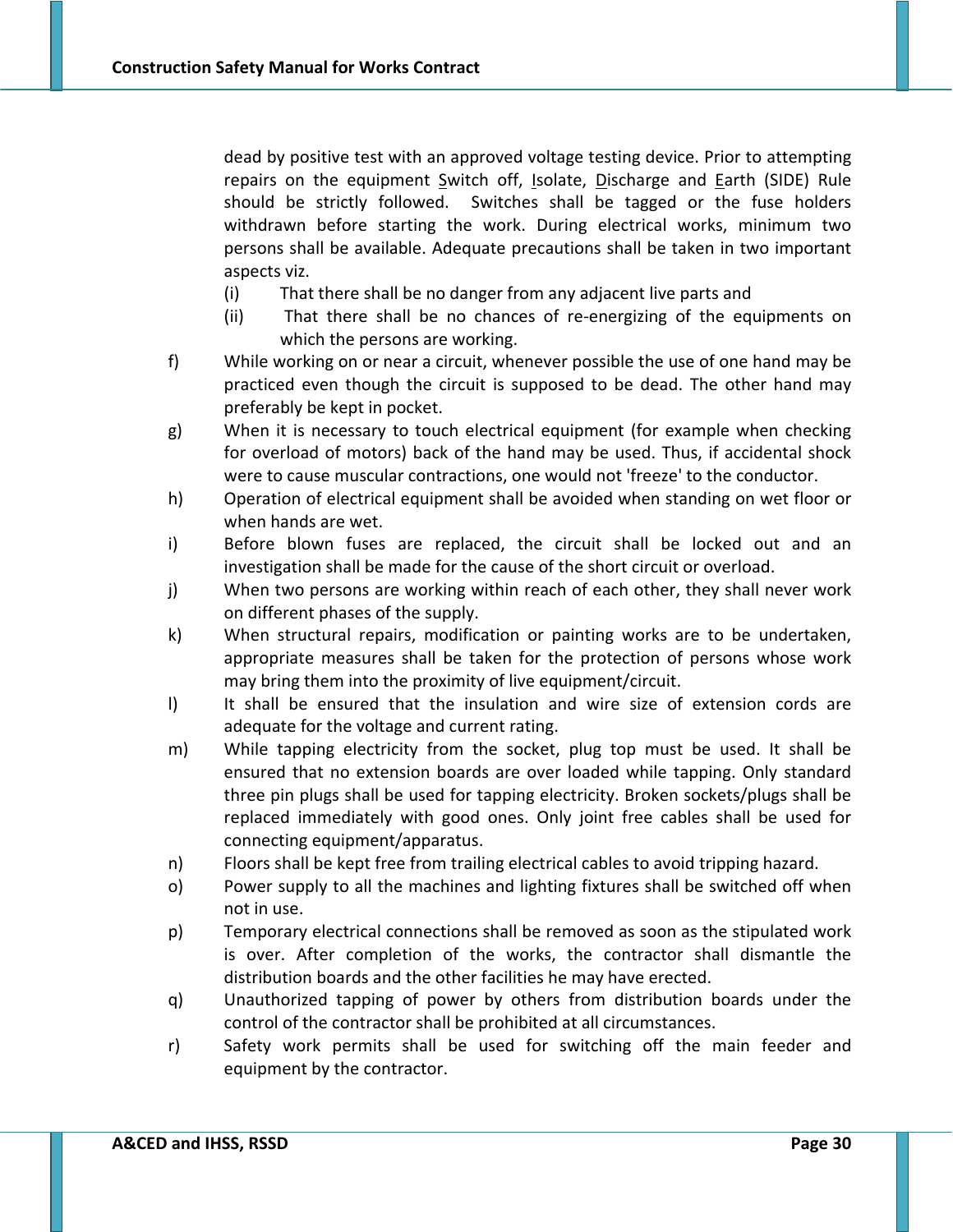dead by positive test with an approved voltage testing device. Prior to attempting repairs on the equipment Switch off, Isolate, Discharge and Earth (SIDE) Rule should be strictly followed. Switches shall be tagged or the fuse holders withdrawn before starting the work. During electrical works, minimum two persons shall be available. Adequate precautions shall be taken in two important aspects viz.

(i) That there shall be no danger from any adjacent live parts and

(ii) That there shall be no chances of re-energizing of the equipments on which the persons are working.

f) While working on or near a circuit, whenever possible the use of one hand may be practiced even though the circuit is supposed to be dead. The other hand may preferably be kept in pocket.

g) When it is necessary to touch electrical equipment (for example when checking for overload of motors) back of the hand may be used. Thus, if accidental shock were to cause muscular contractions, one would not 'freeze' to the conductor.

h) Operation of electrical equipment shall be avoided when standing on wet floor or when hands are wet.

i) Before blown fuses are replaced, the circuit shall be locked out and an investigation shall be made for the cause of the short circuit or overload.

j) When two persons are working within reach of each other, they shall never work on different phases of the supply.

k) When structural repairs, modification or painting works are to be undertaken, appropriate measures shall be taken for the protection of persons whose work may bring them into the proximity of live equipment/circuit.

l) It shall be ensured that the insulation and wire size of extension cords are adequate for the voltage and current rating.

m) While tapping electricity from the socket, plug top must be used. It shall be ensured that no extension boards are over loaded while tapping. Only standard three pin plugs shall be used for tapping electricity. Broken sockets/plugs shall be replaced immediately with good ones. Only joint free cables shall be used for connecting equipment/apparatus.

n) Floors shall be kept free from trailing electrical cables to avoid tripping hazard.

o) Power supply to all the machines and lighting fixtures shall be switched off when not in use.

p) Temporary electrical connections shall be removed as soon as the stipulated work is over. After completion of the works, the contractor shall dismantle the distribution boards and the other facilities he may have erected.

q) Unauthorized tapping of power by others from distribution boards under the control of the contractor shall be prohibited at all circumstances.

r) Safety work permits shall be used for switching off the main feeder and equipment by the contractor.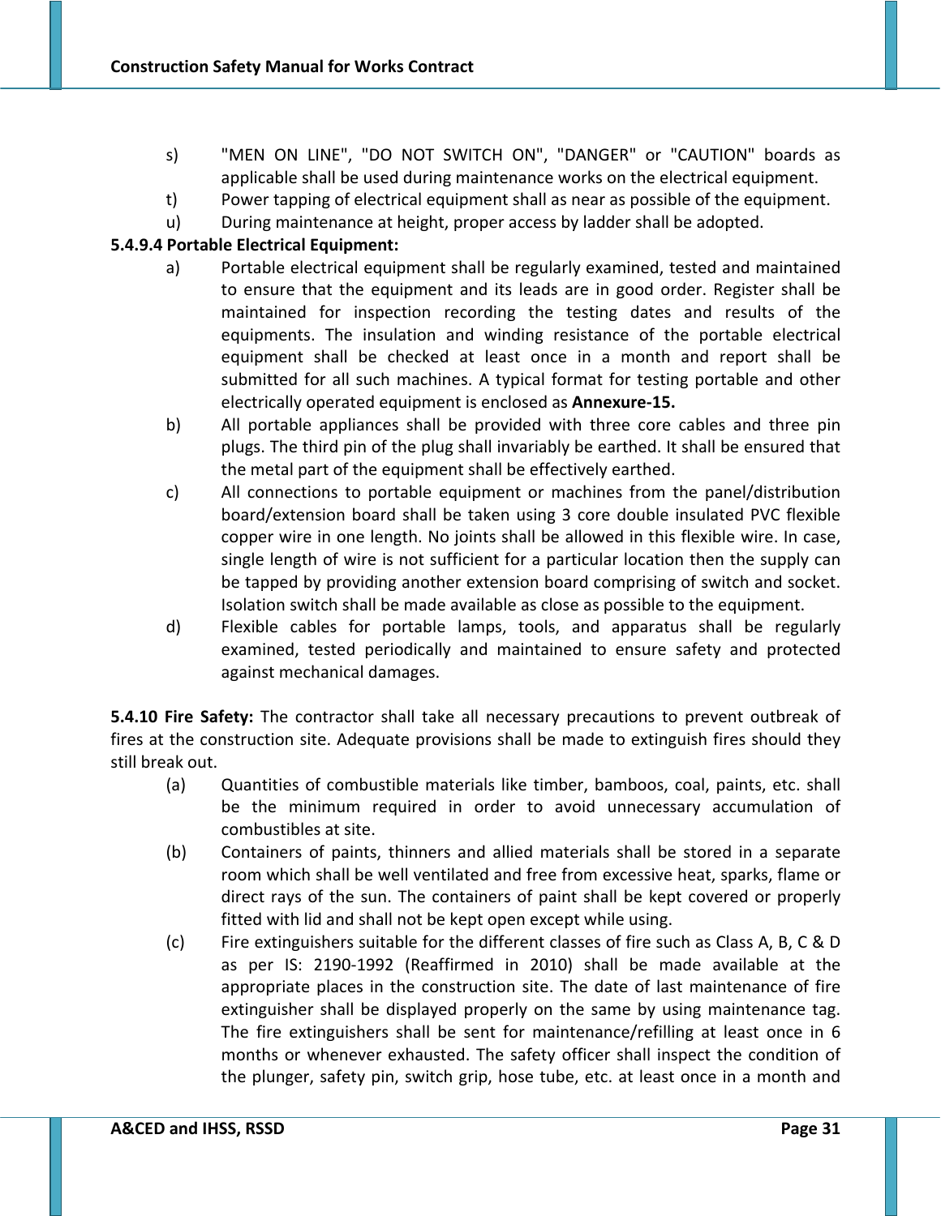s) "MEN ON LINE", "DO NOT SWITCH ON", "DANGER" or "CAUTION" boards as applicable shall be used during maintenance works on the electrical equipment.

t) Power tapping of electrical equipment shall as near as possible of the equipment.

u) During maintenance at height, proper access by ladder shall be adopted.

**5.4.9.4 Portable Electrical Equipment:**

a) Portable electrical equipment shall be regularly examined, tested and maintained to ensure that the equipment and its leads are in good order. Register shall be maintained for inspection recording the testing dates and results of the equipments. The insulation and winding resistance of the portable electrical equipment shall be checked at least once in a month and report shall be submitted for all such machines. A typical format for testing portable and other electrically operated equipment is enclosed as **Annexure-15.**

b) All portable appliances shall be provided with three core cables and three pin plugs. The third pin of the plug shall invariably be earthed. It shall be ensured that the metal part of the equipment shall be effectively earthed.

c) All connections to portable equipment or machines from the panel/distribution board/extension board shall be taken using 3 core double insulated PVC flexible copper wire in one length. No joints shall be allowed in this flexible wire. In case, single length of wire is not sufficient for a particular location then the supply can be tapped by providing another extension board comprising of switch and socket. Isolation switch shall be made available as close as possible to the equipment.

d) Flexible cables for portable lamps, tools, and apparatus shall be regularly examined, tested periodically and maintained to ensure safety and protected against mechanical damages.

**5.4.10 Fire Safety:** The contractor shall take all necessary precautions to prevent outbreak of fires at the construction site. Adequate provisions shall be made to extinguish fires should they still break out.

(a) Quantities of combustible materials like timber, bamboos, coal, paints, etc. shall be the minimum required in order to avoid unnecessary accumulation of combustibles at site.

(b) Containers of paints, thinners and allied materials shall be stored in a separate room which shall be well ventilated and free from excessive heat, sparks, flame or direct rays of the sun. The containers of paint shall be kept covered or properly fitted with lid and shall not be kept open except while using.

(c) Fire extinguishers suitable for the different classes of fire such as Class A, B, C & D as per IS: 2190-1992 (Reaffirmed in 2010) shall be made available at the appropriate places in the construction site. The date of last maintenance of fire extinguisher shall be displayed properly on the same by using maintenance tag. The fire extinguishers shall be sent for maintenance/refilling at least once in 6 months or whenever exhausted. The safety officer shall inspect the condition of the plunger, safety pin, switch grip, hose tube, etc. at least once in a month and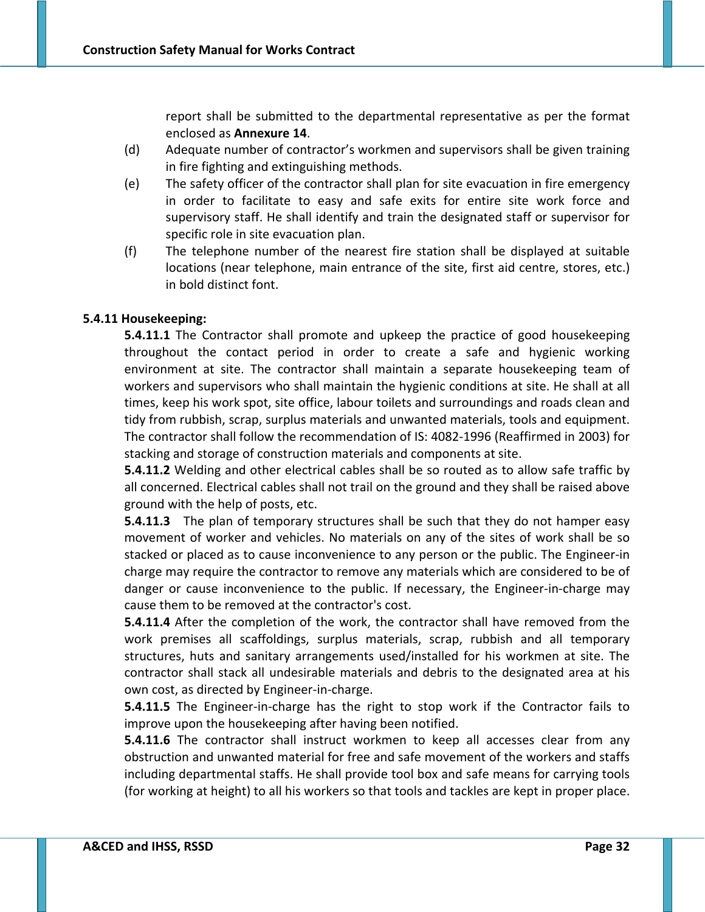report shall be submitted to the departmental representative as per the format enclosed as **Annexure 14**.

(d) Adequate number of contractor's workmen and supervisors shall be given training in fire fighting and extinguishing methods.

(e) The safety officer of the contractor shall plan for site evacuation in fire emergency in order to facilitate to easy and safe exits for entire site work force and supervisory staff. He shall identify and train the designated staff or supervisor for specific role in site evacuation plan.

(f) The telephone number of the nearest fire station shall be displayed at suitable locations (near telephone, main entrance of the site, first aid centre, stores, etc.) in bold distinct font.

**5.4.11 Housekeeping:**

**5.4.11.1** The Contractor shall promote and upkeep the practice of good housekeeping throughout the contact period in order to create a safe and hygienic working environment at site. The contractor shall maintain a separate housekeeping team of workers and supervisors who shall maintain the hygienic conditions at site. He shall at all times, keep his work spot, site office, labour toilets and surroundings and roads clean and tidy from rubbish, scrap, surplus materials and unwanted materials, tools and equipment. The contractor shall follow the recommendation of IS: 4082-1996 (Reaffirmed in 2003) for stacking and storage of construction materials and components at site.

**5.4.11.2** Welding and other electrical cables shall be so routed as to allow safe traffic by all concerned. Electrical cables shall not trail on the ground and they shall be raised above ground with the help of posts, etc.

**5.4.11.3** The plan of temporary structures shall be such that they do not hamper easy movement of worker and vehicles. No materials on any of the sites of work shall be so stacked or placed as to cause inconvenience to any person or the public. The Engineer-in charge may require the contractor to remove any materials which are considered to be of danger or cause inconvenience to the public. If necessary, the Engineer-in-charge may cause them to be removed at the contractor's cost.

**5.4.11.4** After the completion of the work, the contractor shall have removed from the work premises all scaffoldings, surplus materials, scrap, rubbish and all temporary structures, huts and sanitary arrangements used/installed for his workmen at site. The contractor shall stack all undesirable materials and debris to the designated area at his own cost, as directed by Engineer-in-charge.

**5.4.11.5** The Engineer-in-charge has the right to stop work if the Contractor fails to improve upon the housekeeping after having been notified.

**5.4.11.6** The contractor shall instruct workmen to keep all accesses clear from any obstruction and unwanted material for free and safe movement of the workers and staffs including departmental staffs. He shall provide tool box and safe means for carrying tools (for working at height) to all his workers so that tools and tackles are kept in proper place.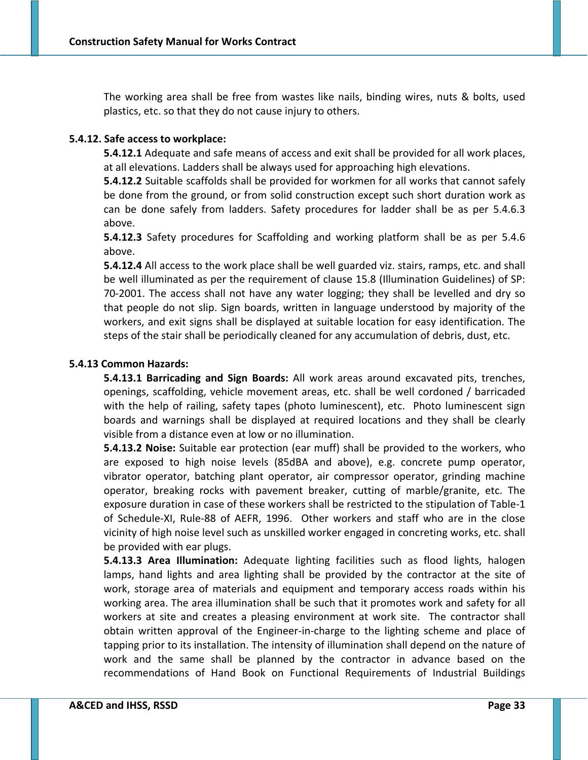The working area shall be free from wastes like nails, binding wires, nuts & bolts, used plastics, etc. so that they do not cause injury to others.

**5.4.12. Safe access to workplace:**

**5.4.12.1** Adequate and safe means of access and exit shall be provided for all work places, at all elevations. Ladders shall be always used for approaching high elevations.

**5.4.12.2** Suitable scaffolds shall be provided for workmen for all works that cannot safely be done from the ground, or from solid construction except such short duration work as can be done safely from ladders. Safety procedures for ladder shall be as per 5.4.6.3 above.

**5.4.12.3** Safety procedures for Scaffolding and working platform shall be as per 5.4.6 above.

**5.4.12.4** All access to the work place shall be well guarded viz. stairs, ramps, etc. and shall be well illuminated as per the requirement of clause 15.8 (Illumination Guidelines) of SP: 70-2001. The access shall not have any water logging; they shall be levelled and dry so that people do not slip. Sign boards, written in language understood by majority of the workers, and exit signs shall be displayed at suitable location for easy identification. The steps of the stair shall be periodically cleaned for any accumulation of debris, dust, etc.

**5.4.13 Common Hazards:**

**5.4.13.1 Barricading and Sign Boards:** All work areas around excavated pits, trenches, openings, scaffolding, vehicle movement areas, etc. shall be well cordoned / barricaded with the help of railing, safety tapes (photo luminescent), etc. Photo luminescent sign boards and warnings shall be displayed at required locations and they shall be clearly visible from a distance even at low or no illumination.

**5.4.13.2 Noise:** Suitable ear protection (ear muff) shall be provided to the workers, who are exposed to high noise levels (85dBA and above), e.g. concrete pump operator, vibrator operator, batching plant operator, air compressor operator, grinding machine operator, breaking rocks with pavement breaker, cutting of marble/granite, etc. The exposure duration in case of these workers shall be restricted to the stipulation of Table-1 of Schedule-XI, Rule-88 of AEFR, 1996. Other workers and staff who are in the close vicinity of high noise level such as unskilled worker engaged in concreting works, etc. shall be provided with ear plugs.

**5.4.13.3 Area Illumination:** Adequate lighting facilities such as flood lights, halogen lamps, hand lights and area lighting shall be provided by the contractor at the site of work, storage area of materials and equipment and temporary access roads within his working area. The area illumination shall be such that it promotes work and safety for all workers at site and creates a pleasing environment at work site. The contractor shall obtain written approval of the Engineer-in-charge to the lighting scheme and place of tapping prior to its installation. The intensity of illumination shall depend on the nature of work and the same shall be planned by the contractor in advance based on the recommendations of Hand Book on Functional Requirements of Industrial Buildings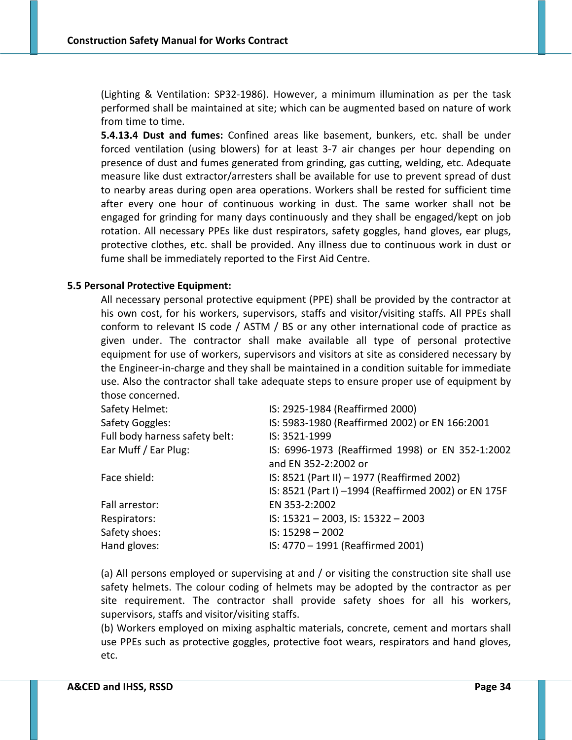(Lighting & Ventilation: SP32-1986). However, a minimum illumination as per the task performed shall be maintained at site; which can be augmented based on nature of work from time to time.

**5.4.13.4 Dust and fumes:** Confined areas like basement, bunkers, etc. shall be under forced ventilation (using blowers) for at least 3-7 air changes per hour depending on presence of dust and fumes generated from grinding, gas cutting, welding, etc. Adequate measure like dust extractor/arresters shall be available for use to prevent spread of dust to nearby areas during open area operations. Workers shall be rested for sufficient time after every one hour of continuous working in dust. The same worker shall not be engaged for grinding for many days continuously and they shall be engaged/kept on job rotation. All necessary PPEs like dust respirators, safety goggles, hand gloves, ear plugs, protective clothes, etc. shall be provided. Any illness due to continuous work in dust or fume shall be immediately reported to the First Aid Centre.

## 5.5 Personal Protective Equipment:

All necessary personal protective equipment (PPE) shall be provided by the contractor at his own cost, for his workers, supervisors, staffs and visitor/visiting staffs. All PPEs shall conform to relevant IS code / ASTM / BS or any other international code of practice as given under. The contractor shall make available all type of personal protective equipment for use of workers, supervisors and visitors at site as considered necessary by the Engineer-in-charge and they shall be maintained in a condition suitable for immediate use. Also the contractor shall take adequate steps to ensure proper use of equipment by those concerned.

| | |
|---|---|
| Safety Helmet: | IS: 2925-1984 (Reaffirmed 2000) |
| Safety Goggles: | IS: 5983-1980 (Reaffirmed 2002) or EN 166:2001 |
| Full body harness safety belt: | IS: 3521-1999 |
| Ear Muff / Ear Plug: | IS: 6996-1973 (Reaffirmed 1998) or EN 352-1:2002 and EN 352-2:2002 or |
| Face shield: | IS: 8521 (Part II) – 1977 (Reaffirmed 2002) |
| | IS: 8521 (Part I) –1994 (Reaffirmed 2002) or EN 175F |
| Fall arrestor: | EN 353-2:2002 |
| Respirators: | IS: 15321 – 2003, IS: 15322 – 2003 |
| Safety shoes: | IS: 15298 – 2002 |
| Hand gloves: | IS: 4770 – 1991 (Reaffirmed 2001) |

(a) All persons employed or supervising at and / or visiting the construction site shall use safety helmets. The colour coding of helmets may be adopted by the contractor as per site requirement. The contractor shall provide safety shoes for all his workers, supervisors, staffs and visitor/visiting staffs.

(b) Workers employed on mixing asphaltic materials, concrete, cement and mortars shall use PPEs such as protective goggles, protective foot wears, respirators and hand gloves, etc.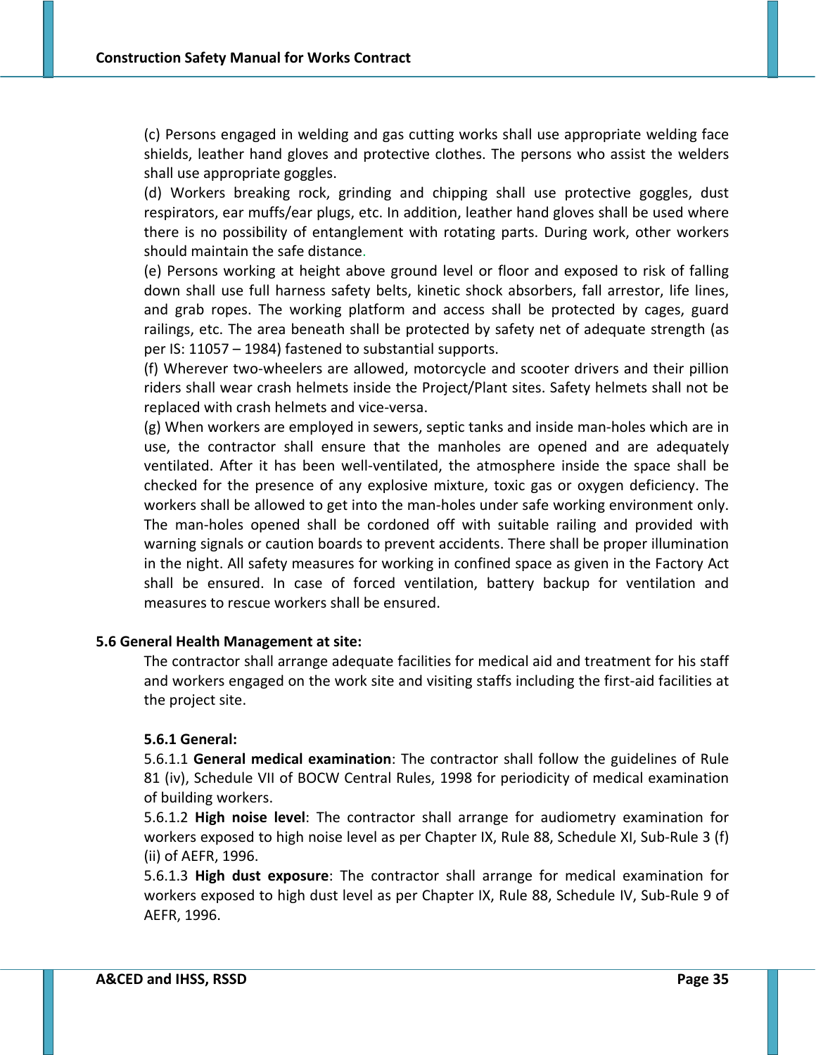(c) Persons engaged in welding and gas cutting works shall use appropriate welding face shields, leather hand gloves and protective clothes. The persons who assist the welders shall use appropriate goggles.

(d) Workers breaking rock, grinding and chipping shall use protective goggles, dust respirators, ear muffs/ear plugs, etc. In addition, leather hand gloves shall be used where there is no possibility of entanglement with rotating parts. During work, other workers should maintain the safe distance.

(e) Persons working at height above ground level or floor and exposed to risk of falling down shall use full harness safety belts, kinetic shock absorbers, fall arrestor, life lines, and grab ropes. The working platform and access shall be protected by cages, guard railings, etc. The area beneath shall be protected by safety net of adequate strength (as per IS: 11057 – 1984) fastened to substantial supports.

(f) Wherever two-wheelers are allowed, motorcycle and scooter drivers and their pillion riders shall wear crash helmets inside the Project/Plant sites. Safety helmets shall not be replaced with crash helmets and vice-versa.

(g) When workers are employed in sewers, septic tanks and inside man-holes which are in use, the contractor shall ensure that the manholes are opened and are adequately ventilated. After it has been well-ventilated, the atmosphere inside the space shall be checked for the presence of any explosive mixture, toxic gas or oxygen deficiency. The workers shall be allowed to get into the man-holes under safe working environment only. The man-holes opened shall be cordoned off with suitable railing and provided with warning signals or caution boards to prevent accidents. There shall be proper illumination in the night. All safety measures for working in confined space as given in the Factory Act shall be ensured. In case of forced ventilation, battery backup for ventilation and measures to rescue workers shall be ensured.

## 5.6 General Health Management at site:

The contractor shall arrange adequate facilities for medical aid and treatment for his staff and workers engaged on the work site and visiting staffs including the first-aid facilities at the project site.

### 5.6.1 General:

5.6.1.1 **General medical examination**: The contractor shall follow the guidelines of Rule 81 (iv), Schedule VII of BOCW Central Rules, 1998 for periodicity of medical examination of building workers.

5.6.1.2 **High noise level**: The contractor shall arrange for audiometry examination for workers exposed to high noise level as per Chapter IX, Rule 88, Schedule XI, Sub-Rule 3 (f) (ii) of AEFR, 1996.

5.6.1.3 **High dust exposure**: The contractor shall arrange for medical examination for workers exposed to high dust level as per Chapter IX, Rule 88, Schedule IV, Sub-Rule 9 of AEFR, 1996.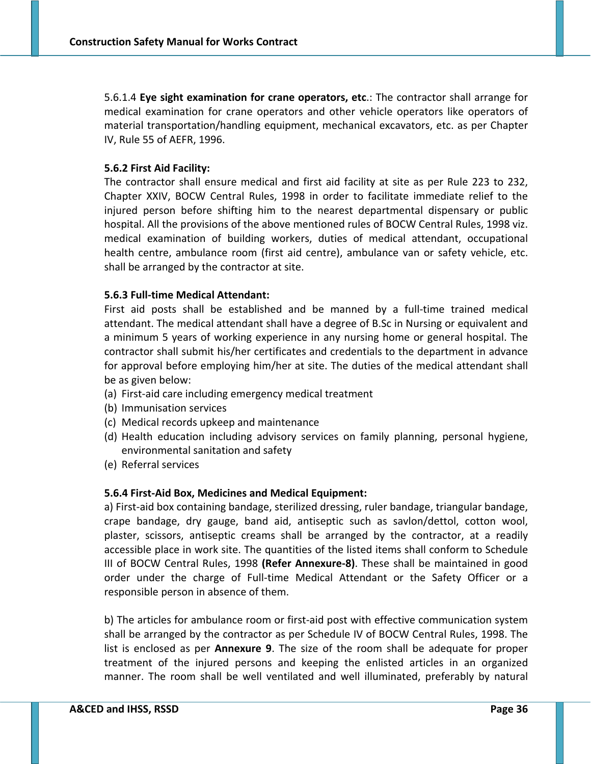5.6.1.4 **Eye sight examination for crane operators, etc**.: The contractor shall arrange for medical examination for crane operators and other vehicle operators like operators of material transportation/handling equipment, mechanical excavators, etc. as per Chapter IV, Rule 55 of AEFR, 1996.

**5.6.2 First Aid Facility:**

The contractor shall ensure medical and first aid facility at site as per Rule 223 to 232, Chapter XXIV, BOCW Central Rules, 1998 in order to facilitate immediate relief to the injured person before shifting him to the nearest departmental dispensary or public hospital. All the provisions of the above mentioned rules of BOCW Central Rules, 1998 viz. medical examination of building workers, duties of medical attendant, occupational health centre, ambulance room (first aid centre), ambulance van or safety vehicle, etc. shall be arranged by the contractor at site.

**5.6.3 Full-time Medical Attendant:**

First aid posts shall be established and be manned by a full-time trained medical attendant. The medical attendant shall have a degree of B.Sc in Nursing or equivalent and a minimum 5 years of working experience in any nursing home or general hospital. The contractor shall submit his/her certificates and credentials to the department in advance for approval before employing him/her at site. The duties of the medical attendant shall be as given below:

(a) First-aid care including emergency medical treatment
(b) Immunisation services
(c) Medical records upkeep and maintenance
(d) Health education including advisory services on family planning, personal hygiene, environmental sanitation and safety
(e) Referral services

**5.6.4 First-Aid Box, Medicines and Medical Equipment:**

a) First-aid box containing bandage, sterilized dressing, ruler bandage, triangular bandage, crape bandage, dry gauge, band aid, antiseptic such as savlon/dettol, cotton wool, plaster, scissors, antiseptic creams shall be arranged by the contractor, at a readily accessible place in work site. The quantities of the listed items shall conform to Schedule III of BOCW Central Rules, 1998 **(Refer Annexure-8)**. These shall be maintained in good order under the charge of Full-time Medical Attendant or the Safety Officer or a responsible person in absence of them.

b) The articles for ambulance room or first-aid post with effective communication system shall be arranged by the contractor as per Schedule IV of BOCW Central Rules, 1998. The list is enclosed as per **Annexure 9**. The size of the room shall be adequate for proper treatment of the injured persons and keeping the enlisted articles in an organized manner. The room shall be well ventilated and well illuminated, preferably by natural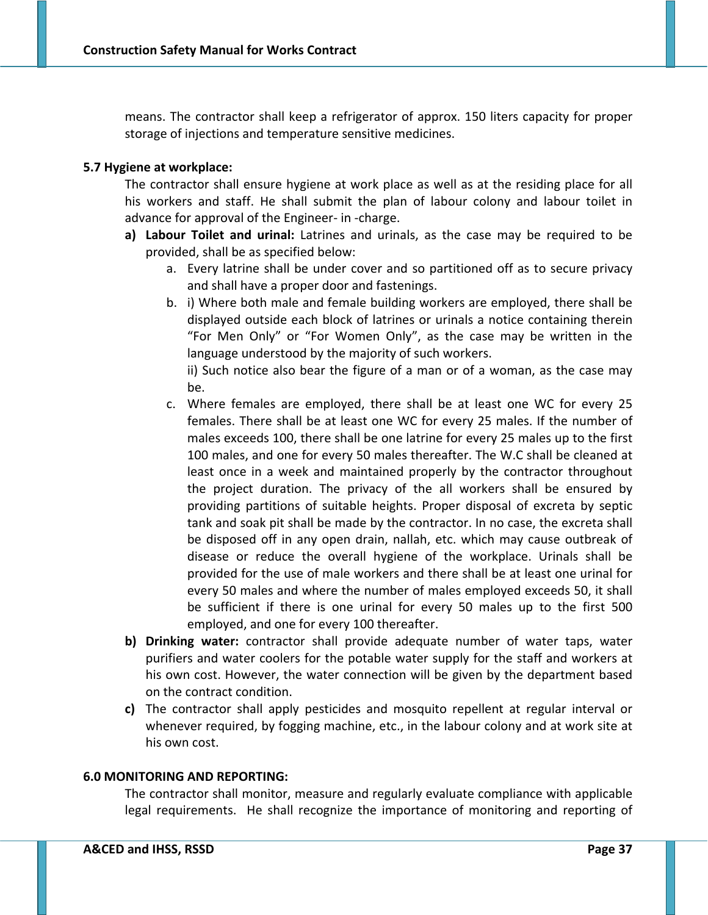means. The contractor shall keep a refrigerator of approx. 150 liters capacity for proper storage of injections and temperature sensitive medicines.

### 5.7 Hygiene at workplace:

The contractor shall ensure hygiene at work place as well as at the residing place for all his workers and staff. He shall submit the plan of labour colony and labour toilet in advance for approval of the Engineer- in -charge.

**a) Labour Toilet and urinal:** Latrines and urinals, as the case may be required to be provided, shall be as specified below:

   a. Every latrine shall be under cover and so partitioned off as to secure privacy and shall have a proper door and fastenings.

   b. i) Where both male and female building workers are employed, there shall be displayed outside each block of latrines or urinals a notice containing therein “For Men Only” or “For Women Only”, as the case may be written in the language understood by the majority of such workers.

      ii) Such notice also bear the figure of a man or of a woman, as the case may be.

   c. Where females are employed, there shall be at least one WC for every 25 females. There shall be at least one WC for every 25 males. If the number of males exceeds 100, there shall be one latrine for every 25 males up to the first 100 males, and one for every 50 males thereafter. The W.C shall be cleaned at least once in a week and maintained properly by the contractor throughout the project duration. The privacy of the all workers shall be ensured by providing partitions of suitable heights. Proper disposal of excreta by septic tank and soak pit shall be made by the contractor. In no case, the excreta shall be disposed off in any open drain, nallah, etc. which may cause outbreak of disease or reduce the overall hygiene of the workplace. Urinals shall be provided for the use of male workers and there shall be at least one urinal for every 50 males and where the number of males employed exceeds 50, it shall be sufficient if there is one urinal for every 50 males up to the first 500 employed, and one for every 100 thereafter.

**b) Drinking water:** contractor shall provide adequate number of water taps, water purifiers and water coolers for the potable water supply for the staff and workers at his own cost. However, the water connection will be given by the department based on the contract condition.

**c)** The contractor shall apply pesticides and mosquito repellent at regular interval or whenever required, by fogging machine, etc., in the labour colony and at work site at his own cost.

## 6.0 MONITORING AND REPORTING:

The contractor shall monitor, measure and regularly evaluate compliance with applicable legal requirements. He shall recognize the importance of monitoring and reporting of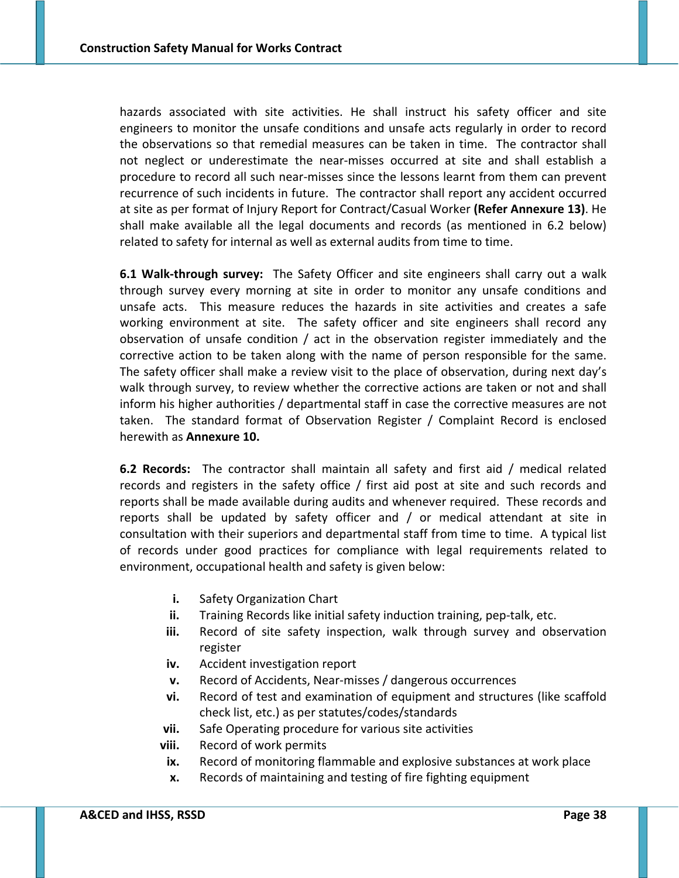hazards associated with site activities. He shall instruct his safety officer and site engineers to monitor the unsafe conditions and unsafe acts regularly in order to record the observations so that remedial measures can be taken in time. The contractor shall not neglect or underestimate the near-misses occurred at site and shall establish a procedure to record all such near-misses since the lessons learnt from them can prevent recurrence of such incidents in future. The contractor shall report any accident occurred at site as per format of Injury Report for Contract/Casual Worker **(Refer Annexure 13)**. He shall make available all the legal documents and records (as mentioned in 6.2 below) related to safety for internal as well as external audits from time to time.

**6.1 Walk-through survey:** The Safety Officer and site engineers shall carry out a walk through survey every morning at site in order to monitor any unsafe conditions and unsafe acts. This measure reduces the hazards in site activities and creates a safe working environment at site. The safety officer and site engineers shall record any observation of unsafe condition / act in the observation register immediately and the corrective action to be taken along with the name of person responsible for the same. The safety officer shall make a review visit to the place of observation, during next day's walk through survey, to review whether the corrective actions are taken or not and shall inform his higher authorities / departmental staff in case the corrective measures are not taken. The standard format of Observation Register / Complaint Record is enclosed herewith as **Annexure 10.**

**6.2 Records:** The contractor shall maintain all safety and first aid / medical related records and registers in the safety office / first aid post at site and such records and reports shall be made available during audits and whenever required. These records and reports shall be updated by safety officer and / or medical attendant at site in consultation with their superiors and departmental staff from time to time. A typical list of records under good practices for compliance with legal requirements related to environment, occupational health and safety is given below:

- **i.** Safety Organization Chart
- **ii.** Training Records like initial safety induction training, pep-talk, etc.
- **iii.** Record of site safety inspection, walk through survey and observation register
- **iv.** Accident investigation report
- **v.** Record of Accidents, Near-misses / dangerous occurrences
- **vi.** Record of test and examination of equipment and structures (like scaffold check list, etc.) as per statutes/codes/standards
- **vii.** Safe Operating procedure for various site activities
- **viii.** Record of work permits
- **ix.** Record of monitoring flammable and explosive substances at work place
- **x.** Records of maintaining and testing of fire fighting equipment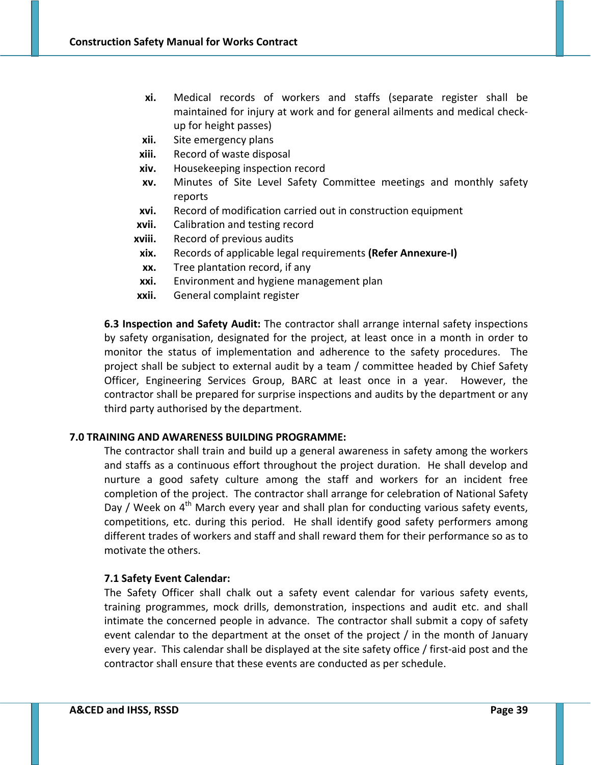- **xi.** Medical records of workers and staffs (separate register shall be maintained for injury at work and for general ailments and medical check-up for height passes)
- **xii.** Site emergency plans
- **xiii.** Record of waste disposal
- **xiv.** Housekeeping inspection record
- **xv.** Minutes of Site Level Safety Committee meetings and monthly safety reports
- **xvi.** Record of modification carried out in construction equipment
- **xvii.** Calibration and testing record
- **xviii.** Record of previous audits
- **xix.** Records of applicable legal requirements **(Refer Annexure-I)**
- **xx.** Tree plantation record, if any
- **xxi.** Environment and hygiene management plan
- **xxii.** General complaint register

**6.3 Inspection and Safety Audit:** The contractor shall arrange internal safety inspections by safety organisation, designated for the project, at least once in a month in order to monitor the status of implementation and adherence to the safety procedures. The project shall be subject to external audit by a team / committee headed by Chief Safety Officer, Engineering Services Group, BARC at least once in a year. However, the contractor shall be prepared for surprise inspections and audits by the department or any third party authorised by the department.

## 7.0 TRAINING AND AWARENESS BUILDING PROGRAMME:

The contractor shall train and build up a general awareness in safety among the workers and staffs as a continuous effort throughout the project duration. He shall develop and nurture a good safety culture among the staff and workers for an incident free completion of the project. The contractor shall arrange for celebration of National Safety Day / Week on 4th March every year and shall plan for conducting various safety events, competitions, etc. during this period. He shall identify good safety performers among different trades of workers and staff and shall reward them for their performance so as to motivate the others.

### 7.1 Safety Event Calendar:

The Safety Officer shall chalk out a safety event calendar for various safety events, training programmes, mock drills, demonstration, inspections and audit etc. and shall intimate the concerned people in advance. The contractor shall submit a copy of safety event calendar to the department at the onset of the project / in the month of January every year. This calendar shall be displayed at the site safety office / first-aid post and the contractor shall ensure that these events are conducted as per schedule.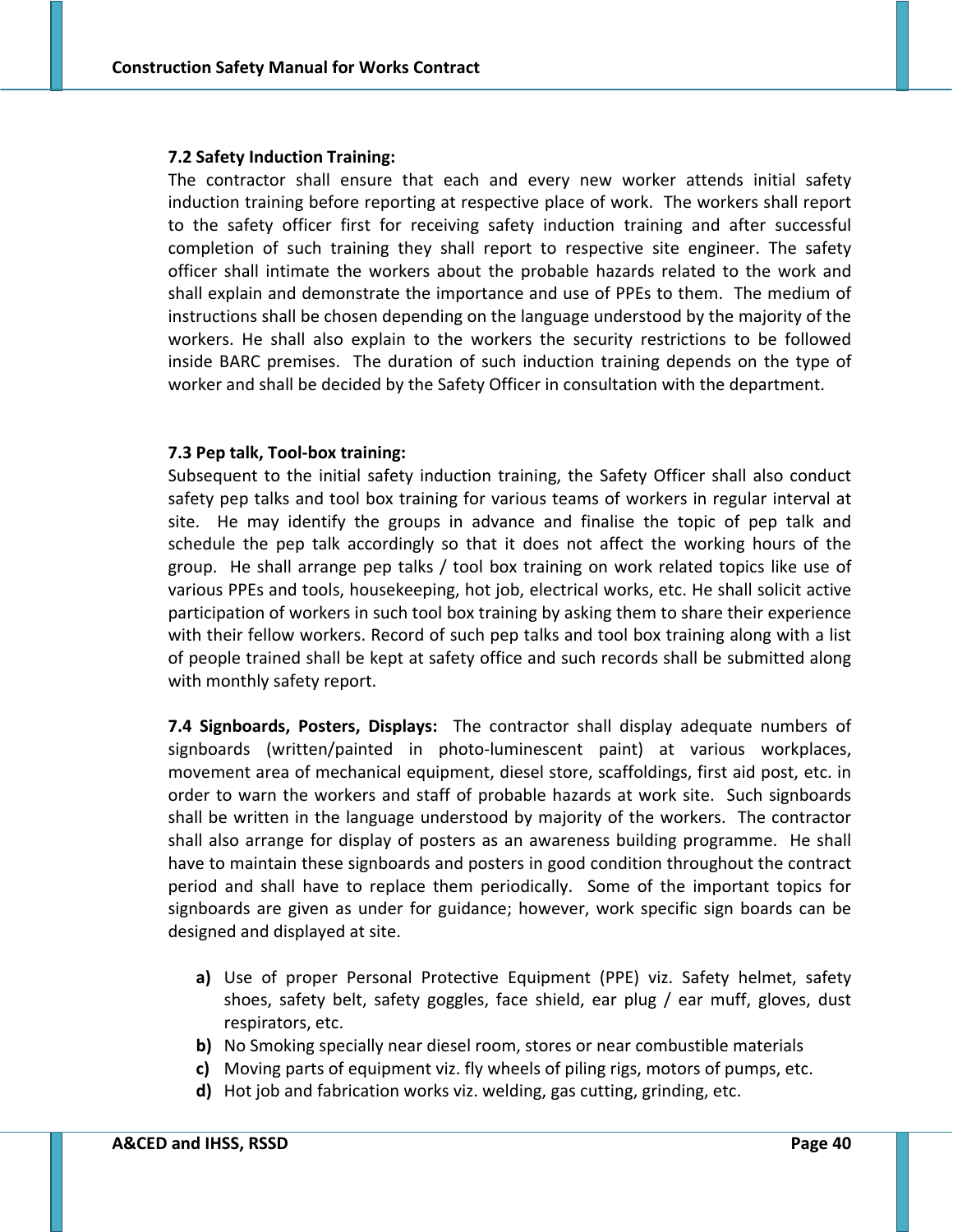### 7.2 Safety Induction Training:

The contractor shall ensure that each and every new worker attends initial safety induction training before reporting at respective place of work. The workers shall report to the safety officer first for receiving safety induction training and after successful completion of such training they shall report to respective site engineer. The safety officer shall intimate the workers about the probable hazards related to the work and shall explain and demonstrate the importance and use of PPEs to them. The medium of instructions shall be chosen depending on the language understood by the majority of the workers. He shall also explain to the workers the security restrictions to be followed inside BARC premises. The duration of such induction training depends on the type of worker and shall be decided by the Safety Officer in consultation with the department.

### 7.3 Pep talk, Tool-box training:

Subsequent to the initial safety induction training, the Safety Officer shall also conduct safety pep talks and tool box training for various teams of workers in regular interval at site. He may identify the groups in advance and finalise the topic of pep talk and schedule the pep talk accordingly so that it does not affect the working hours of the group. He shall arrange pep talks / tool box training on work related topics like use of various PPEs and tools, housekeeping, hot job, electrical works, etc. He shall solicit active participation of workers in such tool box training by asking them to share their experience with their fellow workers. Record of such pep talks and tool box training along with a list of people trained shall be kept at safety office and such records shall be submitted along with monthly safety report.

**7.4 Signboards, Posters, Displays:** The contractor shall display adequate numbers of signboards (written/painted in photo-luminescent paint) at various workplaces, movement area of mechanical equipment, diesel store, scaffoldings, first aid post, etc. in order to warn the workers and staff of probable hazards at work site. Such signboards shall be written in the language understood by majority of the workers. The contractor shall also arrange for display of posters as an awareness building programme. He shall have to maintain these signboards and posters in good condition throughout the contract period and shall have to replace them periodically. Some of the important topics for signboards are given as under for guidance; however, work specific sign boards can be designed and displayed at site.

- **a)** Use of proper Personal Protective Equipment (PPE) viz. Safety helmet, safety shoes, safety belt, safety goggles, face shield, ear plug / ear muff, gloves, dust respirators, etc.
- **b)** No Smoking specially near diesel room, stores or near combustible materials
- **c)** Moving parts of equipment viz. fly wheels of piling rigs, motors of pumps, etc.
- **d)** Hot job and fabrication works viz. welding, gas cutting, grinding, etc.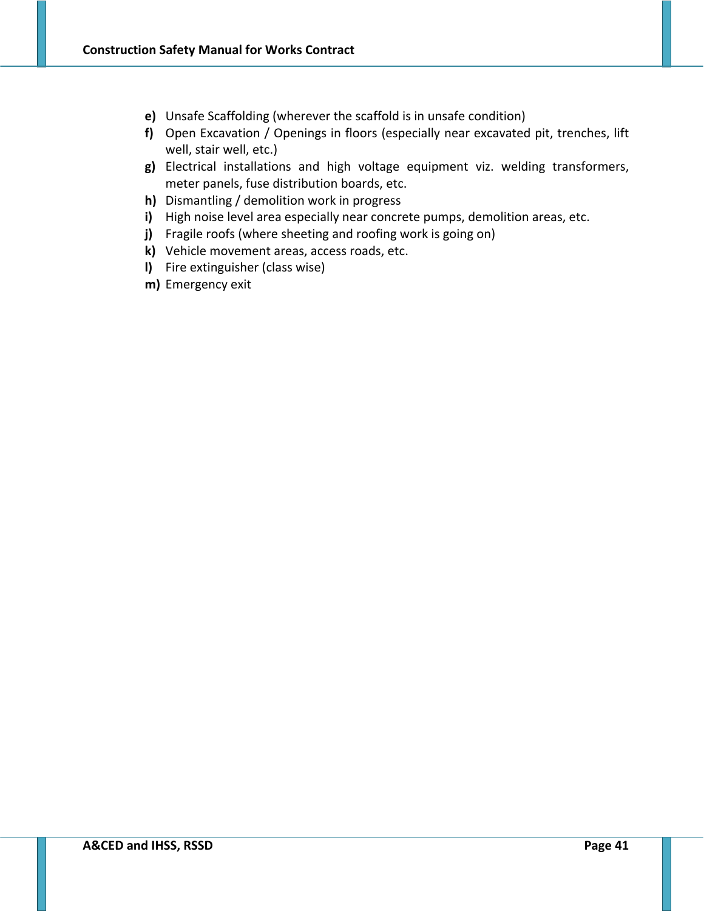**e)** Unsafe Scaffolding (wherever the scaffold is in unsafe condition)

**f)** Open Excavation / Openings in floors (especially near excavated pit, trenches, lift well, stair well, etc.)

**g)** Electrical installations and high voltage equipment viz. welding transformers, meter panels, fuse distribution boards, etc.

**h)** Dismantling / demolition work in progress

**i)** High noise level area especially near concrete pumps, demolition areas, etc.

**j)** Fragile roofs (where sheeting and roofing work is going on)

**k)** Vehicle movement areas, access roads, etc.

**l)** Fire extinguisher (class wise)

**m)** Emergency exit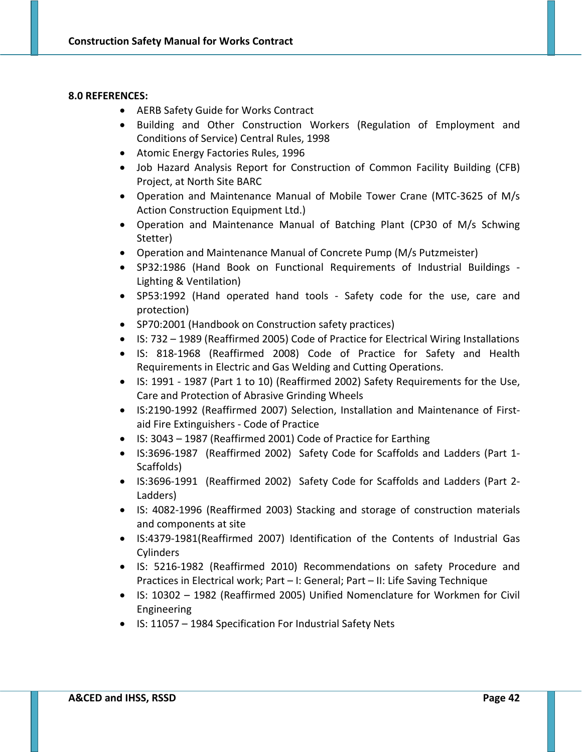## 8.0 REFERENCES:

- AERB Safety Guide for Works Contract
- Building and Other Construction Workers (Regulation of Employment and Conditions of Service) Central Rules, 1998
- Atomic Energy Factories Rules, 1996
- Job Hazard Analysis Report for Construction of Common Facility Building (CFB) Project, at North Site BARC
- Operation and Maintenance Manual of Mobile Tower Crane (MTC-3625 of M/s Action Construction Equipment Ltd.)
- Operation and Maintenance Manual of Batching Plant (CP30 of M/s Schwing Stetter)
- Operation and Maintenance Manual of Concrete Pump (M/s Putzmeister)
- SP32:1986 (Hand Book on Functional Requirements of Industrial Buildings - Lighting & Ventilation)
- SP53:1992 (Hand operated hand tools - Safety code for the use, care and protection)
- SP70:2001 (Handbook on Construction safety practices)
- IS: 732 – 1989 (Reaffirmed 2005) Code of Practice for Electrical Wiring Installations
- IS: 818-1968 (Reaffirmed 2008) Code of Practice for Safety and Health Requirements in Electric and Gas Welding and Cutting Operations.
- IS: 1991 - 1987 (Part 1 to 10) (Reaffirmed 2002) Safety Requirements for the Use, Care and Protection of Abrasive Grinding Wheels
- IS:2190-1992 (Reaffirmed 2007) Selection, Installation and Maintenance of First-aid Fire Extinguishers - Code of Practice
- IS: 3043 – 1987 (Reaffirmed 2001) Code of Practice for Earthing
- IS:3696-1987 (Reaffirmed 2002) Safety Code for Scaffolds and Ladders (Part 1-Scaffolds)
- IS:3696-1991 (Reaffirmed 2002) Safety Code for Scaffolds and Ladders (Part 2-Ladders)
- IS: 4082-1996 (Reaffirmed 2003) Stacking and storage of construction materials and components at site
- IS:4379-1981(Reaffirmed 2007) Identification of the Contents of Industrial Gas Cylinders
- IS: 5216-1982 (Reaffirmed 2010) Recommendations on safety Procedure and Practices in Electrical work; Part – I: General; Part – II: Life Saving Technique
- IS: 10302 – 1982 (Reaffirmed 2005) Unified Nomenclature for Workmen for Civil Engineering
- IS: 11057 – 1984 Specification For Industrial Safety Nets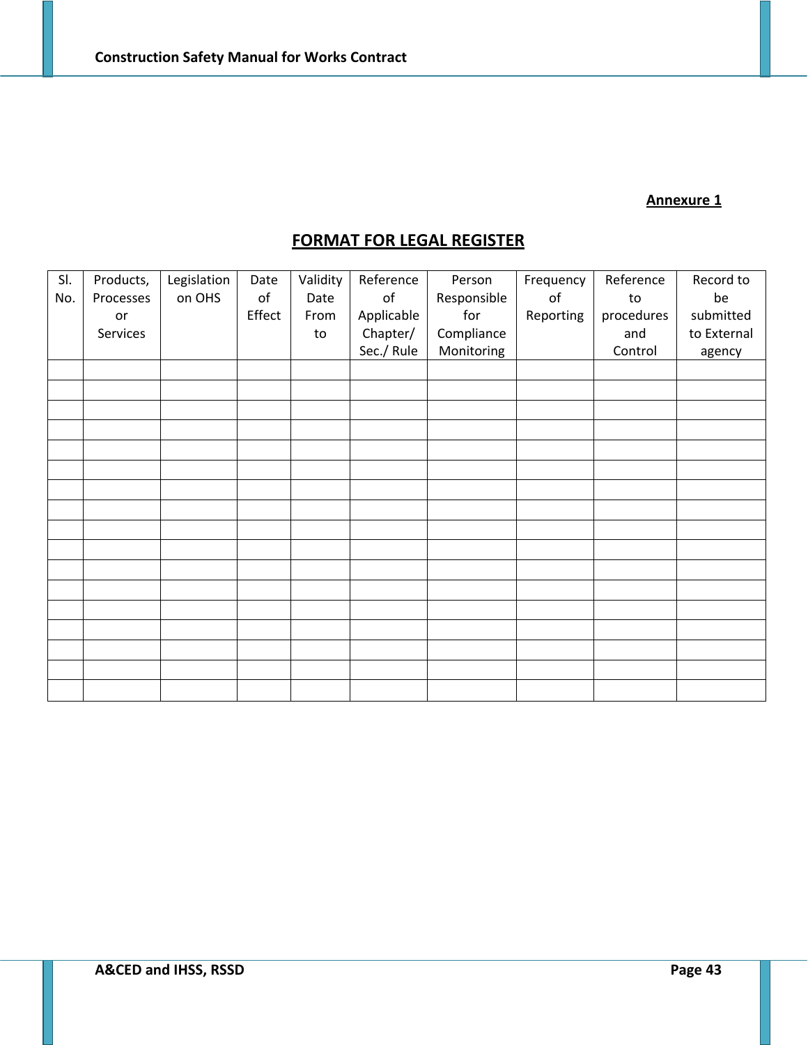**Annexure 1**

## FORMAT FOR LEGAL REGISTER

| Sl. No. | Products, Processes or Services | Legislation on OHS | Date of Effect | Validity Date From to | Reference of Applicable Chapter/ Sec./ Rule | Person Responsible for Compliance Monitoring | Frequency of Reporting | Reference to procedures and Control | Record to be submitted to External agency |
|---|---|---|---|---|---|---|---|---|---|
| | | | | | | | | | |
| | | | | | | | | | |
| | | | | | | | | | |
| | | | | | | | | | |
| | | | | | | | | | |
| | | | | | | | | | |
| | | | | | | | | | |
| | | | | | | | | | |
| | | | | | | | | | |
| | | | | | | | | | |
| | | | | | | | | | |
| | | | | | | | | | |
| | | | | | | | | | |
| | | | | | | | | | |
| | | | | | | | | | |
| | | | | | | | | | |
| | | | | | | | | | |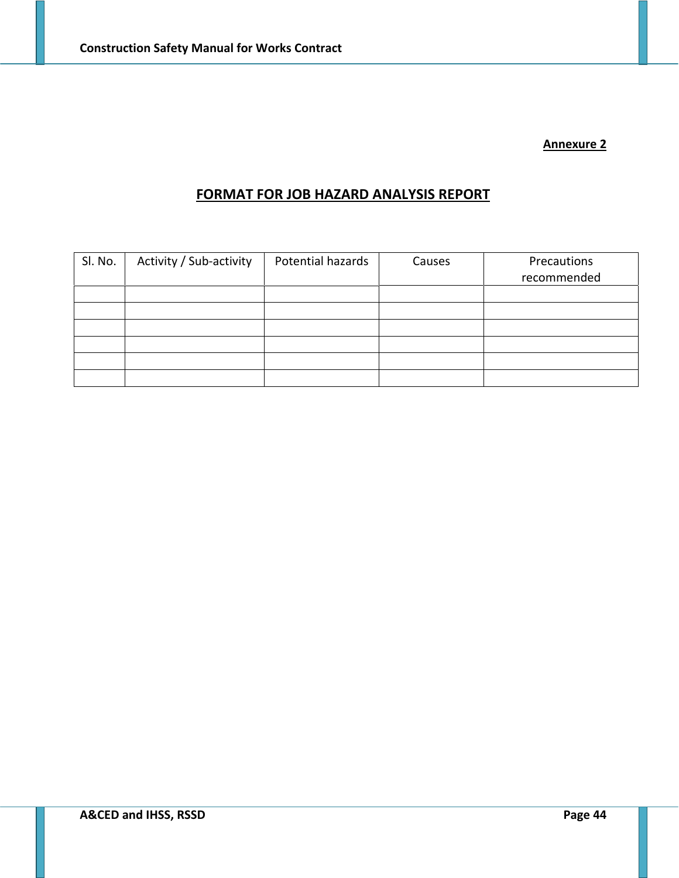**Annexure 2**

## FORMAT FOR JOB HAZARD ANALYSIS REPORT

| Sl. No. | Activity / Sub-activity | Potential hazards | Causes | Precautions recommended |
|---|---|---|---|---|
| | | | | |
| | | | | |
| | | | | |
| | | | | |
| | | | | |
| | | | | |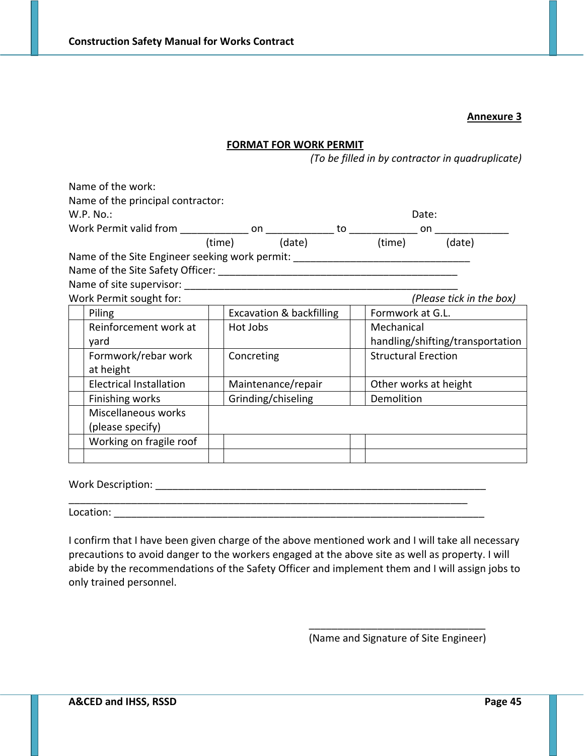**Annexure 3**

**FORMAT FOR WORK PERMIT**

*(To be filled in by contractor in quadruplicate)*

Name of the work:
Name of the principal contractor:
W.P. No.: Date:
Work Permit valid from ____________ on ____________ to ____________ on _____________
(time) (date) (time) (date)
Name of the Site Engineer seeking work permit: _______________________________
Name of the Site Safety Officer: ___________________________________________
Name of site supervisor: _________________________________________________
Work Permit sought for: *(Please tick in the box)*

| | | | | | |
|---|---|---|---|---|---|
| | Piling | | Excavation & backfilling | | Formwork at G.L. |
| | Reinforcement work at yard | | Hot Jobs | | Mechanical handling/shifting/transportation |
| | Formwork/rebar work at height | | Concreting | | Structural Erection |
| | Electrical Installation | | Maintenance/repair | | Other works at height |
| | Finishing works | | Grinding/chiseling | | Demolition |
| | Miscellaneous works (please specify) | | | | |
| | Working on fragile roof | | | | |
| | | | | | |

Work Description: ____________________________________________________________
_________________________________________________________________________
Location: ____________________________________________________________________

I confirm that I have been given charge of the above mentioned work and I will take all necessary precautions to avoid danger to the workers engaged at the above site as well as property. I will abide by the recommendations of the Safety Officer and implement them and I will assign jobs to only trained personnel.

________________________________
(Name and Signature of Site Engineer)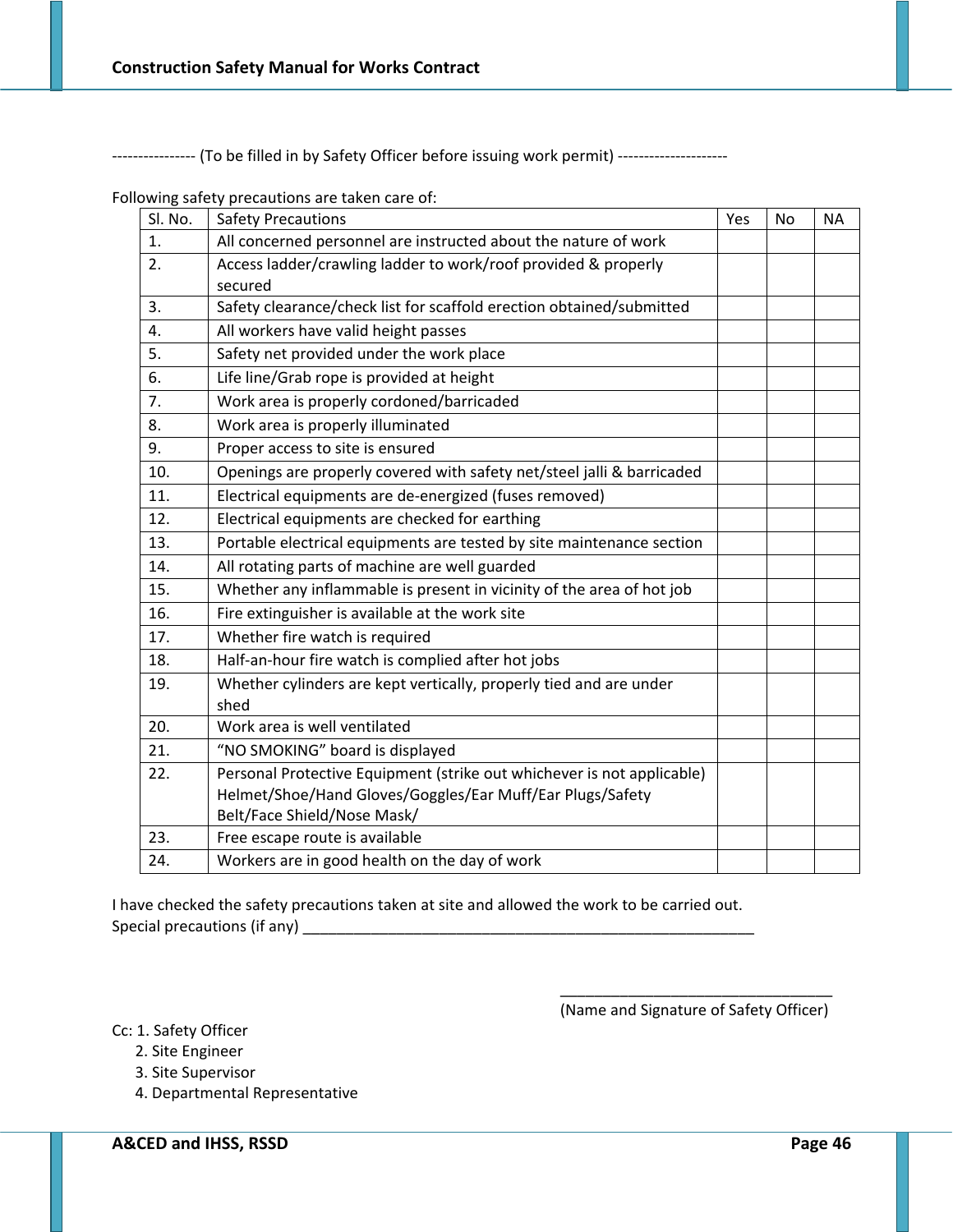---------------- (To be filled in by Safety Officer before issuing work permit) ---------------------

Following safety precautions are taken care of:

| Sl. No. | Safety Precautions | Yes | No | NA |
|---|---|---|---|---|
| 1. | All concerned personnel are instructed about the nature of work | | | |
| 2. | Access ladder/crawling ladder to work/roof provided & properly secured | | | |
| 3. | Safety clearance/check list for scaffold erection obtained/submitted | | | |
| 4. | All workers have valid height passes | | | |
| 5. | Safety net provided under the work place | | | |
| 6. | Life line/Grab rope is provided at height | | | |
| 7. | Work area is properly cordoned/barricaded | | | |
| 8. | Work area is properly illuminated | | | |
| 9. | Proper access to site is ensured | | | |
| 10. | Openings are properly covered with safety net/steel jalli & barricaded | | | |
| 11. | Electrical equipments are de-energized (fuses removed) | | | |
| 12. | Electrical equipments are checked for earthing | | | |
| 13. | Portable electrical equipments are tested by site maintenance section | | | |
| 14. | All rotating parts of machine are well guarded | | | |
| 15. | Whether any inflammable is present in vicinity of the area of hot job | | | |
| 16. | Fire extinguisher is available at the work site | | | |
| 17. | Whether fire watch is required | | | |
| 18. | Half-an-hour fire watch is complied after hot jobs | | | |
| 19. | Whether cylinders are kept vertically, properly tied and are under shed | | | |
| 20. | Work area is well ventilated | | | |
| 21. | "NO SMOKING" board is displayed | | | |
| 22. | Personal Protective Equipment (strike out whichever is not applicable) Helmet/Shoe/Hand Gloves/Goggles/Ear Muff/Ear Plugs/Safety Belt/Face Shield/Nose Mask/ | | | |
| 23. | Free escape route is available | | | |
| 24. | Workers are in good health on the day of work | | | |

I have checked the safety precautions taken at site and allowed the work to be carried out.

Special precautions (if any) ________________________________________________________

_________________________________

(Name and Signature of Safety Officer)

Cc: 1. Safety Officer
 2. Site Engineer
 3. Site Supervisor
 4. Departmental Representative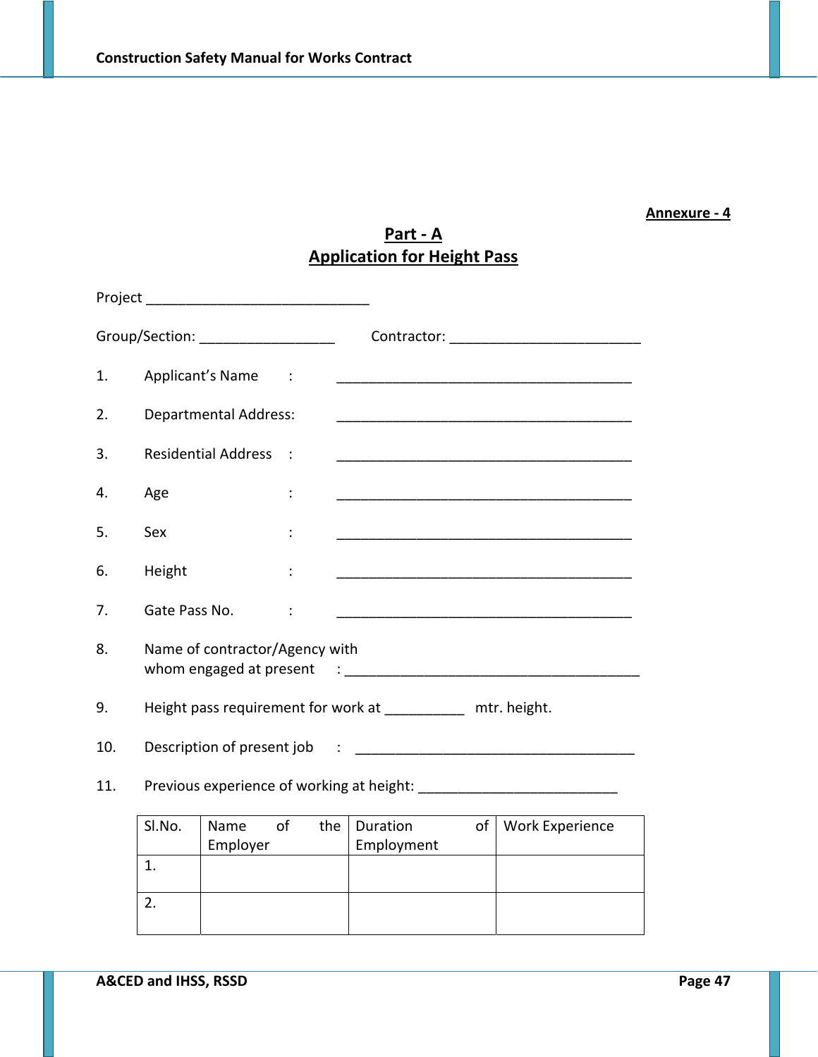**Annexure - 4**

## Part - A
## Application for Height Pass

Project ____________________________

Group/Section: _________________ Contractor: ________________________

1. Applicant's Name : ______________________________________
2. Departmental Address: ______________________________________
3. Residential Address : ______________________________________
4. Age : ______________________________________
5. Sex : ______________________________________
6. Height : ______________________________________
7. Gate Pass No. : ______________________________________
8. Name of contractor/Agency with whom engaged at present : ______________________________________
9. Height pass requirement for work at __________ mtr. height.
10. Description of present job : ____________________________________
11. Previous experience of working at height: _________________________

| Sl.No. | Name of the Employer | Duration of Employment | Work Experience |
|---|---|---|---|
| 1. | | | |
| 2. | | | |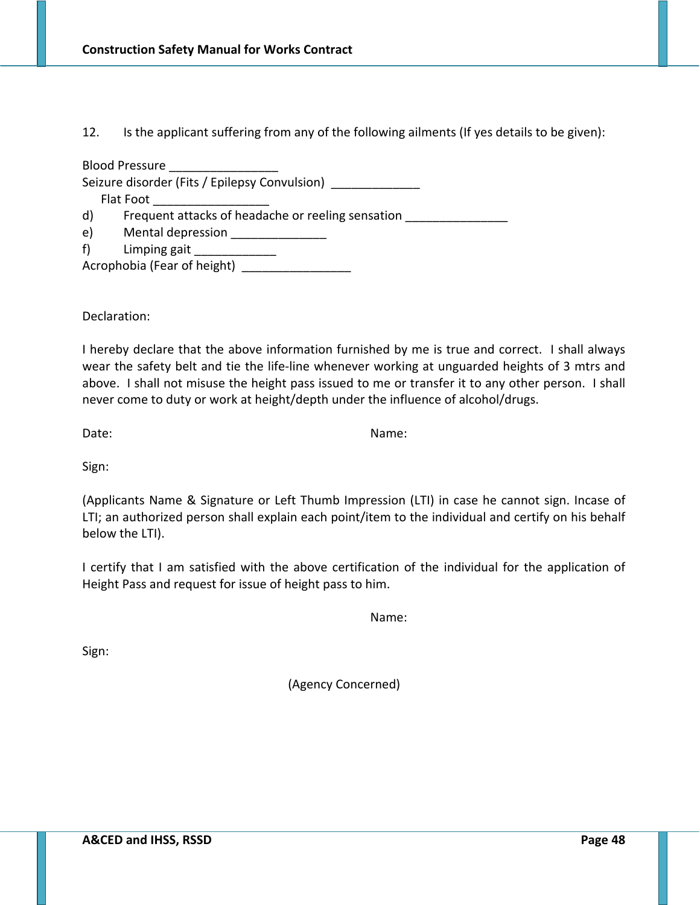12. Is the applicant suffering from any of the following ailments (If yes details to be given):

Blood Pressure ________________
Seizure disorder (Fits / Epilepsy Convulsion) _____________
Flat Foot _________________
d) Frequent attacks of headache or reeling sensation _______________
e) Mental depression ______________
f) Limping gait ____________
Acrophobia (Fear of height) ________________

Declaration:

I hereby declare that the above information furnished by me is true and correct. I shall always wear the safety belt and tie the life-line whenever working at unguarded heights of 3 mtrs and above. I shall not misuse the height pass issued to me or transfer it to any other person. I shall never come to duty or work at height/depth under the influence of alcohol/drugs.

Date: Name:

Sign:

(Applicants Name & Signature or Left Thumb Impression (LTI) in case he cannot sign. Incase of LTI; an authorized person shall explain each point/item to the individual and certify on his behalf below the LTI).

I certify that I am satisfied with the above certification of the individual for the application of Height Pass and request for issue of height pass to him.

Name:

Sign:

(Agency Concerned)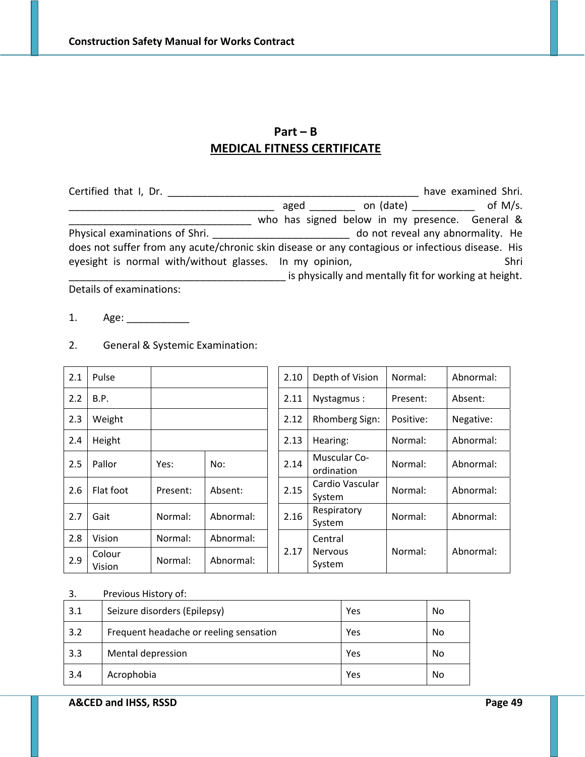## Part – B

## MEDICAL FITNESS CERTIFICATE

Certified that I, Dr. ____________________________________________ have examined Shri. _____________________________________ aged ________ on (date) ___________ of M/s. ________________________________ who has signed below in my presence. General & Physical examinations of Shri. ________________________ do not reveal any abnormality. He does not suffer from any acute/chronic skin disease or any contagious or infectious disease. His eyesight is normal with/without glasses. In my opinion, Shri _______________________________________ is physically and mentally fit for working at height.

Details of examinations:

1. Age: ___________

2. General & Systemic Examination:

| | | | |
|---|---|---|---|
| 2.1 | Pulse | | |
| 2.2 | B.P. | | |
| 2.3 | Weight | | |
| 2.4 | Height | | |
| 2.5 | Pallor | Yes: | No: |
| 2.6 | Flat foot | Present: | Absent: |
| 2.7 | Gait | Normal: | Abnormal: |
| 2.8 | Vision | Normal: | Abnormal: |
| 2.9 | Colour Vision | Normal: | Abnormal: |

| | | | |
|---|---|---|---|
| 2.10 | Depth of Vision | Normal: | Abnormal: |
| 2.11 | Nystagmus : | Present: | Absent: |
| 2.12 | Rhomberg Sign: | Positive: | Negative: |
| 2.13 | Hearing: | Normal: | Abnormal: |
| 2.14 | Muscular Co-ordination | Normal: | Abnormal: |
| 2.15 | Cardio Vascular System | Normal: | Abnormal: |
| 2.16 | Respiratory System | Normal: | Abnormal: |
| 2.17 | Central Nervous System | Normal: | Abnormal: |

3. Previous History of:

| | | | |
|---|---|---|---|
| 3.1 | Seizure disorders (Epilepsy) | Yes | No |
| 3.2 | Frequent headache or reeling sensation | Yes | No |
| 3.3 | Mental depression | Yes | No |
| 3.4 | Acrophobia | Yes | No |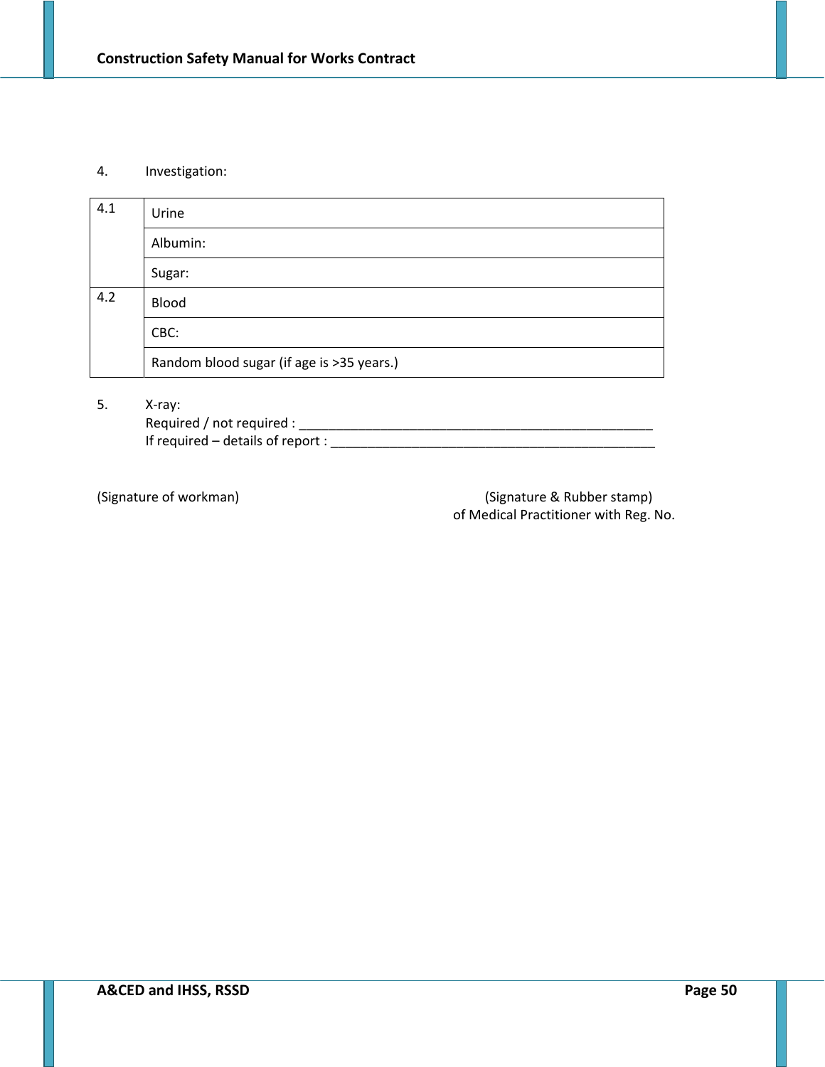4. Investigation:

| | |
|---|---|
| 4.1 | Urine |
| | Albumin: |
| | Sugar: |
| 4.2 | Blood |
| | CBC: |
| | Random blood sugar (if age is >35 years.) |

5. X-ray:
   Required / not required : ___________________________________________________
   If required – details of report : ______________________________________________

(Signature of workman)

(Signature & Rubber stamp)
of Medical Practitioner with Reg. No.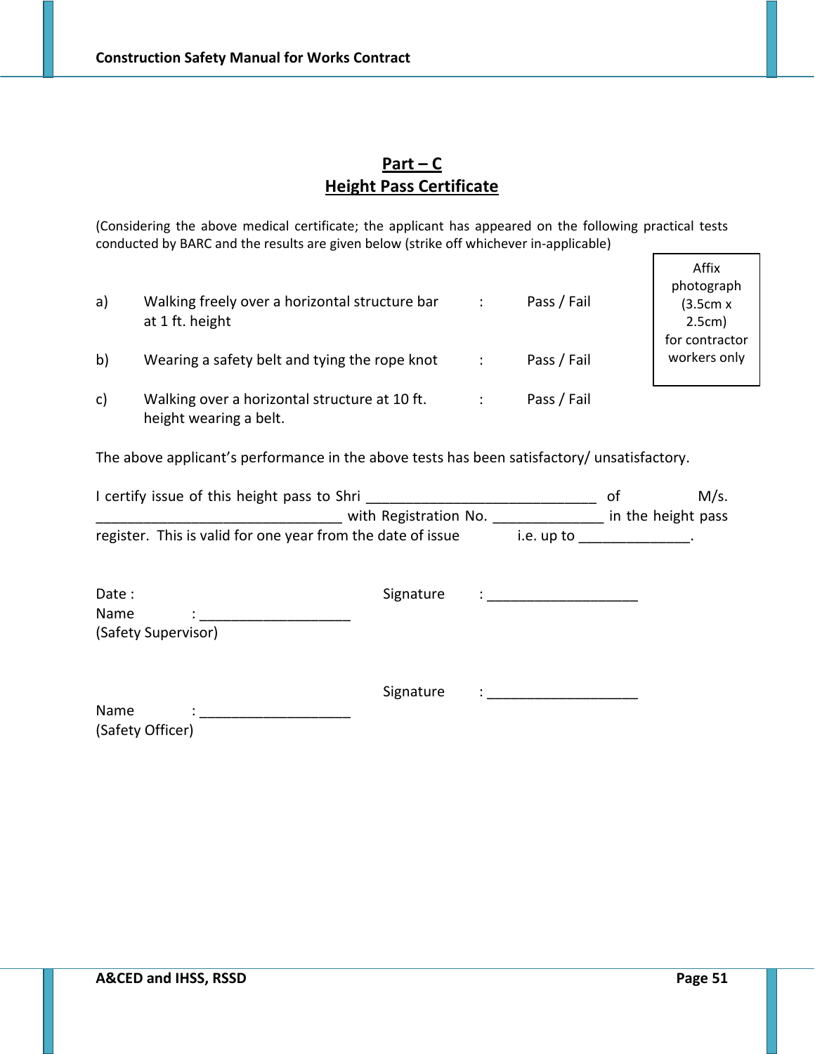## Part – C
## Height Pass Certificate

(Considering the above medical certificate; the applicant has appeared on the following practical tests conducted by BARC and the results are given below (strike off whichever in-applicable)

Affix photograph (3.5cm x 2.5cm) for contractor workers only

a) Walking freely over a horizontal structure bar at 1 ft. height : Pass / Fail

b) Wearing a safety belt and tying the rope knot : Pass / Fail

c) Walking over a horizontal structure at 10 ft. height wearing a belt. : Pass / Fail

The above applicant's performance in the above tests has been satisfactory/ unsatisfactory.

I certify issue of this height pass to Shri ______________________________ of M/s. ________________________________ with Registration No. ______________ in the height pass register. This is valid for one year from the date of issue i.e. up to ______________.

Date :

Signature : ____________________

Name : ____________________

(Safety Supervisor)

Signature : ____________________

Name : ____________________

(Safety Officer)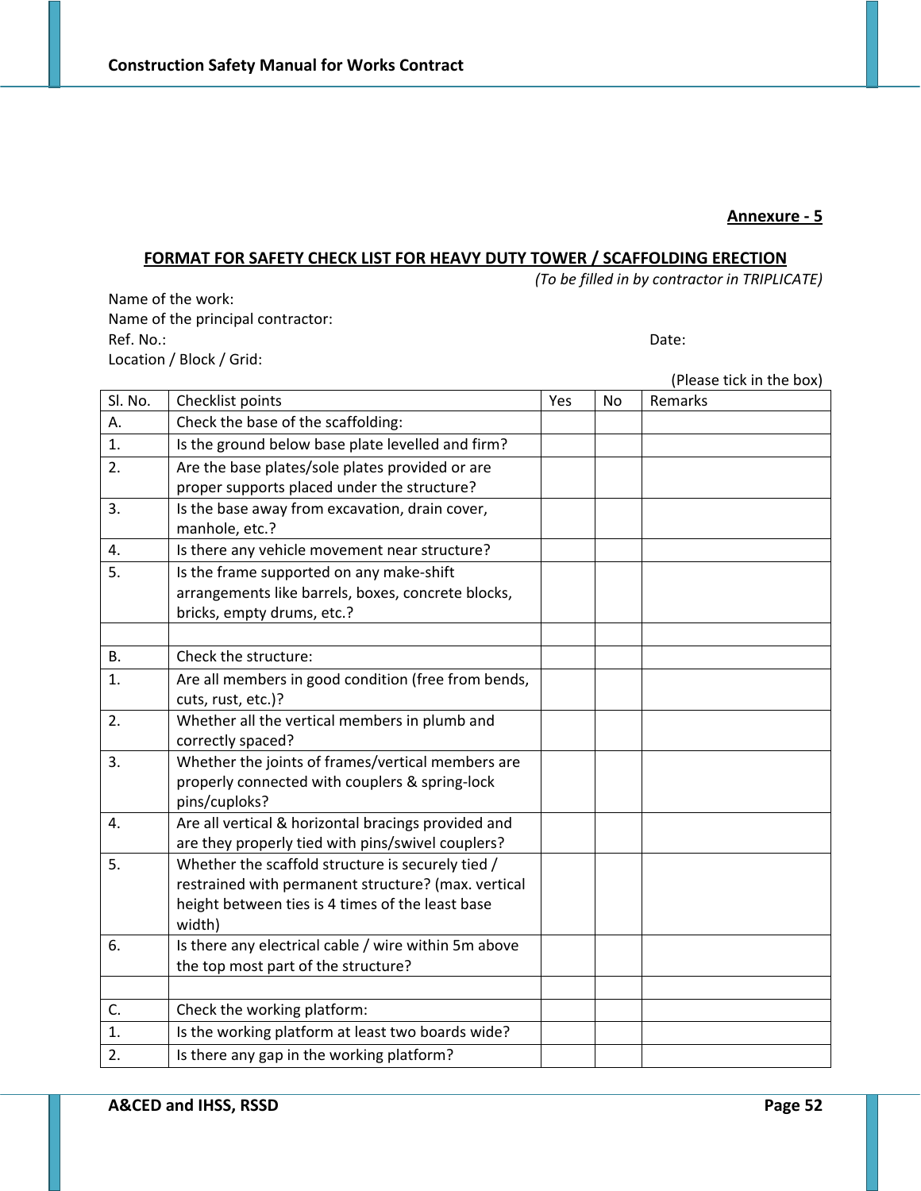**Annexure - 5**

## FORMAT FOR SAFETY CHECK LIST FOR HEAVY DUTY TOWER / SCAFFOLDING ERECTION

*(To be filled in by contractor in TRIPLICATE)*

Name of the work:
Name of the principal contractor:
Ref. No.: Date:
Location / Block / Grid:

(Please tick in the box)

| Sl. No. | Checklist points | Yes | No | Remarks |
|---|---|---|---|---|
| A. | Check the base of the scaffolding: | | | |
| 1. | Is the ground below base plate levelled and firm? | | | |
| 2. | Are the base plates/sole plates provided or are proper supports placed under the structure? | | | |
| 3. | Is the base away from excavation, drain cover, manhole, etc.? | | | |
| 4. | Is there any vehicle movement near structure? | | | |
| 5. | Is the frame supported on any make-shift arrangements like barrels, boxes, concrete blocks, bricks, empty drums, etc.? | | | |
| | | | | |
| B. | Check the structure: | | | |
| 1. | Are all members in good condition (free from bends, cuts, rust, etc.)? | | | |
| 2. | Whether all the vertical members in plumb and correctly spaced? | | | |
| 3. | Whether the joints of frames/vertical members are properly connected with couplers & spring-lock pins/cuploks? | | | |
| 4. | Are all vertical & horizontal bracings provided and are they properly tied with pins/swivel couplers? | | | |
| 5. | Whether the scaffold structure is securely tied / restrained with permanent structure? (max. vertical height between ties is 4 times of the least base width) | | | |
| 6. | Is there any electrical cable / wire within 5m above the top most part of the structure? | | | |
| | | | | |
| C. | Check the working platform: | | | |
| 1. | Is the working platform at least two boards wide? | | | |
| 2. | Is there any gap in the working platform? | | | |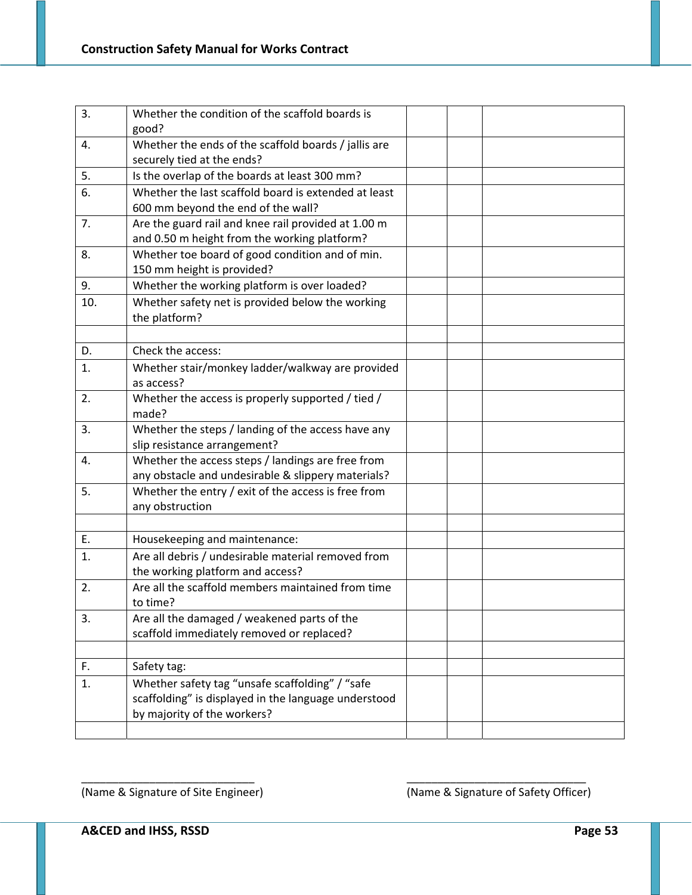| | | | | |
|---|---|---|---|---|
| 3. | Whether the condition of the scaffold boards is good? | | | |
| 4. | Whether the ends of the scaffold boards / jallis are securely tied at the ends? | | | |
| 5. | Is the overlap of the boards at least 300 mm? | | | |
| 6. | Whether the last scaffold board is extended at least 600 mm beyond the end of the wall? | | | |
| 7. | Are the guard rail and knee rail provided at 1.00 m and 0.50 m height from the working platform? | | | |
| 8. | Whether toe board of good condition and of min. 150 mm height is provided? | | | |
| 9. | Whether the working platform is over loaded? | | | |
| 10. | Whether safety net is provided below the working the platform? | | | |
| | | | | |
| D. | Check the access: | | | |
| 1. | Whether stair/monkey ladder/walkway are provided as access? | | | |
| 2. | Whether the access is properly supported / tied / made? | | | |
| 3. | Whether the steps / landing of the access have any slip resistance arrangement? | | | |
| 4. | Whether the access steps / landings are free from any obstacle and undesirable & slippery materials? | | | |
| 5. | Whether the entry / exit of the access is free from any obstruction | | | |
| | | | | |
| E. | Housekeeping and maintenance: | | | |
| 1. | Are all debris / undesirable material removed from the working platform and access? | | | |
| 2. | Are all the scaffold members maintained from time to time? | | | |
| 3. | Are all the damaged / weakened parts of the scaffold immediately removed or replaced? | | | |
| | | | | |
| F. | Safety tag: | | | |
| 1. | Whether safety tag "unsafe scaffolding" / "safe scaffolding" is displayed in the language understood by majority of the workers? | | | |
| | | | | |

_____________________________
(Name & Signature of Site Engineer)

_____________________________
(Name & Signature of Safety Officer)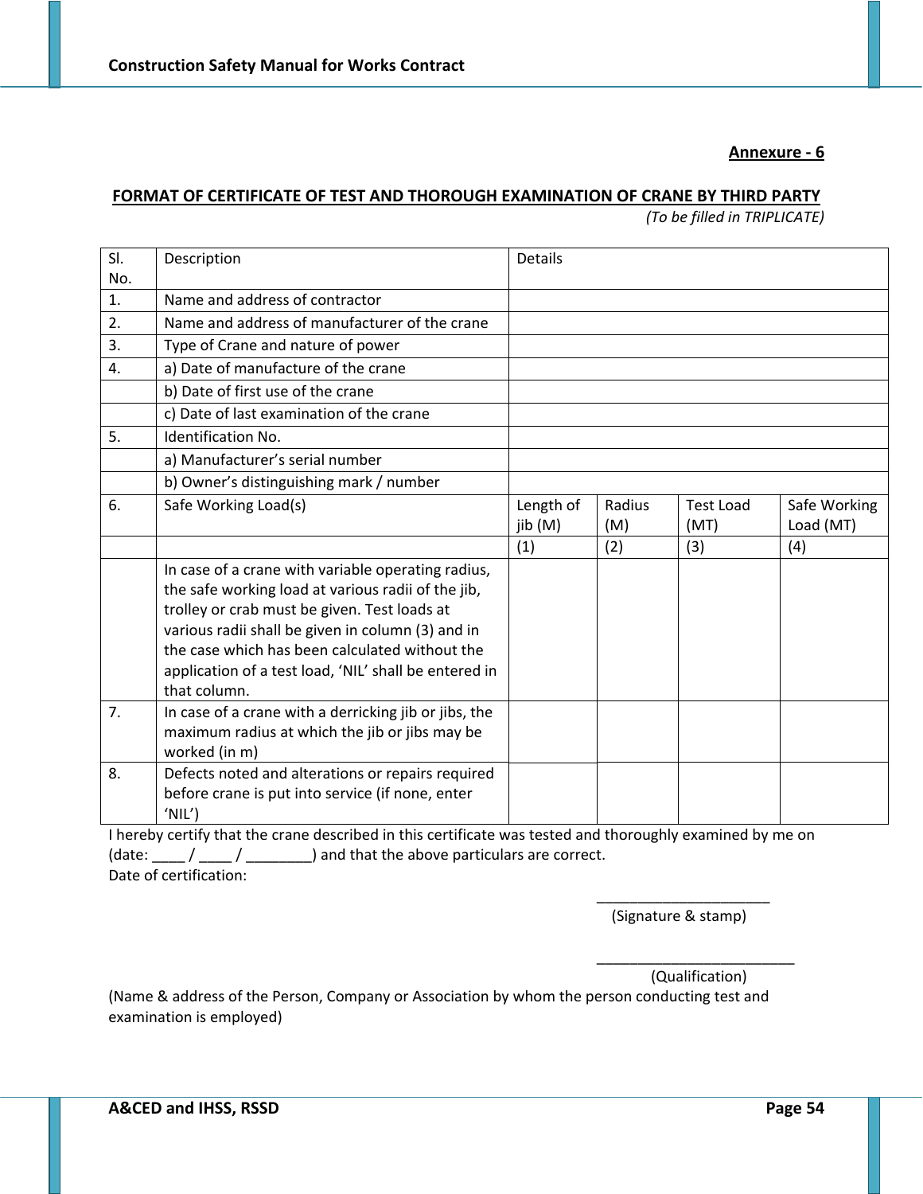**Annexure - 6**

## FORMAT OF CERTIFICATE OF TEST AND THOROUGH EXAMINATION OF CRANE BY THIRD PARTY

*(To be filled in TRIPLICATE)*

| Sl. No. | Description | Details | | | |
|---|---|---|---|---|---|
| 1. | Name and address of contractor | | | | |
| 2. | Name and address of manufacturer of the crane | | | | |
| 3. | Type of Crane and nature of power | | | | |
| 4. | a) Date of manufacture of the crane | | | | |
| | b) Date of first use of the crane | | | | |
| | c) Date of last examination of the crane | | | | |
| 5. | Identification No. | | | | |
| | a) Manufacturer's serial number | | | | |
| | b) Owner's distinguishing mark / number | | | | |
| 6. | Safe Working Load(s) | Length of jib (M) | Radius (M) | Test Load (MT) | Safe Working Load (MT) |
| | | (1) | (2) | (3) | (4) |
| | In case of a crane with variable operating radius, the safe working load at various radii of the jib, trolley or crab must be given. Test loads at various radii shall be given in column (3) and in the case which has been calculated without the application of a test load, 'NIL' shall be entered in that column. | | | | |
| 7. | In case of a crane with a derricking jib or jibs, the maximum radius at which the jib or jibs may be worked (in m) | | | | |
| 8. | Defects noted and alterations or repairs required before crane is put into service (if none, enter 'NIL') | | | | |

I hereby certify that the crane described in this certificate was tested and thoroughly examined by me on (date: ____ / ____ / ________) and that the above particulars are correct.

Date of certification:

______________________
(Signature & stamp)

_________________________
(Qualification)

(Name & address of the Person, Company or Association by whom the person conducting test and examination is employed)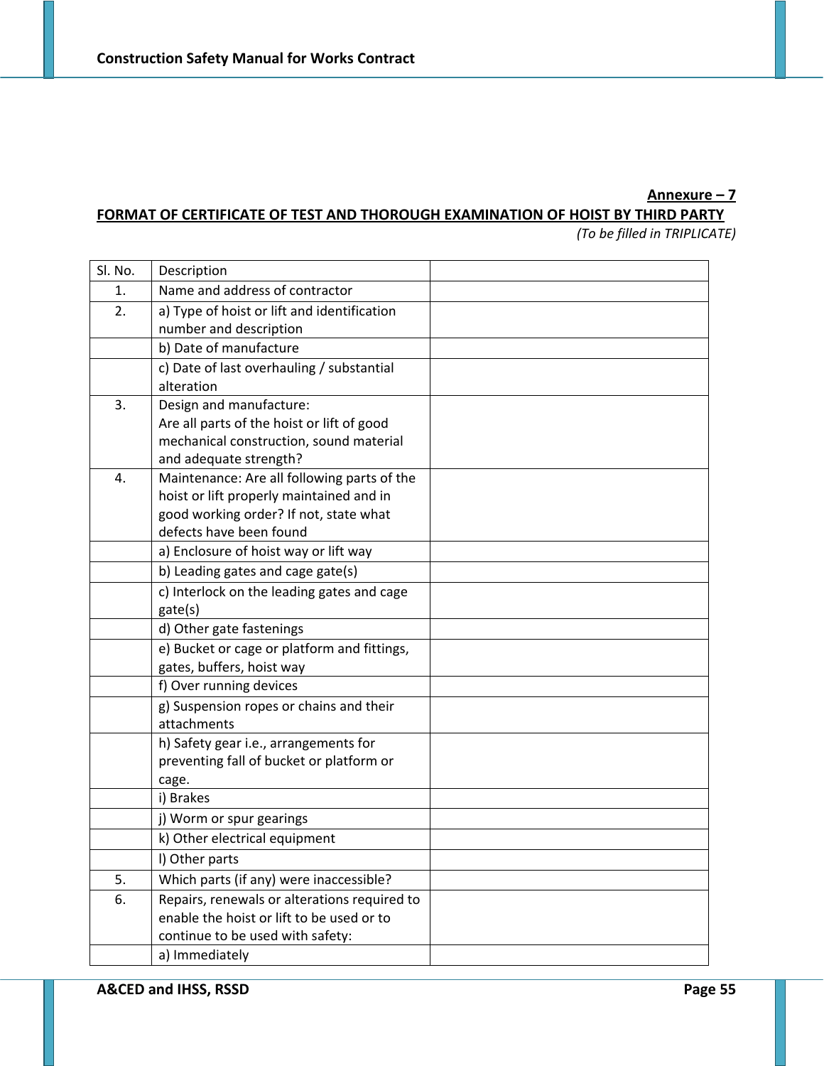**Annexure – 7**

## FORMAT OF CERTIFICATE OF TEST AND THOROUGH EXAMINATION OF HOIST BY THIRD PARTY

*(To be filled in TRIPLICATE)*

| Sl. No. | Description | |
|---|---|---|
| 1. | Name and address of contractor | |
| 2. | a) Type of hoist or lift and identification number and description | |
| | b) Date of manufacture | |
| | c) Date of last overhauling / substantial alteration | |
| 3. | Design and manufacture: Are all parts of the hoist or lift of good mechanical construction, sound material and adequate strength? | |
| 4. | Maintenance: Are all following parts of the hoist or lift properly maintained and in good working order? If not, state what defects have been found | |
| | a) Enclosure of hoist way or lift way | |
| | b) Leading gates and cage gate(s) | |
| | c) Interlock on the leading gates and cage gate(s) | |
| | d) Other gate fastenings | |
| | e) Bucket or cage or platform and fittings, gates, buffers, hoist way | |
| | f) Over running devices | |
| | g) Suspension ropes or chains and their attachments | |
| | h) Safety gear i.e., arrangements for preventing fall of bucket or platform or cage. | |
| | i) Brakes | |
| | j) Worm or spur gearings | |
| | k) Other electrical equipment | |
| | l) Other parts | |
| 5. | Which parts (if any) were inaccessible? | |
| 6. | Repairs, renewals or alterations required to enable the hoist or lift to be used or to continue to be used with safety: | |
| | a) Immediately | |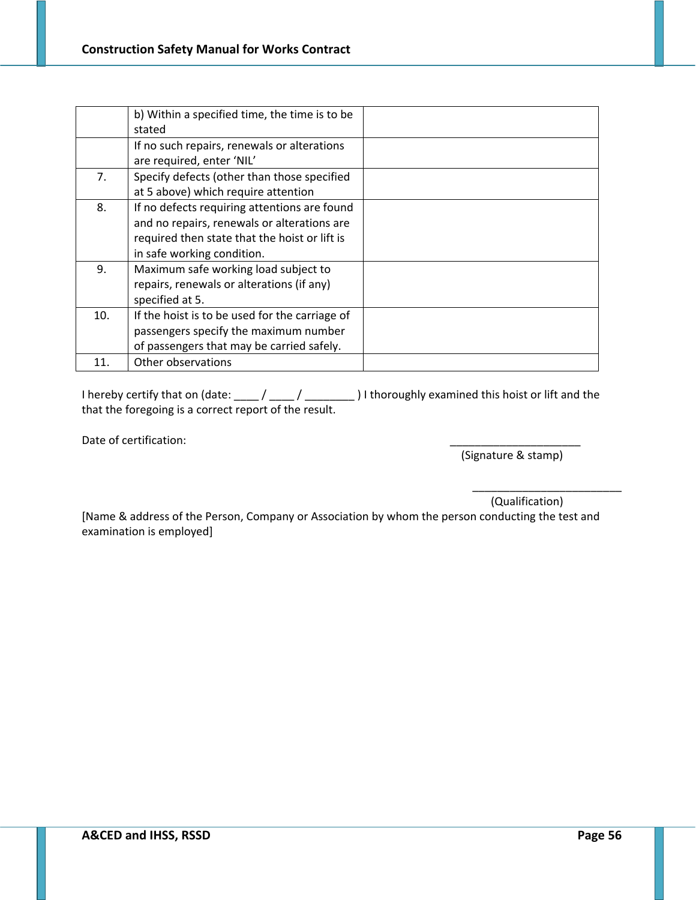|  |  |  |
|---|---|---|
|  | b) Within a specified time, the time is to be stated |  |
|  | If no such repairs, renewals or alterations are required, enter 'NIL' |  |
| 7. | Specify defects (other than those specified at 5 above) which require attention |  |
| 8. | If no defects requiring attentions are found and no repairs, renewals or alterations are required then state that the hoist or lift is in safe working condition. |  |
| 9. | Maximum safe working load subject to repairs, renewals or alterations (if any) specified at 5. |  |
| 10. | If the hoist is to be used for the carriage of passengers specify the maximum number of passengers that may be carried safely. |  |
| 11. | Other observations |  |

I hereby certify that on (date: ____ / ____ / ________ ) I thoroughly examined this hoist or lift and the that the foregoing is a correct report of the result.

Date of certification:

_____________________
(Signature & stamp)

________________________
(Qualification)

[Name & address of the Person, Company or Association by whom the person conducting the test and examination is employed]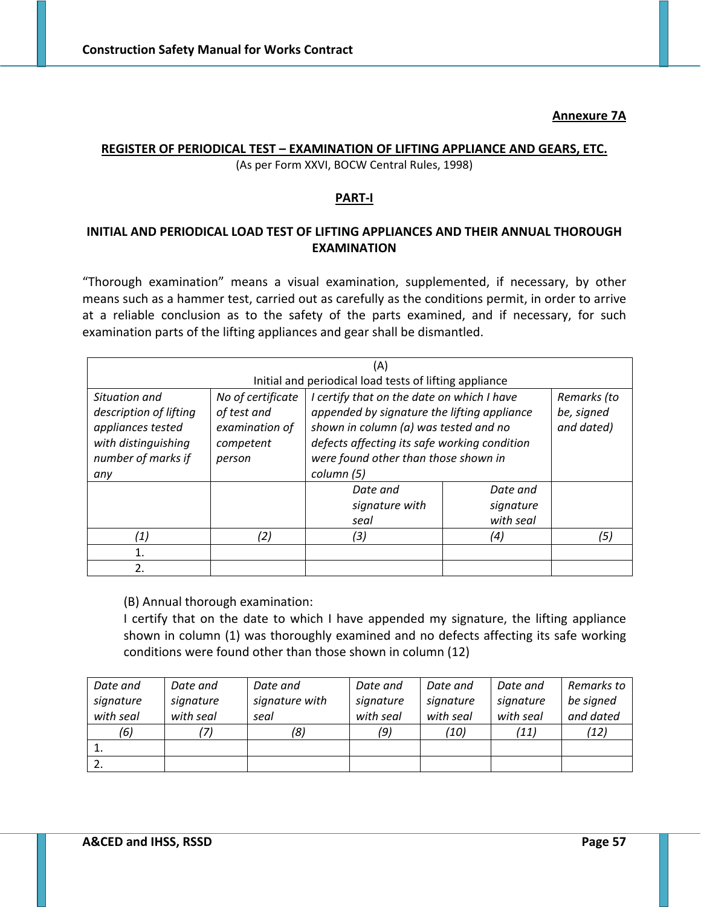**Annexure 7A**

## REGISTER OF PERIODICAL TEST – EXAMINATION OF LIFTING APPLIANCE AND GEARS, ETC.

(As per Form XXVI, BOCW Central Rules, 1998)

### PART-I

### INITIAL AND PERIODICAL LOAD TEST OF LIFTING APPLIANCES AND THEIR ANNUAL THOROUGH EXAMINATION

"Thorough examination" means a visual examination, supplemented, if necessary, by other means such as a hammer test, carried out as carefully as the conditions permit, in order to arrive at a reliable conclusion as to the safety of the parts examined, and if necessary, for such examination parts of the lifting appliances and gear shall be dismantled.

| (A) Initial and periodical load tests of lifting appliance | | | | |
|---|---|---|---|---|
| *Situation and description of lifting appliances tested with distinguishing number of marks if any* | *No of certificate of test and examination of competent person* | *I certify that on the date on which I have appended by signature the lifting appliance shown in column (a) was tested and no defects affecting its safe working condition were found other than those shown in column (5)* | | *Remarks (to be, signed and dated)* |
| | | *Date and signature with seal* | *Date and signature with seal* | |
| *(1)* | *(2)* | *(3)* | *(4)* | *(5)* |
| 1. | | | | |
| 2. | | | | |

(B) Annual thorough examination:

I certify that on the date to which I have appended my signature, the lifting appliance shown in column (1) was thoroughly examined and no defects affecting its safe working conditions were found other than those shown in column (12)

| *Date and signature with seal* | *Date and signature with seal* | *Date and signature with seal* | *Date and signature with seal* | *Date and signature with seal* | *Date and signature with seal* | *Remarks to be signed and dated* |
|---|---|---|---|---|---|---|
| *(6)* | *(7)* | *(8)* | *(9)* | *(10)* | *(11)* | *(12)* |
| 1. | | | | | | |
| 2. | | | | | | |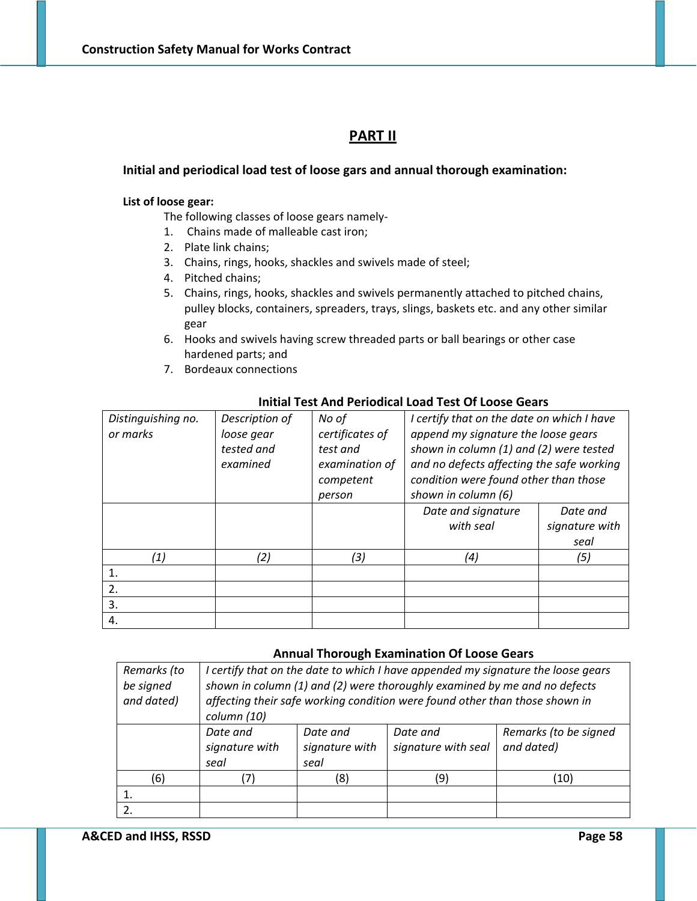## PART II

**Initial and periodical load test of loose gars and annual thorough examination:**

**List of loose gear:**

The following classes of loose gears namely-

1. Chains made of malleable cast iron;
2. Plate link chains;
3. Chains, rings, hooks, shackles and swivels made of steel;
4. Pitched chains;
5. Chains, rings, hooks, shackles and swivels permanently attached to pitched chains, pulley blocks, containers, spreaders, trays, slings, baskets etc. and any other similar gear
6. Hooks and swivels having screw threaded parts or ball bearings or other case hardened parts; and
7. Bordeaux connections

**Initial Test And Periodical Load Test Of Loose Gears**

| *Distinguishing no. or marks* | *Description of loose gear tested and examined* | *No of certificates of test and examination of competent person* | *I certify that on the date on which I have append my signature the loose gears shown in column (1) and (2) were tested and no defects affecting the safe working condition were found other than those shown in column (6)* | |
|---|---|---|---|---|
| | | | *Date and signature with seal* | *Date and signature with seal* |
| *(1)* | *(2)* | *(3)* | *(4)* | *(5)* |
| 1. | | | | |
| 2. | | | | |
| 3. | | | | |
| 4. | | | | |

**Annual Thorough Examination Of Loose Gears**

| *Remarks (to be signed and dated)* | *I certify that on the date to which I have appended my signature the loose gears shown in column (1) and (2) were thoroughly examined by me and no defects affecting their safe working condition were found other than those shown in column (10)* | | | |
|---|---|---|---|---|
| | *Date and signature with seal* | *Date and signature with seal* | *Date and signature with seal* | *Remarks (to be signed and dated)* |
| (6) | (7) | (8) | (9) | (10) |
| 1. | | | | |
| 2. | | | | |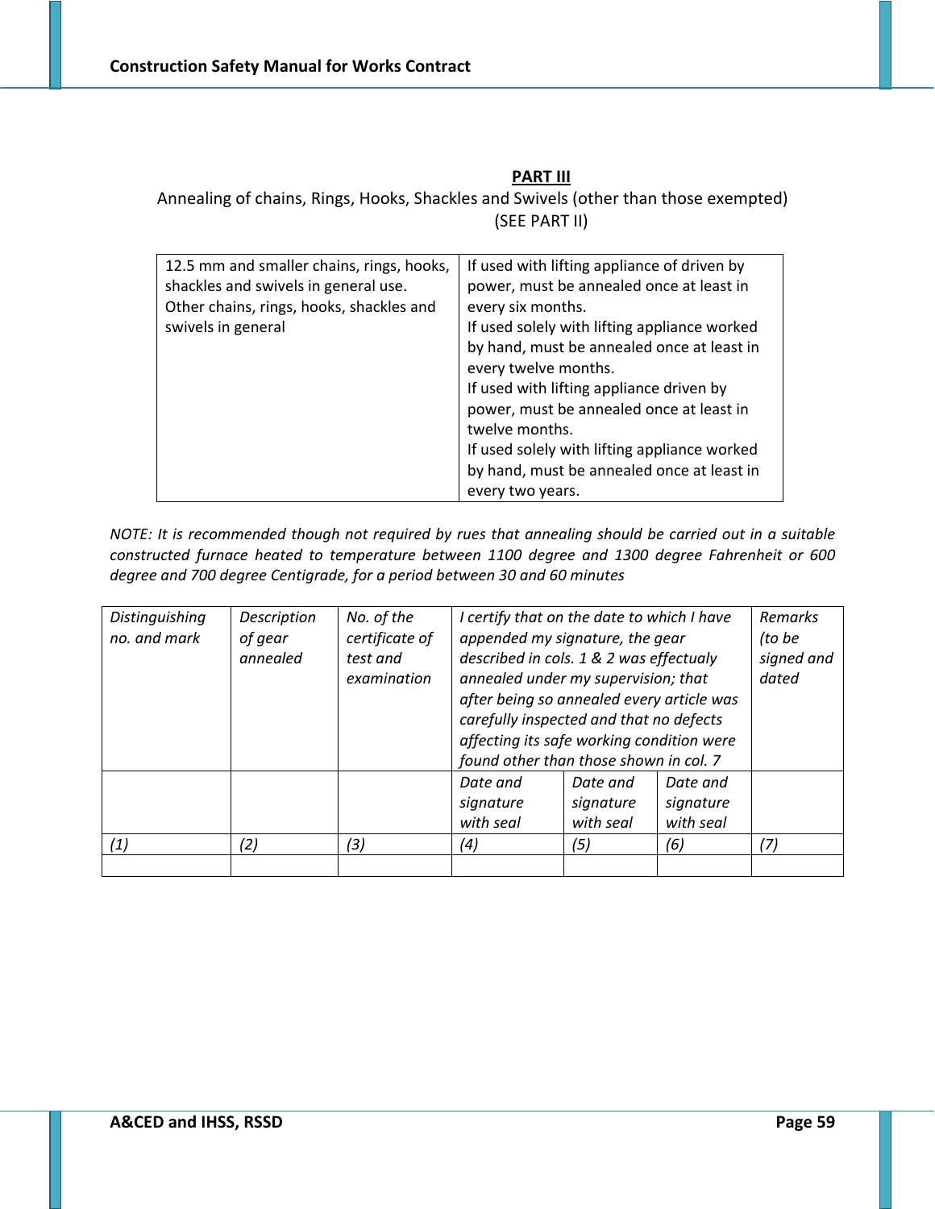## PART III

Annealing of chains, Rings, Hooks, Shackles and Swivels (other than those exempted)
(SEE PART II)

| | |
|---|---|
| 12.5 mm and smaller chains, rings, hooks, shackles and swivels in general use.<br>Other chains, rings, hooks, shackles and swivels in general | If used with lifting appliance of driven by power, must be annealed once at least in every six months.<br>If used solely with lifting appliance worked by hand, must be annealed once at least in every twelve months.<br>If used with lifting appliance driven by power, must be annealed once at least in twelve months.<br>If used solely with lifting appliance worked by hand, must be annealed once at least in every two years. |

*NOTE: It is recommended though not required by rues that annealing should be carried out in a suitable constructed furnace heated to temperature between 1100 degree and 1300 degree Fahrenheit or 600 degree and 700 degree Centigrade, for a period between 30 and 60 minutes*

| *Distinguishing no. and mark* | *Description of gear annealed* | *No. of the certificate of test and examination* | *I certify that on the date to which I have appended my signature, the gear described in cols. 1 & 2 was effectualy annealed under my supervision; that after being so annealed every article was carefully inspected and that no defects affecting its safe working condition were found other than those shown in col. 7* | | | *Remarks (to be signed and dated* |
|---|---|---|---|---|---|---|
| | | | *Date and signature with seal* | *Date and signature with seal* | *Date and signature with seal* | |
| *(1)* | *(2)* | *(3)* | *(4)* | *(5)* | *(6)* | *(7)* |
| | | | | | | |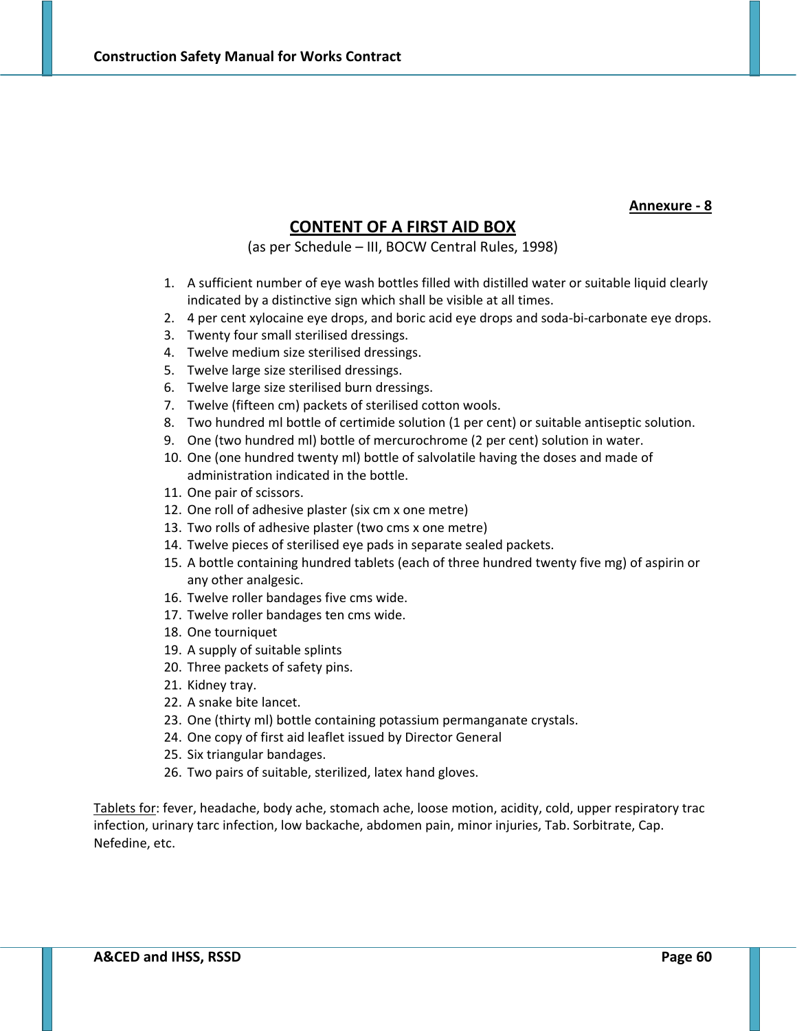**Annexure - 8**

# CONTENT OF A FIRST AID BOX

(as per Schedule – III, BOCW Central Rules, 1998)

1. A sufficient number of eye wash bottles filled with distilled water or suitable liquid clearly indicated by a distinctive sign which shall be visible at all times.
2. 4 per cent xylocaine eye drops, and boric acid eye drops and soda-bi-carbonate eye drops.
3. Twenty four small sterilised dressings.
4. Twelve medium size sterilised dressings.
5. Twelve large size sterilised dressings.
6. Twelve large size sterilised burn dressings.
7. Twelve (fifteen cm) packets of sterilised cotton wools.
8. Two hundred ml bottle of certimide solution (1 per cent) or suitable antiseptic solution.
9. One (two hundred ml) bottle of mercurochrome (2 per cent) solution in water.
10. One (one hundred twenty ml) bottle of salvolatile having the doses and made of administration indicated in the bottle.
11. One pair of scissors.
12. One roll of adhesive plaster (six cm x one metre)
13. Two rolls of adhesive plaster (two cms x one metre)
14. Twelve pieces of sterilised eye pads in separate sealed packets.
15. A bottle containing hundred tablets (each of three hundred twenty five mg) of aspirin or any other analgesic.
16. Twelve roller bandages five cms wide.
17. Twelve roller bandages ten cms wide.
18. One tourniquet
19. A supply of suitable splints
20. Three packets of safety pins.
21. Kidney tray.
22. A snake bite lancet.
23. One (thirty ml) bottle containing potassium permanganate crystals.
24. One copy of first aid leaflet issued by Director General
25. Six triangular bandages.
26. Two pairs of suitable, sterilized, latex hand gloves.

Tablets for: fever, headache, body ache, stomach ache, loose motion, acidity, cold, upper respiratory trac infection, urinary tarc infection, low backache, abdomen pain, minor injuries, Tab. Sorbitrate, Cap. Nefedine, etc.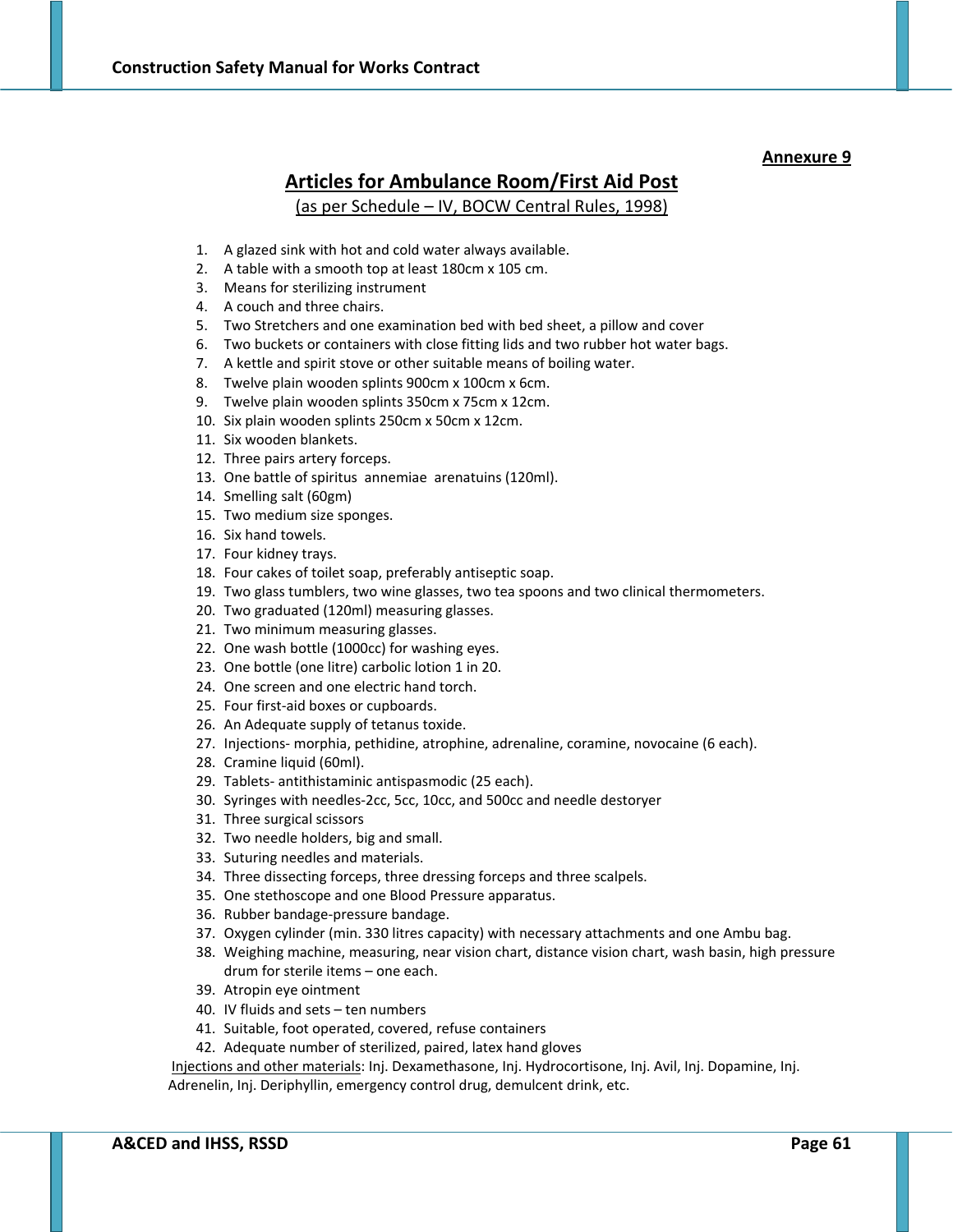Annexure 9

# Articles for Ambulance Room/First Aid Post

(as per Schedule – IV, BOCW Central Rules, 1998)

1. A glazed sink with hot and cold water always available.
2. A table with a smooth top at least 180cm x 105 cm.
3. Means for sterilizing instrument
4. A couch and three chairs.
5. Two Stretchers and one examination bed with bed sheet, a pillow and cover
6. Two buckets or containers with close fitting lids and two rubber hot water bags.
7. A kettle and spirit stove or other suitable means of boiling water.
8. Twelve plain wooden splints 900cm x 100cm x 6cm.
9. Twelve plain wooden splints 350cm x 75cm x 12cm.
10. Six plain wooden splints 250cm x 50cm x 12cm.
11. Six wooden blankets.
12. Three pairs artery forceps.
13. One battle of spiritus annemiae arenatuins (120ml).
14. Smelling salt (60gm)
15. Two medium size sponges.
16. Six hand towels.
17. Four kidney trays.
18. Four cakes of toilet soap, preferably antiseptic soap.
19. Two glass tumblers, two wine glasses, two tea spoons and two clinical thermometers.
20. Two graduated (120ml) measuring glasses.
21. Two minimum measuring glasses.
22. One wash bottle (1000cc) for washing eyes.
23. One bottle (one litre) carbolic lotion 1 in 20.
24. One screen and one electric hand torch.
25. Four first-aid boxes or cupboards.
26. An Adequate supply of tetanus toxide.
27. Injections- morphia, pethidine, atrophine, adrenaline, coramine, novocaine (6 each).
28. Cramine liquid (60ml).
29. Tablets- antithistaminic antispasmodic (25 each).
30. Syringes with needles-2cc, 5cc, 10cc, and 500cc and needle destoryer
31. Three surgical scissors
32. Two needle holders, big and small.
33. Suturing needles and materials.
34. Three dissecting forceps, three dressing forceps and three scalpels.
35. One stethoscope and one Blood Pressure apparatus.
36. Rubber bandage-pressure bandage.
37. Oxygen cylinder (min. 330 litres capacity) with necessary attachments and one Ambu bag.
38. Weighing machine, measuring, near vision chart, distance vision chart, wash basin, high pressure drum for sterile items – one each.
39. Atropin eye ointment
40. IV fluids and sets – ten numbers
41. Suitable, foot operated, covered, refuse containers
42. Adequate number of sterilized, paired, latex hand gloves

Injections and other materials: Inj. Dexamethasone, Inj. Hydrocortisone, Inj. Avil, Inj. Dopamine, Inj. Adrenelin, Inj. Deriphyllin, emergency control drug, demulcent drink, etc.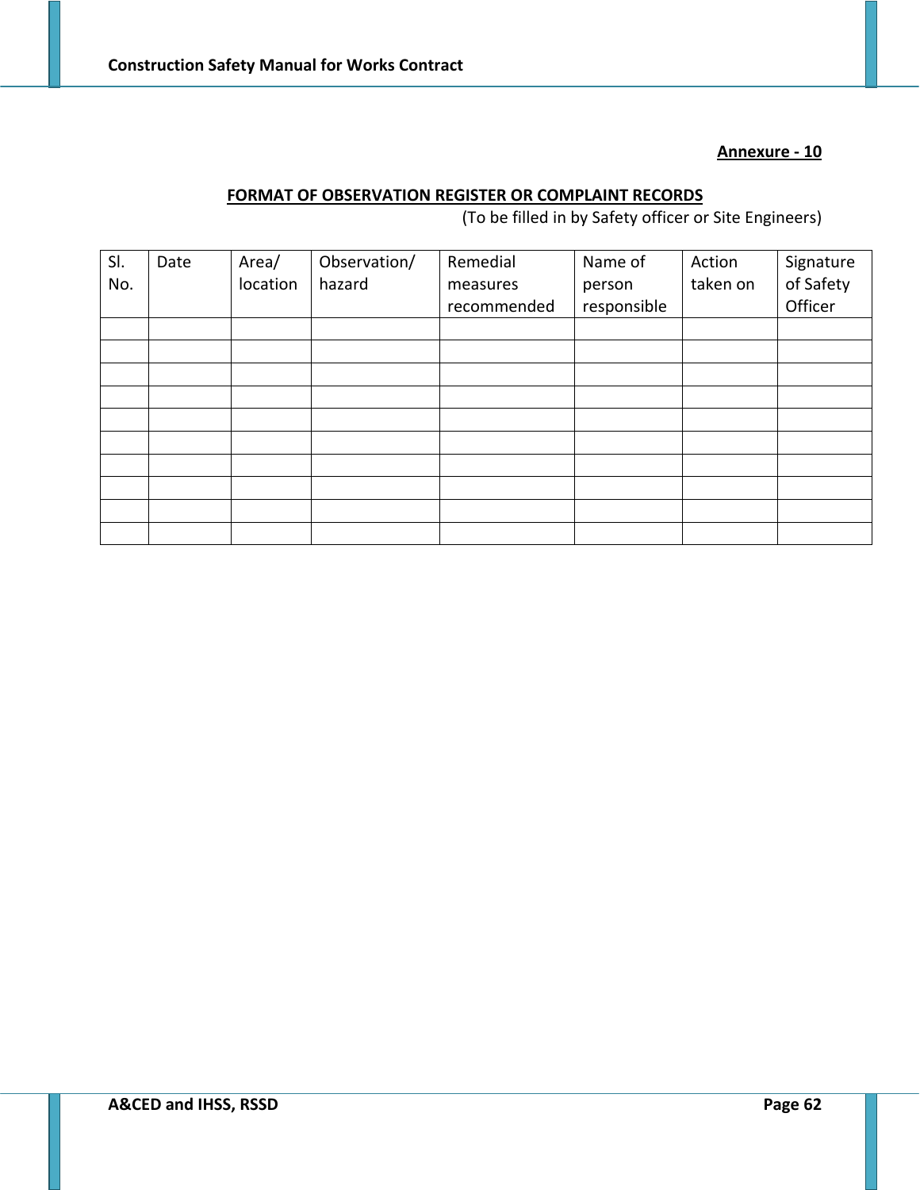**Annexure - 10**

## FORMAT OF OBSERVATION REGISTER OR COMPLAINT RECORDS

(To be filled in by Safety officer or Site Engineers)

| Sl. No. | Date | Area/ location | Observation/ hazard | Remedial measures recommended | Name of person responsible | Action taken on | Signature of Safety Officer |
|---|---|---|---|---|---|---|---|
| | | | | | | | |
| | | | | | | | |
| | | | | | | | |
| | | | | | | | |
| | | | | | | | |
| | | | | | | | |
| | | | | | | | |
| | | | | | | | |
| | | | | | | | |
| | | | | | | | |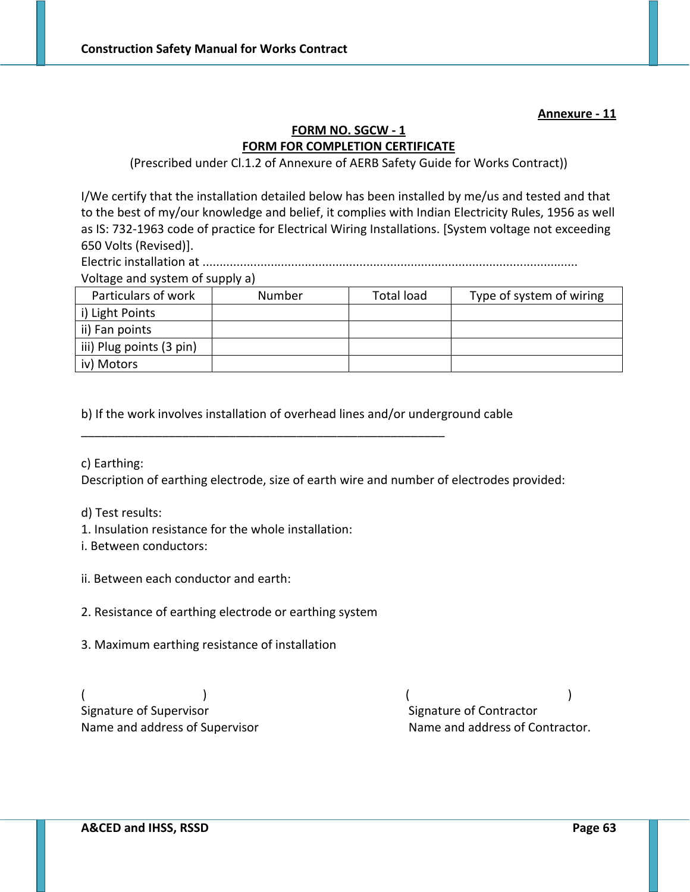**Annexure - 11**

## FORM NO. SGCW - 1

## FORM FOR COMPLETION CERTIFICATE

(Prescribed under Cl.1.2 of Annexure of AERB Safety Guide for Works Contract))

I/We certify that the installation detailed below has been installed by me/us and tested and that to the best of my/our knowledge and belief, it complies with Indian Electricity Rules, 1956 as well as IS: 732-1963 code of practice for Electrical Wiring Installations. [System voltage not exceeding 650 Volts (Revised)].

Electric installation at ............................................................................................................

Voltage and system of supply a)

| Particulars of work | Number | Total load | Type of system of wiring |
|---|---|---|---|
| i) Light Points | | | |
| ii) Fan points | | | |
| iii) Plug points (3 pin) | | | |
| iv) Motors | | | |

b) If the work involves installation of overhead lines and/or underground cable
_______________________________________________________

c) Earthing:

Description of earthing electrode, size of earth wire and number of electrodes provided:

d) Test results:

1. Insulation resistance for the whole installation:

i. Between conductors:

ii. Between each conductor and earth:

2. Resistance of earthing electrode or earthing system

3. Maximum earthing resistance of installation

( ) ( )

Signature of Supervisor  Signature of Contractor

Name and address of Supervisor  Name and address of Contractor.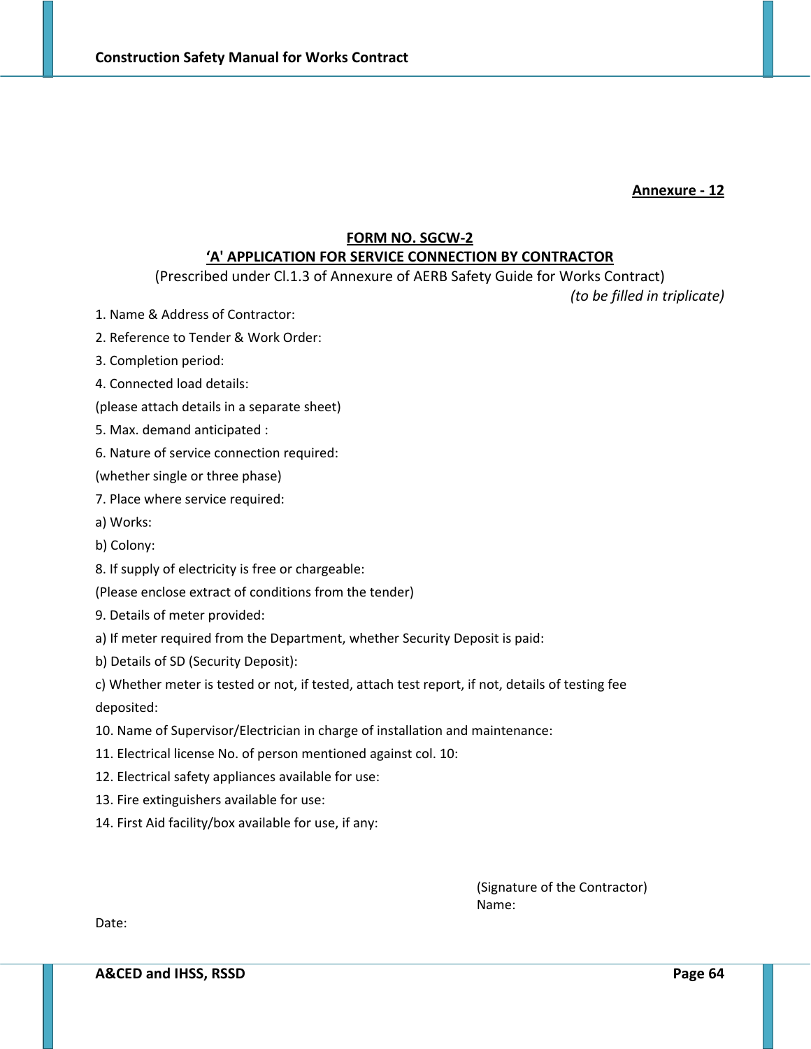**Annexure - 12**

## FORM NO. SGCW-2

## ‘A' APPLICATION FOR SERVICE CONNECTION BY CONTRACTOR

(Prescribed under Cl.1.3 of Annexure of AERB Safety Guide for Works Contract)

*(to be filled in triplicate)*

1. Name & Address of Contractor:

2. Reference to Tender & Work Order:

3. Completion period:

4. Connected load details:

(please attach details in a separate sheet)

5. Max. demand anticipated :

6. Nature of service connection required:

(whether single or three phase)

7. Place where service required:

a) Works:

b) Colony:

8. If supply of electricity is free or chargeable:

(Please enclose extract of conditions from the tender)

9. Details of meter provided:

a) If meter required from the Department, whether Security Deposit is paid:

b) Details of SD (Security Deposit):

c) Whether meter is tested or not, if tested, attach test report, if not, details of testing fee deposited:

10. Name of Supervisor/Electrician in charge of installation and maintenance:

11. Electrical license No. of person mentioned against col. 10:

12. Electrical safety appliances available for use:

13. Fire extinguishers available for use:

14. First Aid facility/box available for use, if any:

(Signature of the Contractor)
Name:

Date: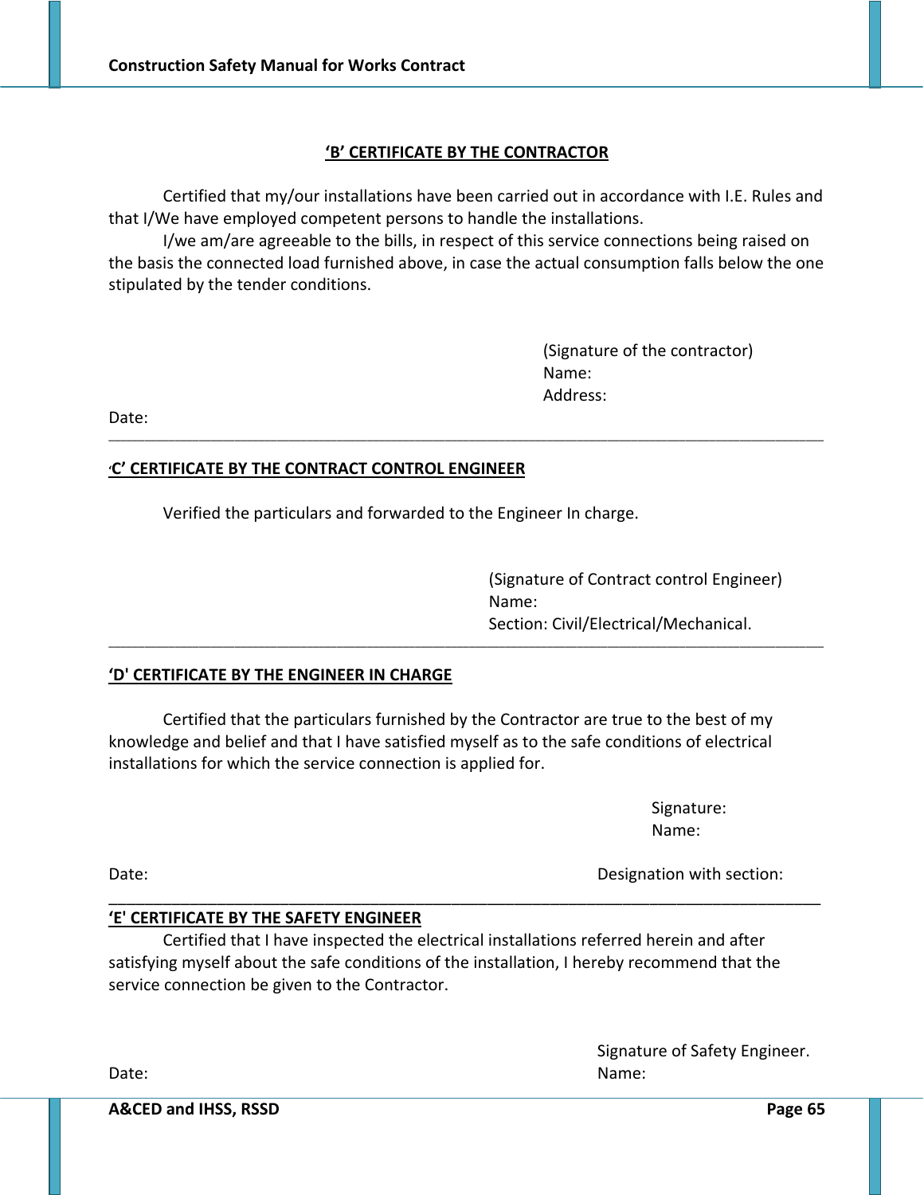## **'B' CERTIFICATE BY THE CONTRACTOR**

Certified that my/our installations have been carried out in accordance with I.E. Rules and that I/We have employed competent persons to handle the installations.

I/we am/are agreeable to the bills, in respect of this service connections being raised on the basis the connected load furnished above, in case the actual consumption falls below the one stipulated by the tender conditions.

(Signature of the contractor)
Name:
Address:

Date:

---

## **'C' CERTIFICATE BY THE CONTRACT CONTROL ENGINEER**

Verified the particulars and forwarded to the Engineer In charge.

(Signature of Contract control Engineer)
Name:
Section: Civil/Electrical/Mechanical.

---

## **'D' CERTIFICATE BY THE ENGINEER IN CHARGE**

Certified that the particulars furnished by the Contractor are true to the best of my knowledge and belief and that I have satisfied myself as to the safe conditions of electrical installations for which the service connection is applied for.

Signature:
Name:

Date: Designation with section:

---

## **'E' CERTIFICATE BY THE SAFETY ENGINEER**

Certified that I have inspected the electrical installations referred herein and after satisfying myself about the safe conditions of the installation, I hereby recommend that the service connection be given to the Contractor.

Signature of Safety Engineer.

Date: Name: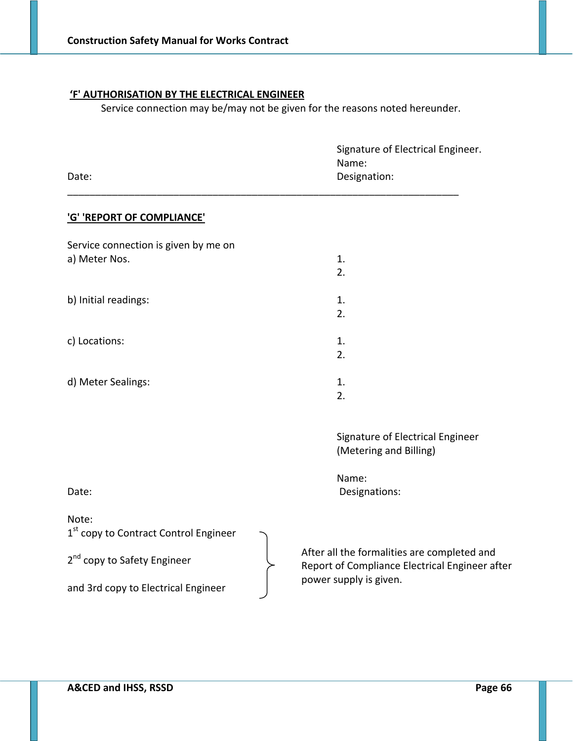**'F' AUTHORISATION BY THE ELECTRICAL ENGINEER**

Service connection may be/may not be given for the reasons noted hereunder.

Signature of Electrical Engineer.
Name:
Designation:

Date:

---

**'G' 'REPORT OF COMPLIANCE'**

Service connection is given by me on

a) Meter Nos.
1.
2.

b) Initial readings:
1.
2.

c) Locations:
1.
2.

d) Meter Sealings:
1.
2.

Signature of Electrical Engineer
(Metering and Billing)

Name:
Designations:

Date:

Note:

1st copy to Contract Control Engineer

2nd copy to Safety Engineer

and 3rd copy to Electrical Engineer

} After all the formalities are completed and Report of Compliance Electrical Engineer after power supply is given.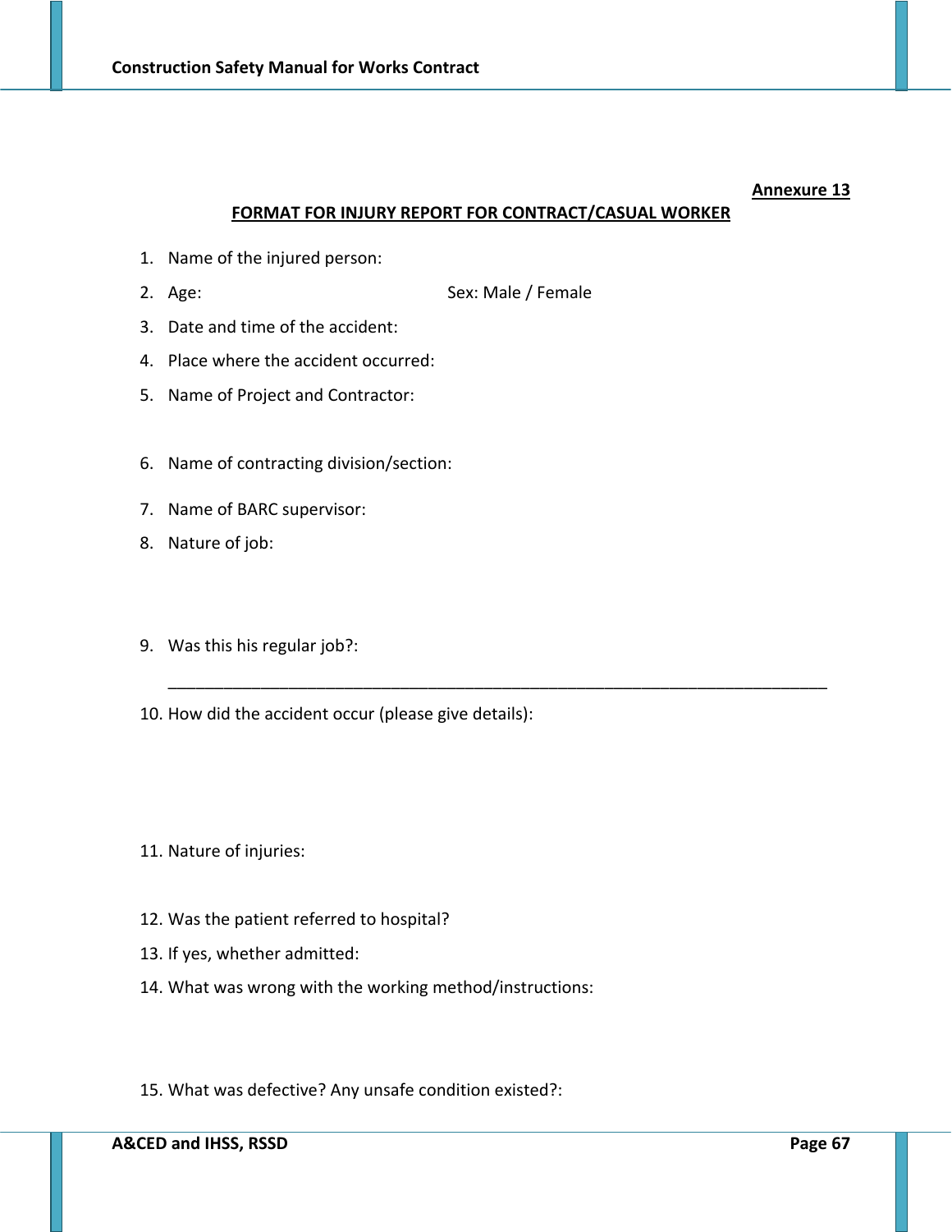**Annexure 13**

## FORMAT FOR INJURY REPORT FOR CONTRACT/CASUAL WORKER

1. Name of the injured person:
2. Age: Sex: Male / Female
3. Date and time of the accident:
4. Place where the accident occurred:
5. Name of Project and Contractor:
6. Name of contracting division/section:
7. Name of BARC supervisor:
8. Nature of job:
9. Was this his regular job?:

   ___________________________________________________________________________

10. How did the accident occur (please give details):
11. Nature of injuries:
12. Was the patient referred to hospital?
13. If yes, whether admitted:
14. What was wrong with the working method/instructions:
15. What was defective? Any unsafe condition existed?: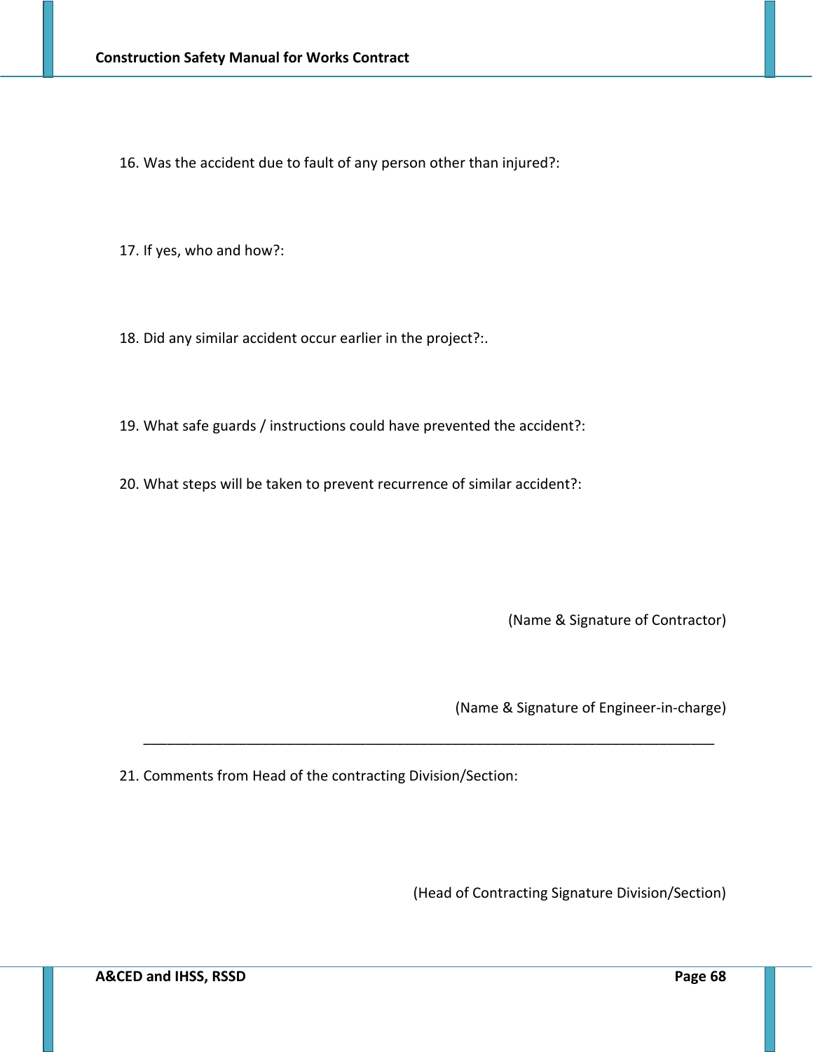16. Was the accident due to fault of any person other than injured?:

17. If yes, who and how?:

18. Did any similar accident occur earlier in the project?:.

19. What safe guards / instructions could have prevented the accident?:

20. What steps will be taken to prevent recurrence of similar accident?:

(Name & Signature of Contractor)

(Name & Signature of Engineer-in-charge)

---

21. Comments from Head of the contracting Division/Section:

(Head of Contracting Signature Division/Section)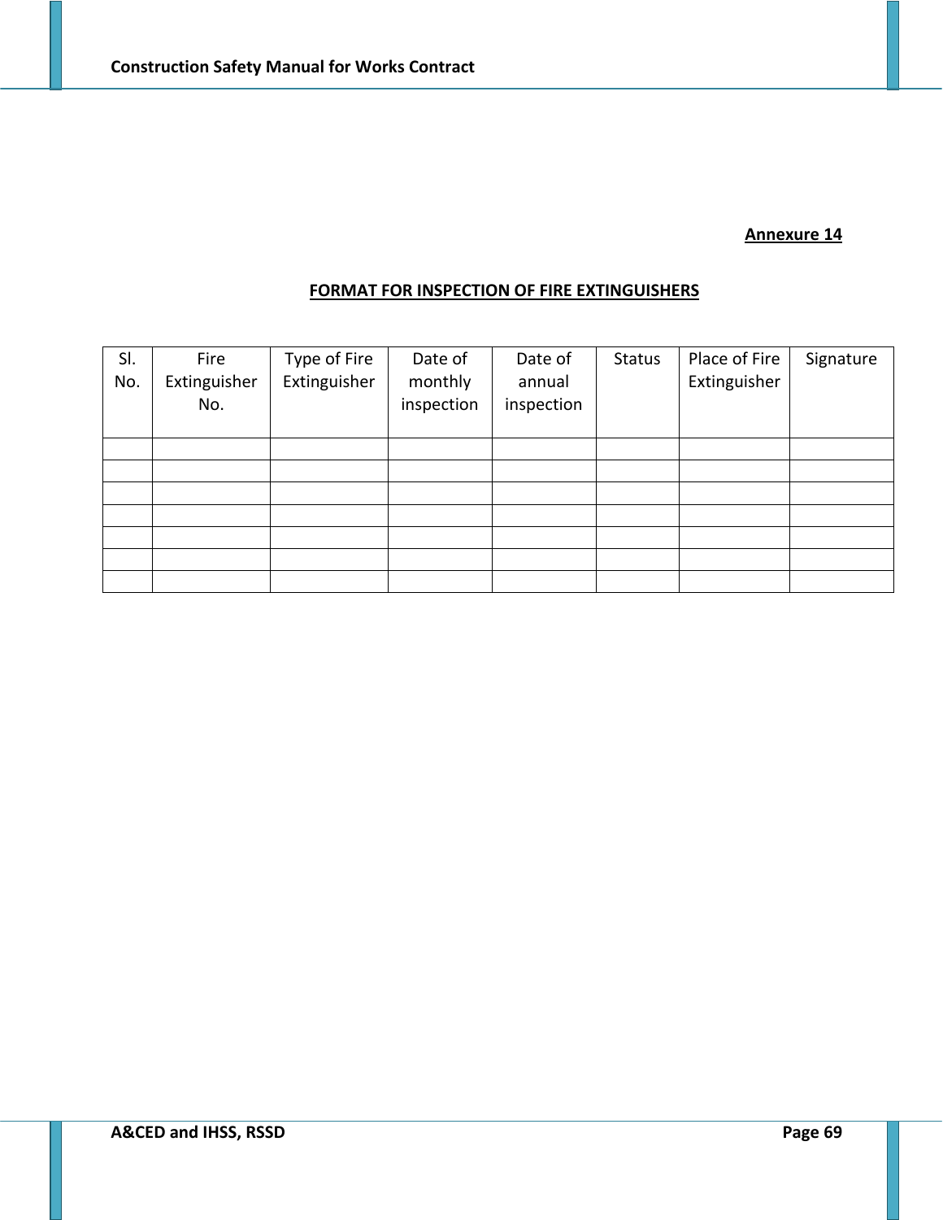**Annexure 14**

## FORMAT FOR INSPECTION OF FIRE EXTINGUISHERS

| Sl. No. | Fire Extinguisher No. | Type of Fire Extinguisher | Date of monthly inspection | Date of annual inspection | Status | Place of Fire Extinguisher | Signature |
|---|---|---|---|---|---|---|---|
| | | | | | | | |
| | | | | | | | |
| | | | | | | | |
| | | | | | | | |
| | | | | | | | |
| | | | | | | | |
| | | | | | | | |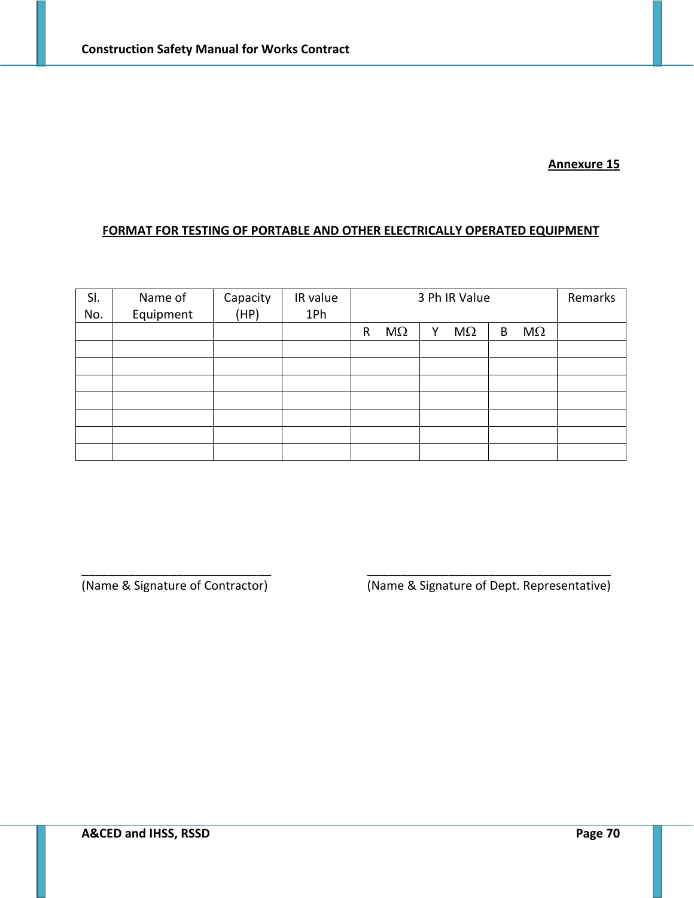**Annexure 15**

## FORMAT FOR TESTING OF PORTABLE AND OTHER ELECTRICALLY OPERATED EQUIPMENT

| Sl. No. | Name of Equipment | Capacity (HP) | IR value 1Ph | 3 Ph IR Value | | | Remarks |
|---|---|---|---|---|---|---|---|
| | | | | R MΩ | Y MΩ | B MΩ | |
| | | | | | | | |
| | | | | | | | |
| | | | | | | | |
| | | | | | | | |
| | | | | | | | |
| | | | | | | | |
| | | | | | | | |

_____________________________
(Name & Signature of Contractor)

_____________________________________
(Name & Signature of Dept. Representative)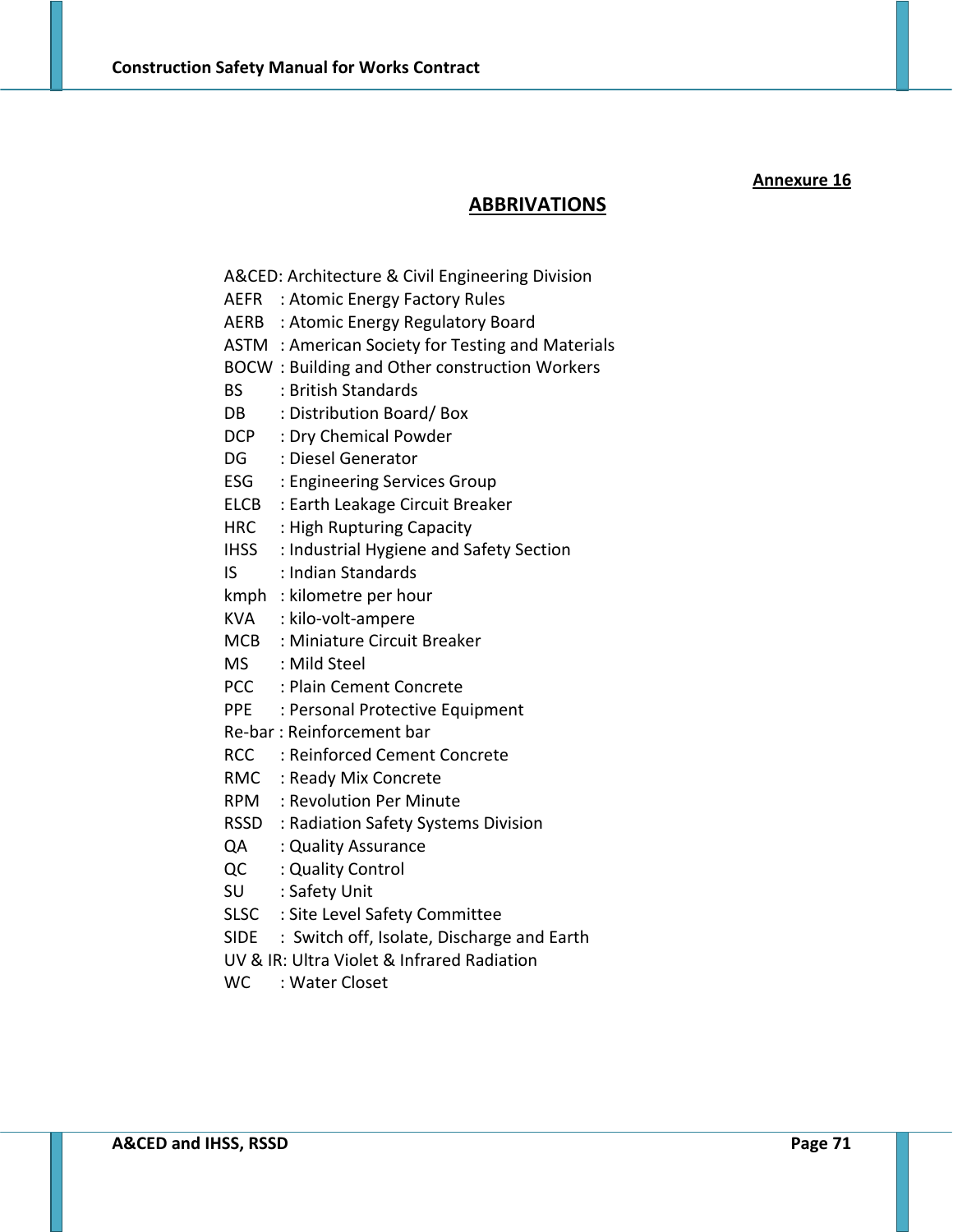Annexure 16

## ABBRIVATIONS

A&CED: Architecture & Civil Engineering Division
AEFR : Atomic Energy Factory Rules
AERB : Atomic Energy Regulatory Board
ASTM : American Society for Testing and Materials
BOCW : Building and Other construction Workers
BS : British Standards
DB : Distribution Board/ Box
DCP : Dry Chemical Powder
DG : Diesel Generator
ESG : Engineering Services Group
ELCB : Earth Leakage Circuit Breaker
HRC : High Rupturing Capacity
IHSS : Industrial Hygiene and Safety Section
IS : Indian Standards
kmph : kilometre per hour
KVA : kilo-volt-ampere
MCB : Miniature Circuit Breaker
MS : Mild Steel
PCC : Plain Cement Concrete
PPE : Personal Protective Equipment
Re-bar : Reinforcement bar
RCC : Reinforced Cement Concrete
RMC : Ready Mix Concrete
RPM : Revolution Per Minute
RSSD : Radiation Safety Systems Division
QA : Quality Assurance
QC : Quality Control
SU : Safety Unit
SLSC : Site Level Safety Committee
SIDE : Switch off, Isolate, Discharge and Earth
UV & IR: Ultra Violet & Infrared Radiation
WC : Water Closet